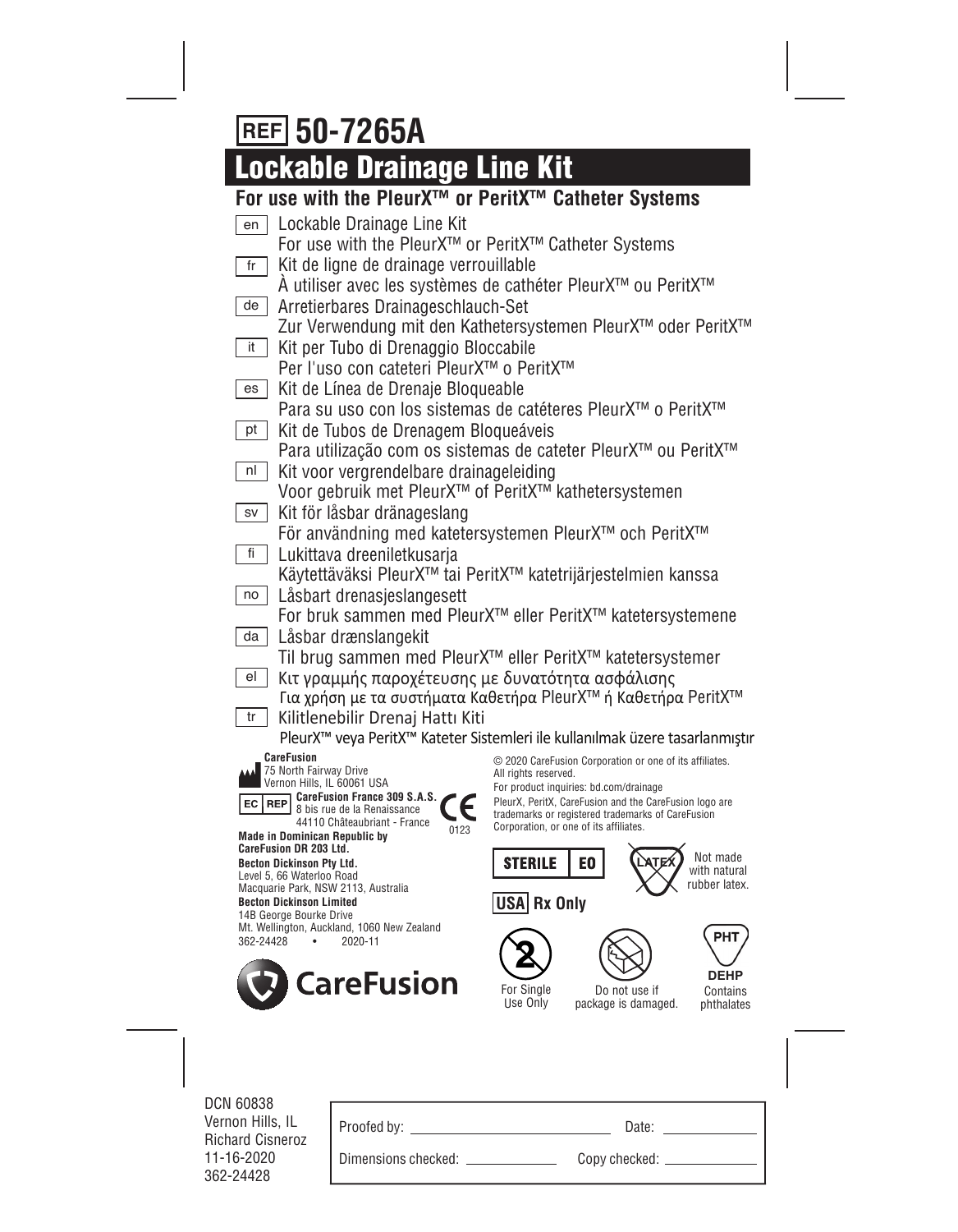# REF 50-7265A

## Lockable Drainage Line Kit

### For use with the PleurX™ or PeritX™ Catheter Systems

| | |
|---|---|
| en | Lockable Drainage Line Kit<br>For use with the PleurX™ or PeritX™ Catheter Systems |
| fr | Kit de ligne de drainage verrouillable<br>À utiliser avec les systèmes de cathéter PleurX™ ou PeritX™ |
| de | Arretierbares Drainageschlauch-Set<br>Zur Verwendung mit den Kathetersystemen PleurX™ oder PeritX™ |
| it | Kit per Tubo di Drenaggio Bloccabile<br>Per l'uso con cateteri PleurX™ o PeritX™ |
| es | Kit de Línea de Drenaje Bloqueable<br>Para su uso con los sistemas de catéteres PleurX™ o PeritX™ |
| pt | Kit de Tubos de Drenagem Bloqueáveis<br>Para utilização com os sistemas de cateter PleurX™ ou PeritX™ |
| nl | Kit voor vergrendelbare drainageleiding<br>Voor gebruik met PleurX™ of PeritX™ kathetersystemen |
| sv | Kit för låsbar dränageslang<br>För användning med katetersystemen PleurX™ och PeritX™ |
| fi | Lukittava dreeniletkusarja<br>Käytettäväksi PleurX™ tai PeritX™ katetrijärjestelmien kanssa |
| no | Låsbart drenasjeslangesett<br>For bruk sammen med PleurX™ eller PeritX™ katetersystemene |
| da | Låsbar drænslangekit<br>Til brug sammen med PleurX™ eller PeritX™ katetersystemer |
| el | Κιτ γραμμής παροχέτευσης με δυνατότητα ασφάλισης<br>Για χρήση με τα συστήματα Καθετήρα PleurX™ ή Καθετήρα PeritX™ |
| tr | Kilitlenebilir Drenaj Hattı Kiti<br>PleurX™ veya PeritX™ Kateter Sistemleri ile kullanılmak üzere tasarlanmıştır |

**CareFusion**
75 North Fairway Drive
Vernon Hills, IL 60061 USA

EC REP **CareFusion France 309 S.A.S.**
8 bis rue de la Renaissance
44110 Châteaubriant - France

CE 0123

**Made in Dominican Republic by**
**CareFusion DR 203 Ltd.**

**Becton Dickinson Pty Ltd.**
Level 5, 66 Waterloo Road
Macquarie Park, NSW 2113, Australia

**Becton Dickinson Limited**
14B George Bourke Drive
Mt. Wellington, Auckland, 1060 New Zealand

362-24428 • 2020-11

CareFusion

© 2020 CareFusion Corporation or one of its affiliates.
All rights reserved.
For product inquiries: bd.com/drainage
PleurX, PeritX, CareFusion and the CareFusion logo are trademarks or registered trademarks of CareFusion Corporation, or one of its affiliates.

STERILE EO

LATEX — Not made with natural rubber latex.

USA **Rx Only**

For Single Use Only

Do not use if package is damaged.

PHT DEHP — Contains phthalates

DCN 60838
Vernon Hills, IL
Richard Cisneroz
11-16-2020
362-24428

| | |
|---|---|
| Proofed by: | Date: |
| Dimensions checked: | Copy checked: |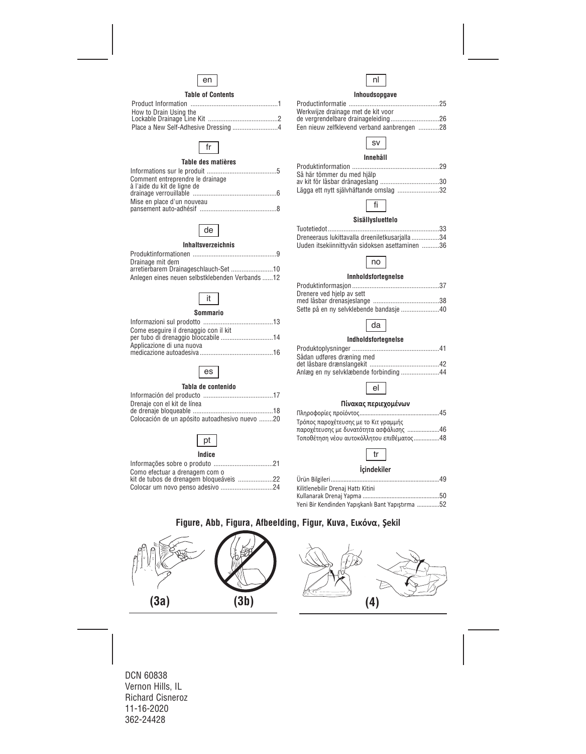en

### Table of Contents

Product Information ..................................................1
How to Drain Using the Lockable Drainage Line Kit ........................................2
Place a New Self-Adhesive Dressing ..........................4

fr

### Table des matières

Informations sur le produit ........................................5
Comment entreprendre le drainage à l'aide du kit de ligne de drainage verrouillable .................................................6
Mise en place d'un nouveau pansement auto-adhésif ............................................8

de

### Inhaltsverzeichnis

Produktinformationen ................................................9
Drainage mit dem arretierbarem Drainageschlauch-Set ........................10
Anlegen eines neuen selbstklebenden Verbands ......12

it

### Sommario

Informazioni sul prodotto ........................................13
Come eseguire il drenaggio con il kit per tubo di drenaggio bloccabile ..............................14
Applicazione di una nuova medicazione autoadesiva ..........................................16

es

### Tabla de contenido

Información del producto ........................................17
Drenaje con el kit de línea de drenaje bloqueable ..............................................18
Colocación de un apósito autoadhesivo nuevo ........20

pt

### Índice

Informações sobre o produto ..................................21
Como efectuar a drenagem com o kit de tubos de drenagem bloqueáveis ....................22
Colocar um novo penso adesivo ..............................24

nl

### Inhoudsopgave

Productinformatie ...................................................25
Werkwijze drainage met de kit voor de vergrendelbare drainageleiding............................26
Een nieuw zelfklevend verband aanbrengen ............28

sv

### Innehåll

Produktinformation .................................................29
Så här tömmer du med hjälp av kit för låsbar dränageslang ..................................30
Lägga ett nytt självhäftande omslag ........................32

fi

### Sisällysluettelo

Tuotetiedot................................................................33
Dreneeraus lukittavalla dreeniletkusarjalla ................34
Uuden itsekiinnittyvän sidoksen asettaminen ..........36

no

### Innholdsfortegnelse

Produktinformasjon..................................................37
Drenere ved hjelp av sett med låsbar drenasjeslange ......................................38
Sette på en ny selvklebende bandasje ......................40

da

### Indholdsfortegnelse

Produktoplysninger ..................................................41
Sådan udføres dræning med det låsbare drænslangekit ........................................42
Anlæg en ny selvklæbende forbinding ......................44

el

### Πίνακας περιεχομένων

Πληροφορίες προϊόντος................................................45
Τρόπος παροχέτευσης με το Κιτ γραμμής παροχέτευσης με δυνατότητα ασφάλισης ....................46
Τοποθέτηση νέου αυτοκόλλητου επιθέματος................48

tr

### İçindekiler

Ürün Bilgileri...................................................................49
Kilitlenebilir Drenaj Hattı Kitini Kullanarak Drenaj Yapma ................................................50
Yeni Bir Kendinden Yapışkanlı Bant Yapıştırma ..............52

**Figure, Abb, Figura, Afbeelding, Figur, Kuva, Εικόνα, Şekil**

**(3a)** **(3b)** **(4)**

DCN 60838
Vernon Hills, IL
Richard Cisneroz
11-16-2020
362-24428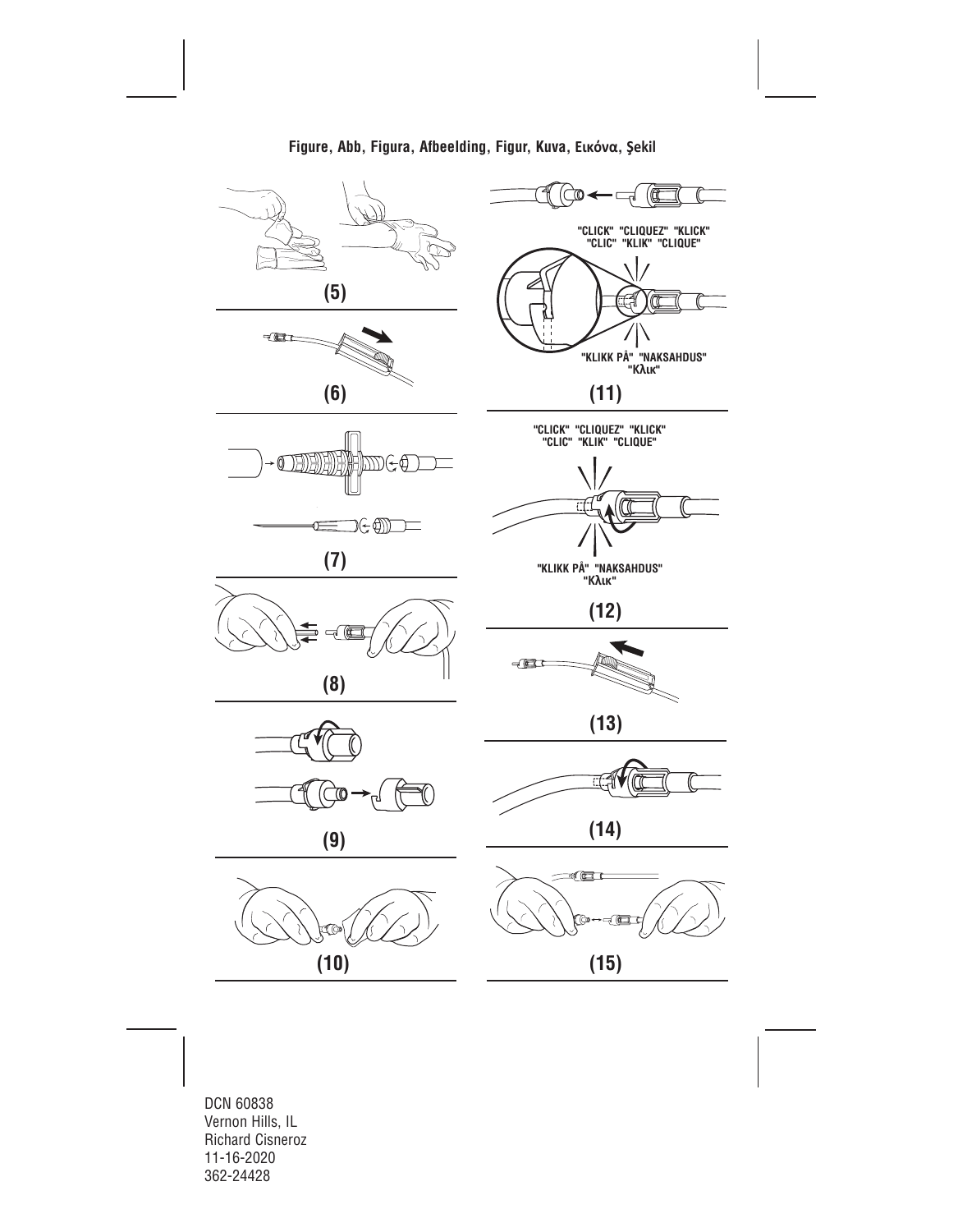**Figure, Abb, Figura, Afbeelding, Figur, Kuva, Εικόνα, Şekil**

**(5)**

**(6)**

**(7)**

**(8)**

**(9)**

**(10)**

"CLICK" "CLIQUEZ" "KLICK"
"CLIC" "KLIK" "CLIQUE"

"KLIKK PÅ" "NAKSAHDUS"
"Κλικ"

**(11)**

"CLICK" "CLIQUEZ" "KLICK"
"CLIC" "KLIK" "CLIQUE"

"KLIKK PÅ" "NAKSAHDUS"
"Κλικ"

**(12)**

**(13)**

**(14)**

**(15)**

DCN 60838
Vernon Hills, IL
Richard Cisneroz
11-16-2020
362-24428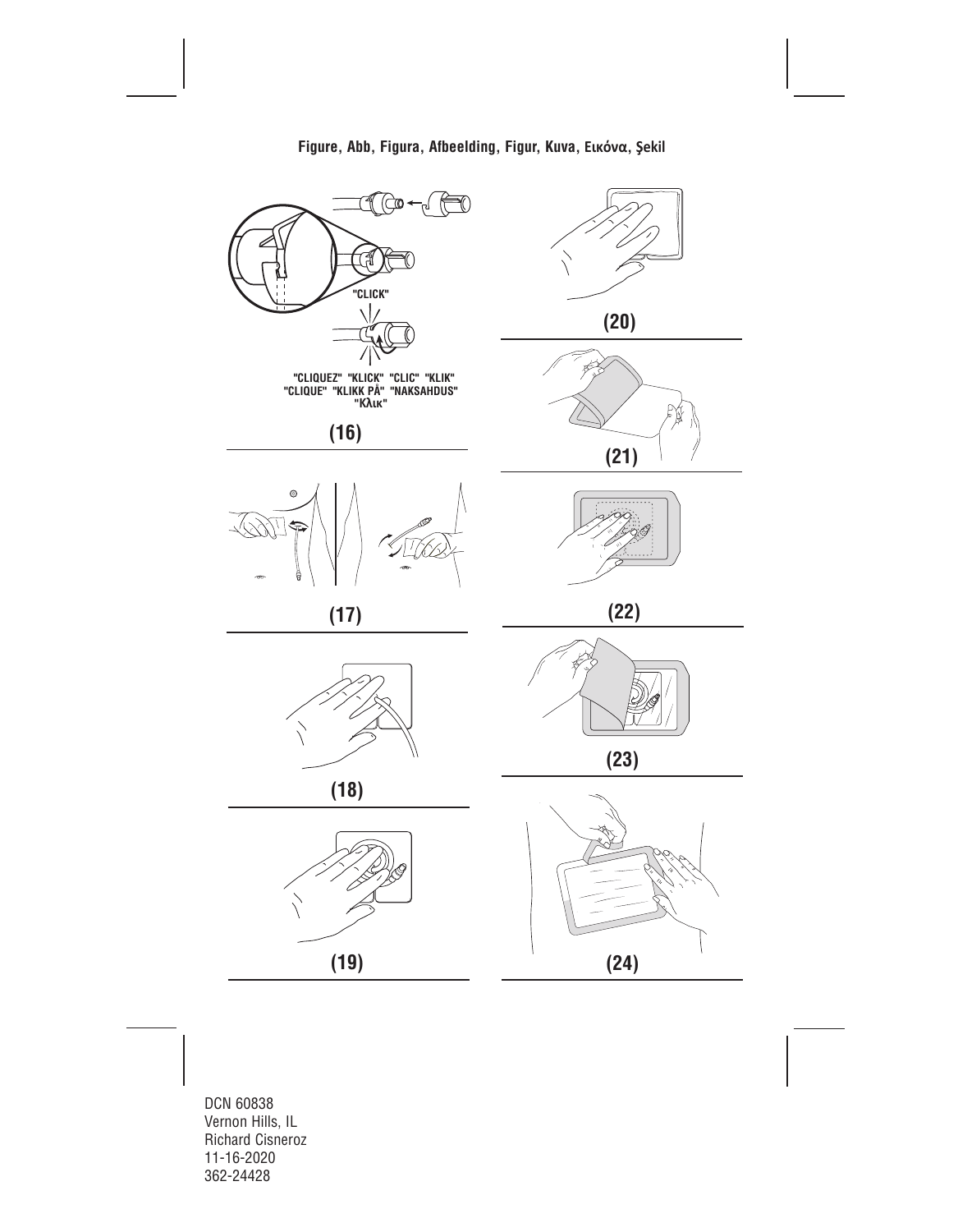Figure, Abb, Figura, Afbeelding, Figur, Kuva, Εικόνα, Şekil

"CLICK"

"CLIQUEZ" "KLICK" "CLIC" "KLIK"
"CLIQUE" "KLIKK PÅ" "NAKSAHDUS"
"Κλικ"

(16)

(17)

(18)

(19)

(20)

(21)

(22)

(23)

(24)

DCN 60838
Vernon Hills, IL
Richard Cisneroz
11-16-2020
362-24428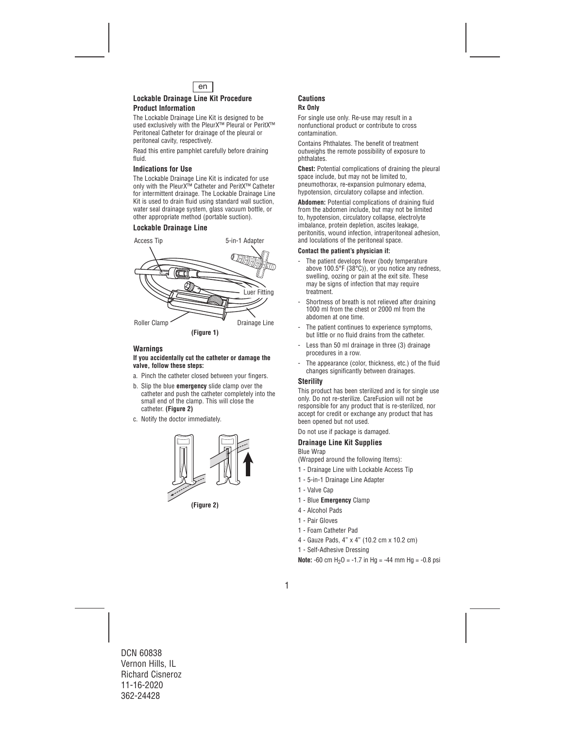en

## Lockable Drainage Line Kit Procedure

### Product Information

The Lockable Drainage Line Kit is designed to be used exclusively with the PleurX™ Pleural or PeritX™ Peritoneal Catheter for drainage of the pleural or peritoneal cavity, respectively.

Read this entire pamphlet carefully before draining fluid.

### Indications for Use

The Lockable Drainage Line Kit is indicated for use only with the PleurX™ Catheter and PeritX™ Catheter for intermittent drainage. The Lockable Drainage Line Kit is used to drain fluid using standard wall suction, water seal drainage system, glass vacuum bottle, or other appropriate method (portable suction).

### Lockable Drainage Line

Access Tip
5-in-1 Adapter
Luer Fitting
Roller Clamp
Drainage Line

**(Figure 1)**

### Warnings

**If you accidentally cut the catheter or damage the valve, follow these steps:**

a. Pinch the catheter closed between your fingers.
b. Slip the blue **emergency** slide clamp over the catheter and push the catheter completely into the small end of the clamp. This will close the catheter. **(Figure 2)**
c. Notify the doctor immediately.

**(Figure 2)**

### Cautions

**Rx Only**

For single use only. Re-use may result in a nonfunctional product or contribute to cross contamination.

Contains Phthalates. The benefit of treatment outweighs the remote possibility of exposure to phthalates.

**Chest:** Potential complications of draining the pleural space include, but may not be limited to, pneumothorax, re-expansion pulmonary edema, hypotension, circulatory collapse and infection.

**Abdomen:** Potential complications of draining fluid from the abdomen include, but may not be limited to, hypotension, circulatory collapse, electrolyte imbalance, protein depletion, ascites leakage, peritonitis, wound infection, intraperitoneal adhesion, and loculations of the peritoneal space.

**Contact the patient's physician if:**

- The patient develops fever (body temperature above 100.5°F (38°C)), or you notice any redness, swelling, oozing or pain at the exit site. These may be signs of infection that may require treatment.
- Shortness of breath is not relieved after draining 1000 ml from the chest or 2000 ml from the abdomen at one time.
- The patient continues to experience symptoms, but little or no fluid drains from the catheter.
- Less than 50 ml drainage in three (3) drainage procedures in a row.
- The appearance (color, thickness, etc.) of the fluid changes significantly between drainages.

### Sterility

This product has been sterilized and is for single use only. Do not re-sterilize. CareFusion will not be responsible for any product that is re-sterilized, nor accept for credit or exchange any product that has been opened but not used.

Do not use if package is damaged.

### Drainage Line Kit Supplies

Blue Wrap
(Wrapped around the following Items):

1 - Drainage Line with Lockable Access Tip
1 - 5-in-1 Drainage Line Adapter
1 - Valve Cap
1 - Blue **Emergency** Clamp
4 - Alcohol Pads
1 - Pair Gloves
1 - Foam Catheter Pad
4 - Gauze Pads, 4" x 4" (10.2 cm x 10.2 cm)
1 - Self-Adhesive Dressing

**Note:** -60 cm $H_2O$ = -1.7 in Hg = -44 mm Hg = -0.8 psi

DCN 60838
Vernon Hills, IL
Richard Cisneroz
11-16-2020
362-24428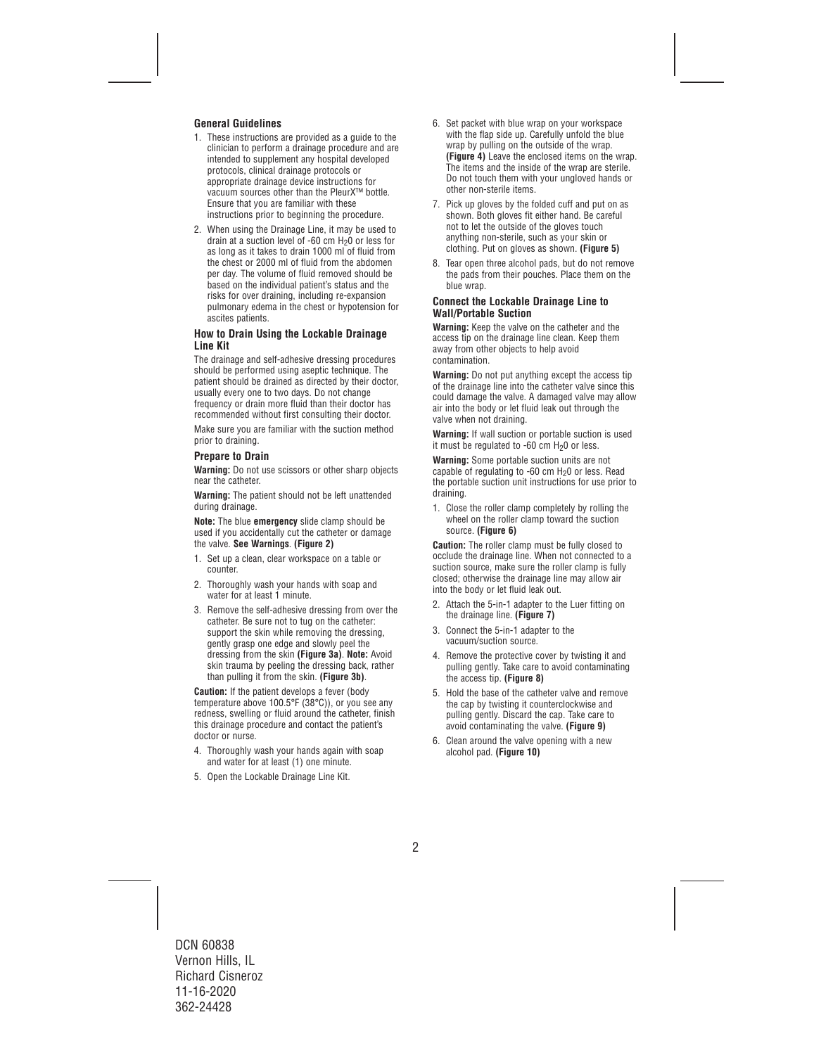### General Guidelines

1. These instructions are provided as a guide to the clinician to perform a drainage procedure and are intended to supplement any hospital developed protocols, clinical drainage protocols or appropriate drainage device instructions for vacuum sources other than the PleurX™ bottle. Ensure that you are familiar with these instructions prior to beginning the procedure.
2. When using the Drainage Line, it may be used to drain at a suction level of -60 cm $H_2O$ or less for as long as it takes to drain 1000 ml of fluid from the chest or 2000 ml of fluid from the abdomen per day. The volume of fluid removed should be based on the individual patient's status and the risks for over draining, including re-expansion pulmonary edema in the chest or hypotension for ascites patients.

### How to Drain Using the Lockable Drainage Line Kit

The drainage and self-adhesive dressing procedures should be performed using aseptic technique. The patient should be drained as directed by their doctor, usually every one to two days. Do not change frequency or drain more fluid than their doctor has recommended without first consulting their doctor.

Make sure you are familiar with the suction method prior to draining.

### Prepare to Drain

**Warning:** Do not use scissors or other sharp objects near the catheter.

**Warning:** The patient should not be left unattended during drainage.

**Note:** The blue **emergency** slide clamp should be used if you accidentally cut the catheter or damage the valve. **See Warnings**. **(Figure 2)**

1. Set up a clean, clear workspace on a table or counter.
2. Thoroughly wash your hands with soap and water for at least 1 minute.
3. Remove the self-adhesive dressing from over the catheter. Be sure not to tug on the catheter: support the skin while removing the dressing, gently grasp one edge and slowly peel the dressing from the skin **(Figure 3a)**. **Note:** Avoid skin trauma by peeling the dressing back, rather than pulling it from the skin. **(Figure 3b)**.

**Caution:** If the patient develops a fever (body temperature above 100.5°F (38°C)), or you see any redness, swelling or fluid around the catheter, finish this drainage procedure and contact the patient's doctor or nurse.

4. Thoroughly wash your hands again with soap and water for at least (1) one minute.
5. Open the Lockable Drainage Line Kit.
6. Set packet with blue wrap on your workspace with the flap side up. Carefully unfold the blue wrap by pulling on the outside of the wrap. **(Figure 4)** Leave the enclosed items on the wrap. The items and the inside of the wrap are sterile. Do not touch them with your ungloved hands or other non-sterile items.
7. Pick up gloves by the folded cuff and put on as shown. Both gloves fit either hand. Be careful not to let the outside of the gloves touch anything non-sterile, such as your skin or clothing. Put on gloves as shown. **(Figure 5)**
8. Tear open three alcohol pads, but do not remove the pads from their pouches. Place them on the blue wrap.

### Connect the Lockable Drainage Line to Wall/Portable Suction

**Warning:** Keep the valve on the catheter and the access tip on the drainage line clean. Keep them away from other objects to help avoid contamination.

**Warning:** Do not put anything except the access tip of the drainage line into the catheter valve since this could damage the valve. A damaged valve may allow air into the body or let fluid leak out through the valve when not draining.

**Warning:** If wall suction or portable suction is used it must be regulated to -60 cm $H_2O$ or less.

**Warning:** Some portable suction units are not capable of regulating to -60 cm $H_2O$ or less. Read the portable suction unit instructions for use prior to draining.

1. Close the roller clamp completely by rolling the wheel on the roller clamp toward the suction source. **(Figure 6)**

**Caution:** The roller clamp must be fully closed to occlude the drainage line. When not connected to a suction source, make sure the roller clamp is fully closed; otherwise the drainage line may allow air into the body or let fluid leak out.

2. Attach the 5-in-1 adapter to the Luer fitting on the drainage line. **(Figure 7)**
3. Connect the 5-in-1 adapter to the vacuum/suction source.
4. Remove the protective cover by twisting it and pulling gently. Take care to avoid contaminating the access tip. **(Figure 8)**
5. Hold the base of the catheter valve and remove the cap by twisting it counterclockwise and pulling gently. Discard the cap. Take care to avoid contaminating the valve. **(Figure 9)**
6. Clean around the valve opening with a new alcohol pad. **(Figure 10)**

DCN 60838
Vernon Hills, IL
Richard Cisneroz
11-16-2020
362-24428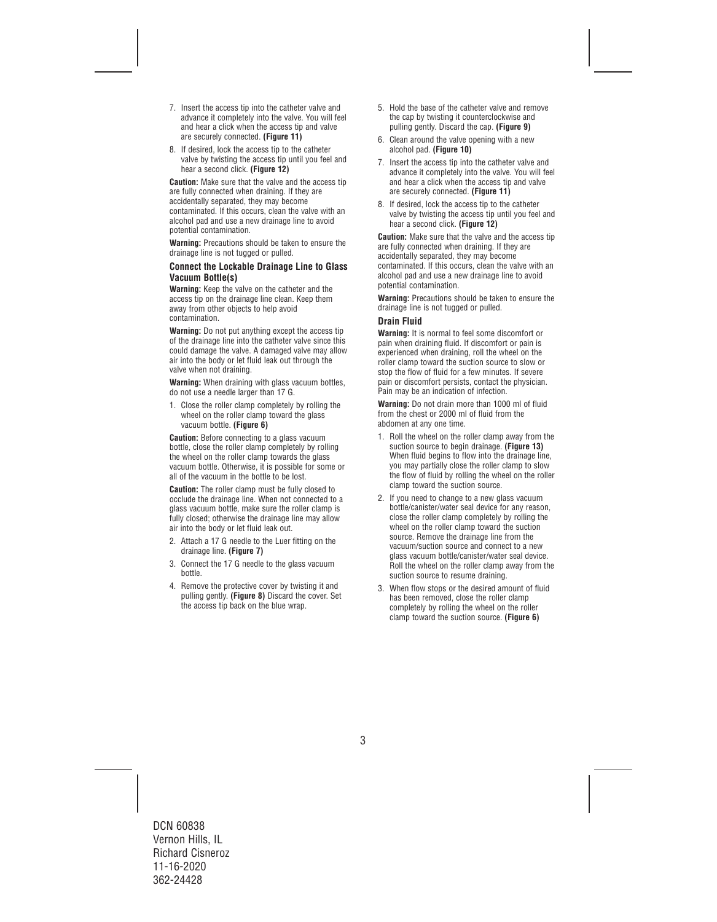7. Insert the access tip into the catheter valve and advance it completely into the valve. You will feel and hear a click when the access tip and valve are securely connected. **(Figure 11)**

8. If desired, lock the access tip to the catheter valve by twisting the access tip until you feel and hear a second click. **(Figure 12)**

**Caution:** Make sure that the valve and the access tip are fully connected when draining. If they are accidentally separated, they may become contaminated. If this occurs, clean the valve with an alcohol pad and use a new drainage line to avoid potential contamination.

**Warning:** Precautions should be taken to ensure the drainage line is not tugged or pulled.

### Connect the Lockable Drainage Line to Glass Vacuum Bottle(s)

**Warning:** Keep the valve on the catheter and the access tip on the drainage line clean. Keep them away from other objects to help avoid contamination.

**Warning:** Do not put anything except the access tip of the drainage line into the catheter valve since this could damage the valve. A damaged valve may allow air into the body or let fluid leak out through the valve when not draining.

**Warning:** When draining with glass vacuum bottles, do not use a needle larger than 17 G.

1. Close the roller clamp completely by rolling the wheel on the roller clamp toward the glass vacuum bottle. **(Figure 6)**

**Caution:** Before connecting to a glass vacuum bottle, close the roller clamp completely by rolling the wheel on the roller clamp towards the glass vacuum bottle. Otherwise, it is possible for some or all of the vacuum in the bottle to be lost.

**Caution:** The roller clamp must be fully closed to occlude the drainage line. When not connected to a glass vacuum bottle, make sure the roller clamp is fully closed; otherwise the drainage line may allow air into the body or let fluid leak out.

2. Attach a 17 G needle to the Luer fitting on the drainage line. **(Figure 7)**
3. Connect the 17 G needle to the glass vacuum bottle.
4. Remove the protective cover by twisting it and pulling gently. **(Figure 8)** Discard the cover. Set the access tip back on the blue wrap.
5. Hold the base of the catheter valve and remove the cap by twisting it counterclockwise and pulling gently. Discard the cap. **(Figure 9)**
6. Clean around the valve opening with a new alcohol pad. **(Figure 10)**
7. Insert the access tip into the catheter valve and advance it completely into the valve. You will feel and hear a click when the access tip and valve are securely connected. **(Figure 11)**
8. If desired, lock the access tip to the catheter valve by twisting the access tip until you feel and hear a second click. **(Figure 12)**

**Caution:** Make sure that the valve and the access tip are fully connected when draining. If they are accidentally separated, they may become contaminated. If this occurs, clean the valve with an alcohol pad and use a new drainage line to avoid potential contamination.

**Warning:** Precautions should be taken to ensure the drainage line is not tugged or pulled.

### Drain Fluid

**Warning:** It is normal to feel some discomfort or pain when draining fluid. If discomfort or pain is experienced when draining, roll the wheel on the roller clamp toward the suction source to slow or stop the flow of fluid for a few minutes. If severe pain or discomfort persists, contact the physician. Pain may be an indication of infection.

**Warning:** Do not drain more than 1000 ml of fluid from the chest or 2000 ml of fluid from the abdomen at any one time.

1. Roll the wheel on the roller clamp away from the suction source to begin drainage. **(Figure 13)** When fluid begins to flow into the drainage line, you may partially close the roller clamp to slow the flow of fluid by rolling the wheel on the roller clamp toward the suction source.
2. If you need to change to a new glass vacuum bottle/canister/water seal device for any reason, close the roller clamp completely by rolling the wheel on the roller clamp toward the suction source. Remove the drainage line from the vacuum/suction source and connect to a new glass vacuum bottle/canister/water seal device. Roll the wheel on the roller clamp away from the suction source to resume draining.
3. When flow stops or the desired amount of fluid has been removed, close the roller clamp completely by rolling the wheel on the roller clamp toward the suction source. **(Figure 6)**

DCN 60838
Vernon Hills, IL
Richard Cisneroz
11-16-2020
362-24428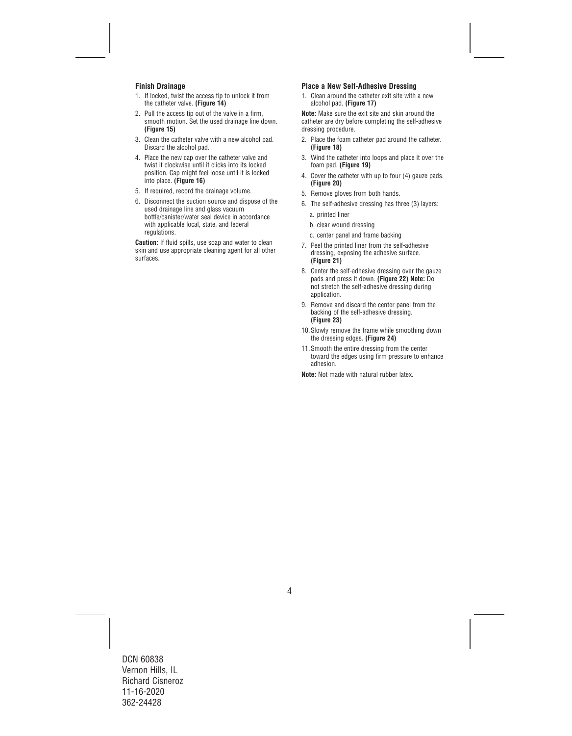### Finish Drainage

1. If locked, twist the access tip to unlock it from the catheter valve. **(Figure 14)**
2. Pull the access tip out of the valve in a firm, smooth motion. Set the used drainage line down. **(Figure 15)**
3. Clean the catheter valve with a new alcohol pad. Discard the alcohol pad.
4. Place the new cap over the catheter valve and twist it clockwise until it clicks into its locked position. Cap might feel loose until it is locked into place. **(Figure 16)**
5. If required, record the drainage volume.
6. Disconnect the suction source and dispose of the used drainage line and glass vacuum bottle/canister/water seal device in accordance with applicable local, state, and federal regulations.

**Caution:** If fluid spills, use soap and water to clean skin and use appropriate cleaning agent for all other surfaces.

### Place a New Self-Adhesive Dressing

1. Clean around the catheter exit site with a new alcohol pad. **(Figure 17)**

**Note:** Make sure the exit site and skin around the catheter are dry before completing the self-adhesive dressing procedure.

2. Place the foam catheter pad around the catheter. **(Figure 18)**
3. Wind the catheter into loops and place it over the foam pad. **(Figure 19)**
4. Cover the catheter with up to four (4) gauze pads. **(Figure 20)**
5. Remove gloves from both hands.
6. The self-adhesive dressing has three (3) layers:
   a. printed liner
   b. clear wound dressing
   c. center panel and frame backing
7. Peel the printed liner from the self-adhesive dressing, exposing the adhesive surface. **(Figure 21)**
8. Center the self-adhesive dressing over the gauze pads and press it down. **(Figure 22) Note:** Do not stretch the self-adhesive dressing during application.
9. Remove and discard the center panel from the backing of the self-adhesive dressing. **(Figure 23)**
10. Slowly remove the frame while smoothing down the dressing edges. **(Figure 24)**
11. Smooth the entire dressing from the center toward the edges using firm pressure to enhance adhesion.

**Note:** Not made with natural rubber latex.

DCN 60838
Vernon Hills, IL
Richard Cisneroz
11-16-2020
362-24428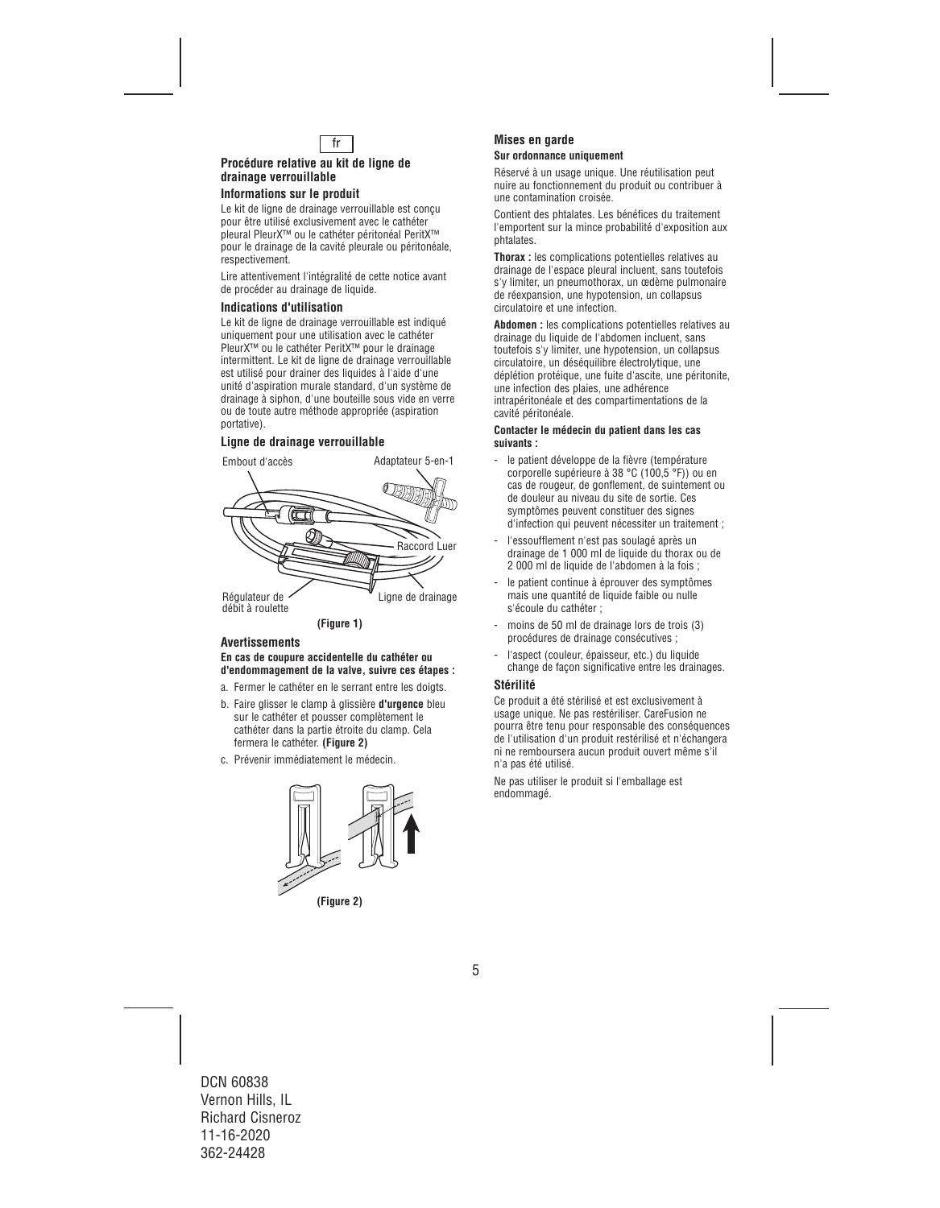fr

### Procédure relative au kit de ligne de drainage verrouillable

#### Informations sur le produit

Le kit de ligne de drainage verrouillable est conçu pour être utilisé exclusivement avec le cathéter pleural PleurX™ ou le cathéter péritonéal PeritX™ pour le drainage de la cavité pleurale ou péritonéale, respectivement.

Lire attentivement l'intégralité de cette notice avant de procéder au drainage de liquide.

#### Indications d'utilisation

Le kit de ligne de drainage verrouillable est indiqué uniquement pour une utilisation avec le cathéter PleurX™ ou le cathéter PeritX™ pour le drainage intermittent. Le kit de ligne de drainage verrouillable est utilisé pour drainer des liquides à l'aide d'une unité d'aspiration murale standard, d'un système de drainage à siphon, d'une bouteille sous vide en verre ou de toute autre méthode appropriée (aspiration portative).

#### Ligne de drainage verrouillable

Embout d'accès
Adaptateur 5-en-1
Raccord Luer
Régulateur de débit à roulette
Ligne de drainage

**(Figure 1)**

#### Avertissements

**En cas de coupure accidentelle du cathéter ou d'endommagement de la valve, suivre ces étapes :**

a. Fermer le cathéter en le serrant entre les doigts.

b. Faire glisser le clamp à glissière **d'urgence** bleu sur le cathéter et pousser complètement le cathéter dans la partie étroite du clamp. Cela fermera le cathéter. **(Figure 2)**

c. Prévenir immédiatement le médecin.

**(Figure 2)**

#### Mises en garde

**Sur ordonnance uniquement**

Réservé à un usage unique. Une réutilisation peut nuire au fonctionnement du produit ou contribuer à une contamination croisée.

Contient des phtalates. Les bénéfices du traitement l'emportent sur la mince probabilité d'exposition aux phtalates.

**Thorax :** les complications potentielles relatives au drainage de l'espace pleural incluent, sans toutefois s'y limiter, un pneumothorax, un œdème pulmonaire de réexpansion, une hypotension, un collapsus circulatoire et une infection.

**Abdomen :** les complications potentielles relatives au drainage du liquide de l'abdomen incluent, sans toutefois s'y limiter, une hypotension, un collapsus circulatoire, un déséquilibre électrolytique, une déplétion protéique, une fuite d'ascite, une péritonite, une infection des plaies, une adhérence intrapéritonéale et des compartimentations de la cavité péritonéale.

**Contacter le médecin du patient dans les cas suivants :**

- le patient développe de la fièvre (température corporelle supérieure à 38 °C (100,5 °F)) ou en cas de rougeur, de gonflement, de suintement ou de douleur au niveau du site de sortie. Ces symptômes peuvent constituer des signes d'infection qui peuvent nécessiter un traitement ;
- l'essoufflement n'est pas soulagé après un drainage de 1 000 ml de liquide du thorax ou de 2 000 ml de liquide de l'abdomen à la fois ;
- le patient continue à éprouver des symptômes mais une quantité de liquide faible ou nulle s'écoule du cathéter ;
- moins de 50 ml de drainage lors de trois (3) procédures de drainage consécutives ;
- l'aspect (couleur, épaisseur, etc.) du liquide change de façon significative entre les drainages.

#### Stérilité

Ce produit a été stérilisé et est exclusivement à usage unique. Ne pas restériliser. CareFusion ne pourra être tenu pour responsable des conséquences de l'utilisation d'un produit restérilisé et n'échangera ni ne remboursera aucun produit ouvert même s'il n'a pas été utilisé.

Ne pas utiliser le produit si l'emballage est endommagé.

DCN 60838
Vernon Hills, IL
Richard Cisneroz
11-16-2020
362-24428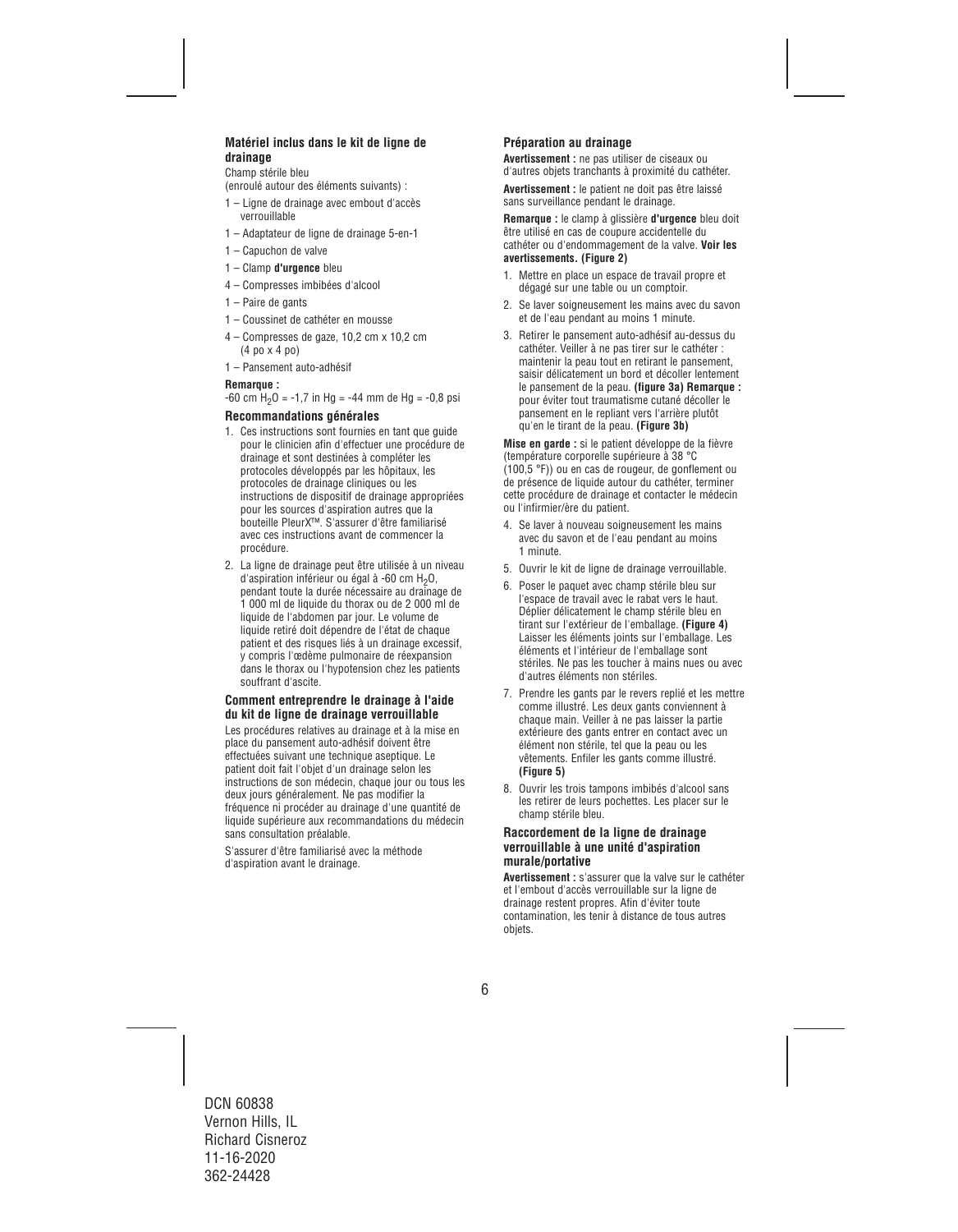### Matériel inclus dans le kit de ligne de drainage

Champ stérile bleu
(enroulé autour des éléments suivants) :

- 1 – Ligne de drainage avec embout d'accès verrouillable
- 1 – Adaptateur de ligne de drainage 5-en-1
- 1 – Capuchon de valve
- 1 – Clamp **d'urgence** bleu
- 4 – Compresses imbibées d'alcool
- 1 – Paire de gants
- 1 – Coussinet de cathéter en mousse
- 4 – Compresses de gaze, 10,2 cm x 10,2 cm (4 po x 4 po)
- 1 – Pansement auto-adhésif

**Remarque :**
-60 cm $H_2O$ = -1,7 in Hg = -44 mm de Hg = -0,8 psi

### Recommandations générales

1. Ces instructions sont fournies en tant que guide pour le clinicien afin d'effectuer une procédure de drainage et sont destinées à compléter les protocoles développés par les hôpitaux, les protocoles de drainage cliniques ou les instructions de dispositif de drainage appropriées pour les sources d'aspiration autres que la bouteille PleurX™. S'assurer d'être familiarisé avec ces instructions avant de commencer la procédure.
2. La ligne de drainage peut être utilisée à un niveau d'aspiration inférieur ou égal à -60 cm $H_2O$, pendant toute la durée nécessaire au drainage de 1 000 ml de liquide du thorax ou de 2 000 ml de liquide de l'abdomen par jour. Le volume de liquide retiré doit dépendre de l'état de chaque patient et des risques liés à un drainage excessif, y compris l'œdème pulmonaire de réexpansion dans le thorax ou l'hypotension chez les patients souffrant d'ascite.

### Comment entreprendre le drainage à l'aide du kit de ligne de drainage verrouillable

Les procédures relatives au drainage et à la mise en place du pansement auto-adhésif doivent être effectuées suivant une technique aseptique. Le patient doit fait l'objet d'un drainage selon les instructions de son médecin, chaque jour ou tous les deux jours généralement. Ne pas modifier la fréquence ni procéder au drainage d'une quantité de liquide supérieure aux recommandations du médecin sans consultation préalable.

S'assurer d'être familiarisé avec la méthode d'aspiration avant le drainage.

### Préparation au drainage

**Avertissement :** ne pas utiliser de ciseaux ou d'autres objets tranchants à proximité du cathéter.

**Avertissement :** le patient ne doit pas être laissé sans surveillance pendant le drainage.

**Remarque :** le clamp à glissière **d'urgence** bleu doit être utilisé en cas de coupure accidentelle du cathéter ou d'endommagement de la valve. **Voir les avertissements. (Figure 2)**

1. Mettre en place un espace de travail propre et dégagé sur une table ou un comptoir.
2. Se laver soigneusement les mains avec du savon et de l'eau pendant au moins 1 minute.
3. Retirer le pansement auto-adhésif au-dessus du cathéter. Veiller à ne pas tirer sur le cathéter : maintenir la peau tout en retirant le pansement, saisir délicatement un bord et décoller lentement le pansement de la peau. **(figure 3a) Remarque :** pour éviter tout traumatisme cutané décoller le pansement en le repliant vers l'arrière plutôt qu'en le tirant de la peau. **(Figure 3b)**

**Mise en garde :** si le patient développe de la fièvre (température corporelle supérieure à 38 °C (100,5 °F)) ou en cas de rougeur, de gonflement ou de présence de liquide autour du cathéter, terminer cette procédure de drainage et contacter le médecin ou l'infirmier/ère du patient.

4. Se laver à nouveau soigneusement les mains avec du savon et de l'eau pendant au moins 1 minute.
5. Ouvrir le kit de ligne de drainage verrouillable.
6. Poser le paquet avec champ stérile bleu sur l'espace de travail avec le rabat vers le haut. Déplier délicatement le champ stérile bleu en tirant sur l'extérieur de l'emballage. **(Figure 4)** Laisser les éléments joints sur l'emballage. Les éléments et l'intérieur de l'emballage sont stériles. Ne pas les toucher à mains nues ou avec d'autres éléments non stériles.
7. Prendre les gants par le revers replié et les mettre comme illustré. Les deux gants conviennent à chaque main. Veiller à ne pas laisser la partie extérieure des gants entrer en contact avec un élément non stérile, tel que la peau ou les vêtements. Enfiler les gants comme illustré. **(Figure 5)**
8. Ouvrir les trois tampons imbibés d'alcool sans les retirer de leurs pochettes. Les placer sur le champ stérile bleu.

### Raccordement de la ligne de drainage verrouillable à une unité d'aspiration murale/portative

**Avertissement :** s'assurer que la valve sur le cathéter et l'embout d'accès verrouillable sur la ligne de drainage restent propres. Afin d'éviter toute contamination, les tenir à distance de tous autres objets.

DCN 60838
Vernon Hills, IL
Richard Cisneroz
11-16-2020
362-24428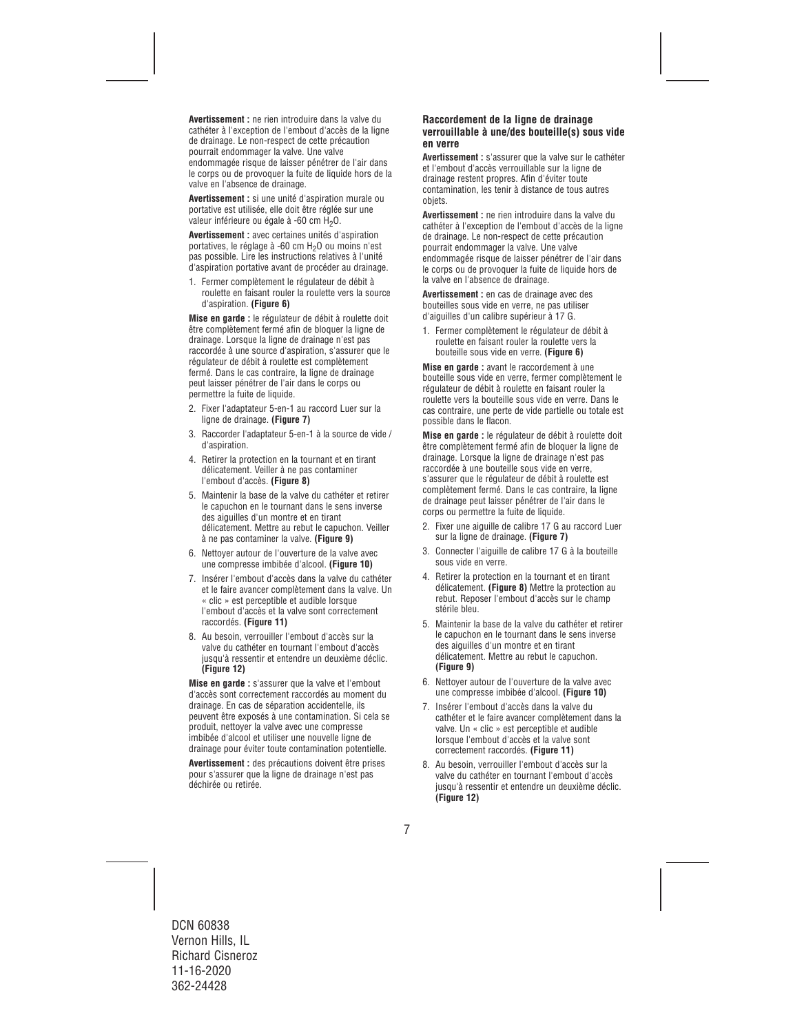**Avertissement :** ne rien introduire dans la valve du cathéter à l'exception de l'embout d'accès de la ligne de drainage. Le non-respect de cette précaution pourrait endommager la valve. Une valve endommagée risque de laisser pénétrer de l'air dans le corps ou de provoquer la fuite de liquide hors de la valve en l'absence de drainage.

**Avertissement :** si une unité d'aspiration murale ou portative est utilisée, elle doit être réglée sur une valeur inférieure ou égale à -60 cm $H_2O$.

**Avertissement :** avec certaines unités d'aspiration portatives, le réglage à -60 cm $H_2O$ ou moins n'est pas possible. Lire les instructions relatives à l'unité d'aspiration portative avant de procéder au drainage.

1. Fermer complètement le régulateur de débit à roulette en faisant rouler la roulette vers la source d'aspiration. **(Figure 6)**

**Mise en garde :** le régulateur de débit à roulette doit être complètement fermé afin de bloquer la ligne de drainage. Lorsque la ligne de drainage n'est pas raccordée à une source d'aspiration, s'assurer que le régulateur de débit à roulette est complètement fermé. Dans le cas contraire, la ligne de drainage peut laisser pénétrer de l'air dans le corps ou permettre la fuite de liquide.

2. Fixer l'adaptateur 5-en-1 au raccord Luer sur la ligne de drainage. **(Figure 7)**
3. Raccorder l'adaptateur 5-en-1 à la source de vide / d'aspiration.
4. Retirer la protection en la tournant et en tirant délicatement. Veiller à ne pas contaminer l'embout d'accès. **(Figure 8)**
5. Maintenir la base de la valve du cathéter et retirer le capuchon en le tournant dans le sens inverse des aiguilles d'un montre et en tirant délicatement. Mettre au rebut le capuchon. Veiller à ne pas contaminer la valve. **(Figure 9)**
6. Nettoyer autour de l'ouverture de la valve avec une compresse imbibée d'alcool. **(Figure 10)**
7. Insérer l'embout d'accès dans la valve du cathéter et le faire avancer complètement dans la valve. Un « clic » est perceptible et audible lorsque l'embout d'accès et la valve sont correctement raccordés. **(Figure 11)**
8. Au besoin, verrouiller l'embout d'accès sur la valve du cathéter en tournant l'embout d'accès jusqu'à ressentir et entendre un deuxième déclic. **(Figure 12)**

**Mise en garde :** s'assurer que la valve et l'embout d'accès sont correctement raccordés au moment du drainage. En cas de séparation accidentelle, ils peuvent être exposés à une contamination. Si cela se produit, nettoyer la valve avec une compresse imbibée d'alcool et utiliser une nouvelle ligne de drainage pour éviter toute contamination potentielle.

**Avertissement :** des précautions doivent être prises pour s'assurer que la ligne de drainage n'est pas déchirée ou retirée.

### Raccordement de la ligne de drainage verrouillable à une/des bouteille(s) sous vide en verre

**Avertissement :** s'assurer que la valve sur le cathéter et l'embout d'accès verrouillable sur la ligne de drainage restent propres. Afin d'éviter toute contamination, les tenir à distance de tous autres objets.

**Avertissement :** ne rien introduire dans la valve du cathéter à l'exception de l'embout d'accès de la ligne de drainage. Le non-respect de cette précaution pourrait endommager la valve. Une valve endommagée risque de laisser pénétrer de l'air dans le corps ou de provoquer la fuite de liquide hors de la valve en l'absence de drainage.

**Avertissement :** en cas de drainage avec des bouteilles sous vide en verre, ne pas utiliser d'aiguilles d'un calibre supérieur à 17 G.

1. Fermer complètement le régulateur de débit à roulette en faisant rouler la roulette vers la bouteille sous vide en verre. **(Figure 6)**

**Mise en garde :** avant le raccordement à une bouteille sous vide en verre, fermer complètement le régulateur de débit à roulette en faisant rouler la roulette vers la bouteille sous vide en verre. Dans le cas contraire, une perte de vide partielle ou totale est possible dans le flacon.

**Mise en garde :** le régulateur de débit à roulette doit être complètement fermé afin de bloquer la ligne de drainage. Lorsque la ligne de drainage n'est pas raccordée à une bouteille sous vide en verre, s'assurer que le régulateur de débit à roulette est complètement fermé. Dans le cas contraire, la ligne de drainage peut laisser pénétrer de l'air dans le corps ou permettre la fuite de liquide.

2. Fixer une aiguille de calibre 17 G au raccord Luer sur la ligne de drainage. **(Figure 7)**
3. Connecter l'aiguille de calibre 17 G à la bouteille sous vide en verre.
4. Retirer la protection en la tournant et en tirant délicatement. **(Figure 8)** Mettre la protection au rebut. Reposer l'embout d'accès sur le champ stérile bleu.
5. Maintenir la base de la valve du cathéter et retirer le capuchon en le tournant dans le sens inverse des aiguilles d'un montre et en tirant délicatement. Mettre au rebut le capuchon. **(Figure 9)**
6. Nettoyer autour de l'ouverture de la valve avec une compresse imbibée d'alcool. **(Figure 10)**
7. Insérer l'embout d'accès dans la valve du cathéter et le faire avancer complètement dans la valve. Un « clic » est perceptible et audible lorsque l'embout d'accès et la valve sont correctement raccordés. **(Figure 11)**
8. Au besoin, verrouiller l'embout d'accès sur la valve du cathéter en tournant l'embout d'accès jusqu'à ressentir et entendre un deuxième déclic. **(Figure 12)**

DCN 60838
Vernon Hills, IL
Richard Cisneroz
11-16-2020
362-24428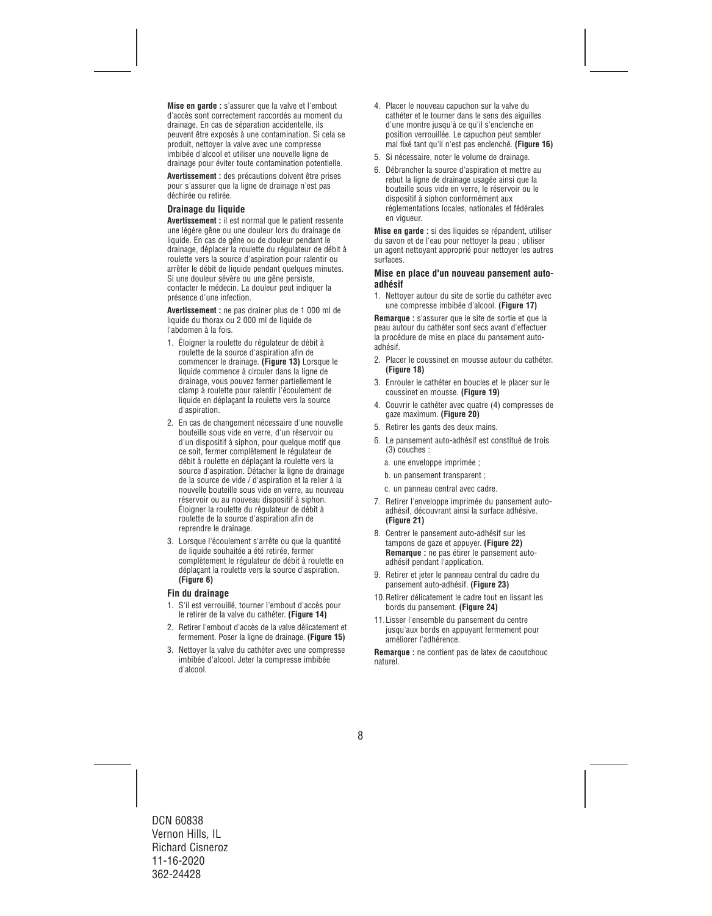**Mise en garde :** s'assurer que la valve et l'embout d'accès sont correctement raccordés au moment du drainage. En cas de séparation accidentelle, ils peuvent être exposés à une contamination. Si cela se produit, nettoyer la valve avec une compresse imbibée d'alcool et utiliser une nouvelle ligne de drainage pour éviter toute contamination potentielle.

**Avertissement :** des précautions doivent être prises pour s'assurer que la ligne de drainage n'est pas déchirée ou retirée.

### Drainage du liquide

**Avertissement :** il est normal que le patient ressente une légère gêne ou une douleur lors du drainage de liquide. En cas de gêne ou de douleur pendant le drainage, déplacer la roulette du régulateur de débit à roulette vers la source d'aspiration pour ralentir ou arrêter le débit de liquide pendant quelques minutes. Si une douleur sévère ou une gêne persiste, contacter le médecin. La douleur peut indiquer la présence d'une infection.

**Avertissement :** ne pas drainer plus de 1 000 ml de liquide du thorax ou 2 000 ml de liquide de l'abdomen à la fois.

1. Éloigner la roulette du régulateur de débit à roulette de la source d'aspiration afin de commencer le drainage. **(Figure 13)** Lorsque le liquide commence à circuler dans la ligne de drainage, vous pouvez fermer partiellement le clamp à roulette pour ralentir l'écoulement de liquide en déplaçant la roulette vers la source d'aspiration.
2. En cas de changement nécessaire d'une nouvelle bouteille sous vide en verre, d'un réservoir ou d'un dispositif à siphon, pour quelque motif que ce soit, fermer complètement le régulateur de débit à roulette en déplaçant la roulette vers la source d'aspiration. Détacher la ligne de drainage de la source de vide / d'aspiration et la relier à la nouvelle bouteille sous vide en verre, au nouveau réservoir ou au nouveau dispositif à siphon. Éloigner la roulette du régulateur de débit à roulette de la source d'aspiration afin de reprendre le drainage.
3. Lorsque l'écoulement s'arrête ou que la quantité de liquide souhaitée a été retirée, fermer complètement le régulateur de débit à roulette en déplaçant la roulette vers la source d'aspiration. **(Figure 6)**

### Fin du drainage

1. S'il est verrouillé, tourner l'embout d'accès pour le retirer de la valve du cathéter. **(Figure 14)**
2. Retirer l'embout d'accès de la valve délicatement et fermement. Poser la ligne de drainage. **(Figure 15)**
3. Nettoyer la valve du cathéter avec une compresse imbibée d'alcool. Jeter la compresse imbibée d'alcool.
4. Placer le nouveau capuchon sur la valve du cathéter et le tourner dans le sens des aiguilles d'une montre jusqu'à ce qu'il s'enclenche en position verrouillée. Le capuchon peut sembler mal fixé tant qu'il n'est pas enclenché. **(Figure 16)**
5. Si nécessaire, noter le volume de drainage.
6. Débrancher la source d'aspiration et mettre au rebut la ligne de drainage usagée ainsi que la bouteille sous vide en verre, le réservoir ou le dispositif à siphon conformément aux réglementations locales, nationales et fédérales en vigueur.

**Mise en garde :** si des liquides se répandent, utiliser du savon et de l'eau pour nettoyer la peau ; utiliser un agent nettoyant approprié pour nettoyer les autres surfaces.

### Mise en place d'un nouveau pansement auto-adhésif

1. Nettoyer autour du site de sortie du cathéter avec une compresse imbibée d'alcool. **(Figure 17)**

**Remarque :** s'assurer que le site de sortie et que la peau autour du cathéter sont secs avant d'effectuer la procédure de mise en place du pansement auto-adhésif.

2. Placer le coussinet en mousse autour du cathéter. **(Figure 18)**
3. Enrouler le cathéter en boucles et le placer sur le coussinet en mousse. **(Figure 19)**
4. Couvrir le cathéter avec quatre (4) compresses de gaze maximum. **(Figure 20)**
5. Retirer les gants des deux mains.
6. Le pansement auto-adhésif est constitué de trois (3) couches :
   a. une enveloppe imprimée ;
   b. un pansement transparent ;
   c. un panneau central avec cadre.
7. Retirer l'enveloppe imprimée du pansement auto-adhésif, découvrant ainsi la surface adhésive. **(Figure 21)**
8. Centrer le pansement auto-adhésif sur les tampons de gaze et appuyer. **(Figure 22)** **Remarque :** ne pas étirer le pansement auto-adhésif pendant l'application.
9. Retirer et jeter le panneau central du cadre du pansement auto-adhésif. **(Figure 23)**
10. Retirer délicatement le cadre tout en lissant les bords du pansement. **(Figure 24)**
11. Lisser l'ensemble du pansement du centre jusqu'aux bords en appuyant fermement pour améliorer l'adhérence.

**Remarque :** ne contient pas de latex de caoutchouc naturel.

DCN 60838
Vernon Hills, IL
Richard Cisneroz
11-16-2020
362-24428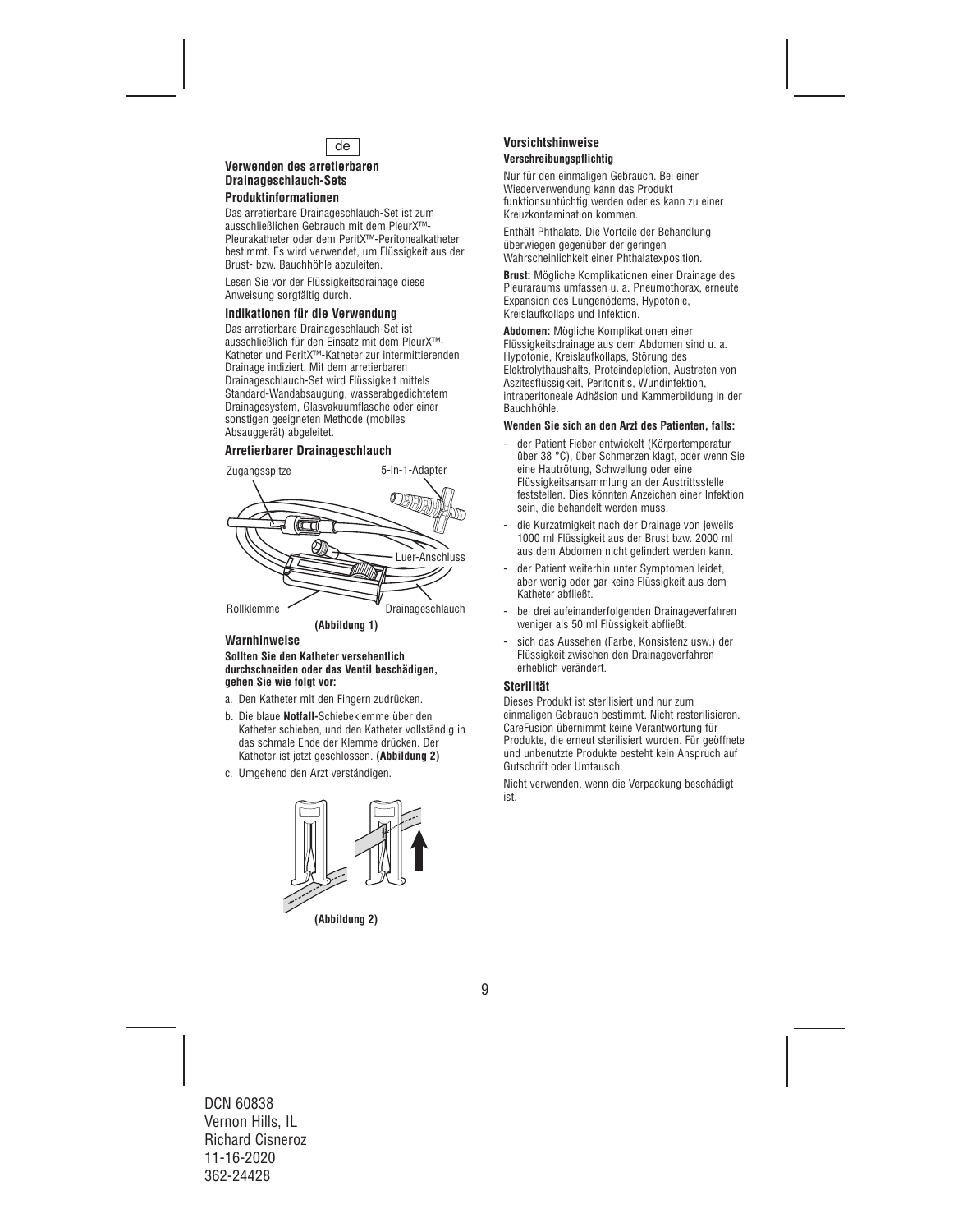de

### Verwenden des arretierbaren Drainageschlauch-Sets

#### Produktinformationen

Das arretierbare Drainageschlauch-Set ist zum ausschließlichen Gebrauch mit dem PleurX™-Pleurakatheter oder dem PeritX™-Peritonealkatheter bestimmt. Es wird verwendet, um Flüssigkeit aus der Brust- bzw. Bauchhöhle abzuleiten.

Lesen Sie vor der Flüssigkeitsdrainage diese Anweisung sorgfältig durch.

#### Indikationen für die Verwendung

Das arretierbare Drainageschlauch-Set ist ausschließlich für den Einsatz mit dem PleurX™-Katheter und PeritX™-Katheter zur intermittierenden Drainage indiziert. Mit dem arretierbaren Drainageschlauch-Set wird Flüssigkeit mittels Standard-Wandabsaugung, wasserabgedichtetem Drainagesystem, Glasvakuumflasche oder einer sonstigen geeigneten Methode (mobiles Absauggerät) abgeleitet.

#### Arretierbarer Drainageschlauch

Zugangsspitze

5-in-1-Adapter

Luer-Anschluss

Rollklemme

Drainageschlauch

**(Abbildung 1)**

#### Warnhinweise

**Sollten Sie den Katheter versehentlich durchschneiden oder das Ventil beschädigen, gehen Sie wie folgt vor:**

a. Den Katheter mit den Fingern zudrücken.

b. Die blaue **Notfall**-Schiebeklemme über den Katheter schieben, und den Katheter vollständig in das schmale Ende der Klemme drücken. Der Katheter ist jetzt geschlossen. **(Abbildung 2)**

c. Umgehend den Arzt verständigen.

**(Abbildung 2)**

#### Vorsichtshinweise

**Verschreibungspflichtig**

Nur für den einmaligen Gebrauch. Bei einer Wiederverwendung kann das Produkt funktionsuntüchtig werden oder es kann zu einer Kreuzkontamination kommen.

Enthält Phthalate. Die Vorteile der Behandlung überwiegen gegenüber der geringen Wahrscheinlichkeit einer Phthalatexposition.

**Brust:** Mögliche Komplikationen einer Drainage des Pleuraraums umfassen u. a. Pneumothorax, erneute Expansion des Lungenödems, Hypotonie, Kreislaufkollaps und Infektion.

**Abdomen:** Mögliche Komplikationen einer Flüssigkeitsdrainage aus dem Abdomen sind u. a. Hypotonie, Kreislaufkollaps, Störung des Elektrolythaushalts, Proteindepletion, Austreten von Aszitesflüssigkeit, Peritonitis, Wundinfektion, intraperitoneale Adhäsion und Kammerbildung in der Bauchhöhle.

**Wenden Sie sich an den Arzt des Patienten, falls:**

- der Patient Fieber entwickelt (Körpertemperatur über 38 °C), über Schmerzen klagt, oder wenn Sie eine Hautrötung, Schwellung oder eine Flüssigkeitsansammlung an der Austrittsstelle feststellen. Dies könnten Anzeichen einer Infektion sein, die behandelt werden muss.
- die Kurzatmigkeit nach der Drainage von jeweils 1000 ml Flüssigkeit aus der Brust bzw. 2000 ml aus dem Abdomen nicht gelindert werden kann.
- der Patient weiterhin unter Symptomen leidet, aber wenig oder gar keine Flüssigkeit aus dem Katheter abfließt.
- bei drei aufeinanderfolgenden Drainageverfahren weniger als 50 ml Flüssigkeit abfließt.
- sich das Aussehen (Farbe, Konsistenz usw.) der Flüssigkeit zwischen den Drainageverfahren erheblich verändert.

#### Sterilität

Dieses Produkt ist sterilisiert und nur zum einmaligen Gebrauch bestimmt. Nicht resterilisieren. CareFusion übernimmt keine Verantwortung für Produkte, die erneut sterilisiert wurden. Für geöffnete und unbenutzte Produkte besteht kein Anspruch auf Gutschrift oder Umtausch.

Nicht verwenden, wenn die Verpackung beschädigt ist.

DCN 60838
Vernon Hills, IL
Richard Cisneroz
11-16-2020
362-24428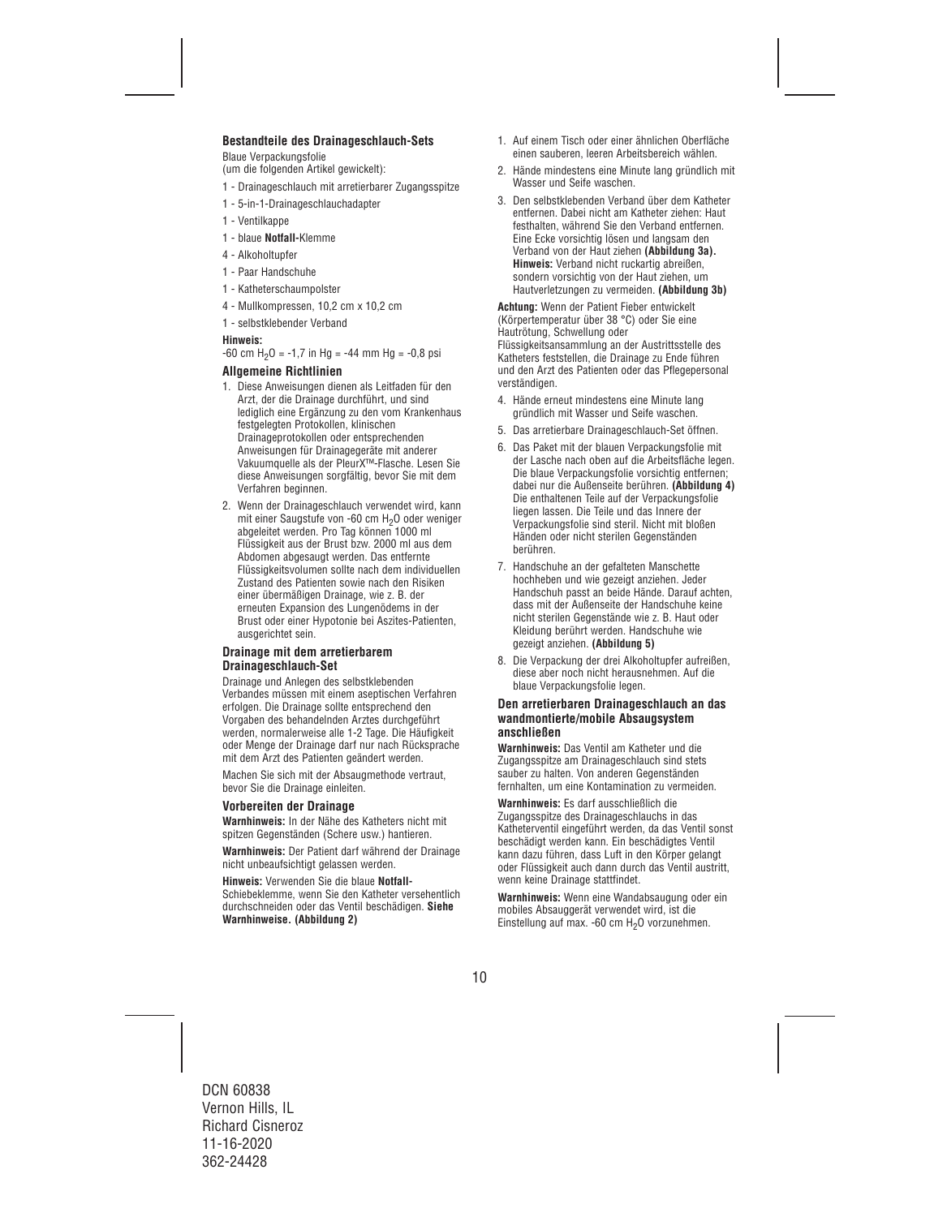### Bestandteile des Drainageschlauch-Sets

Blaue Verpackungsfolie
(um die folgenden Artikel gewickelt):

- 1 - Drainageschlauch mit arretierbarer Zugangsspitze
- 1 - 5-in-1-Drainageschlauchadapter
- 1 - Ventilkappe
- 1 - blaue **Notfall-**Klemme
- 4 - Alkoholtupfer
- 1 - Paar Handschuhe
- 1 - Katheterschaumpolster
- 4 - Mullkompressen, 10,2 cm x 10,2 cm
- 1 - selbstklebender Verband

**Hinweis:**
-60 cm $H_2O$ = -1,7 in Hg = -44 mm Hg = -0,8 psi

### Allgemeine Richtlinien

1. Diese Anweisungen dienen als Leitfaden für den Arzt, der die Drainage durchführt, und sind lediglich eine Ergänzung zu den vom Krankenhaus festgelegten Protokollen, klinischen Drainageprotokollen oder entsprechenden Anweisungen für Drainagegeräte mit anderer Vakuumquelle als der PleurX™-Flasche. Lesen Sie diese Anweisungen sorgfältig, bevor Sie mit dem Verfahren beginnen.
2. Wenn der Drainageschlauch verwendet wird, kann mit einer Saugstufe von -60 cm $H_2O$ oder weniger abgeleitet werden. Pro Tag können 1000 ml Flüssigkeit aus der Brust bzw. 2000 ml aus dem Abdomen abgesaugt werden. Das entfernte Flüssigkeitsvolumen sollte nach dem individuellen Zustand des Patienten sowie nach den Risiken einer übermäßigen Drainage, wie z. B. der erneuten Expansion des Lungenödems in der Brust oder einer Hypotonie bei Aszites-Patienten, ausgerichtet sein.

### Drainage mit dem arretierbarem Drainageschlauch-Set

Drainage und Anlegen des selbstklebenden Verbandes müssen mit einem aseptischen Verfahren erfolgen. Die Drainage sollte entsprechend den Vorgaben des behandelnden Arztes durchgeführt werden, normalerweise alle 1-2 Tage. Die Häufigkeit oder Menge der Drainage darf nur nach Rücksprache mit dem Arzt des Patienten geändert werden.

Machen Sie sich mit der Absaugmethode vertraut, bevor Sie die Drainage einleiten.

### Vorbereiten der Drainage

**Warnhinweis:** In der Nähe des Katheters nicht mit spitzen Gegenständen (Schere usw.) hantieren.

**Warnhinweis:** Der Patient darf während der Drainage nicht unbeaufsichtigt gelassen werden.

**Hinweis:** Verwenden Sie die blaue **Notfall-**Schiebeklemme, wenn Sie den Katheter versehentlich durchschneiden oder das Ventil beschädigen. **Siehe Warnhinweise. (Abbildung 2)**

1. Auf einem Tisch oder einer ähnlichen Oberfläche einen sauberen, leeren Arbeitsbereich wählen.
2. Hände mindestens eine Minute lang gründlich mit Wasser und Seife waschen.
3. Den selbstklebenden Verband über dem Katheter entfernen. Dabei nicht am Katheter ziehen: Haut festhalten, während Sie den Verband entfernen. Eine Ecke vorsichtig lösen und langsam den Verband von der Haut ziehen **(Abbildung 3a). Hinweis:** Verband nicht ruckartig abreißen, sondern vorsichtig von der Haut ziehen, um Hautverletzungen zu vermeiden. **(Abbildung 3b)**

**Achtung:** Wenn der Patient Fieber entwickelt (Körpertemperatur über 38 °C) oder Sie eine Hautrötung, Schwellung oder Flüssigkeitsansammlung an der Austrittsstelle des Katheters feststellen, die Drainage zu Ende führen und den Arzt des Patienten oder das Pflegepersonal verständigen.

4. Hände erneut mindestens eine Minute lang gründlich mit Wasser und Seife waschen.
5. Das arretierbare Drainageschlauch-Set öffnen.
6. Das Paket mit der blauen Verpackungsfolie mit der Lasche nach oben auf die Arbeitsfläche legen. Die blaue Verpackungsfolie vorsichtig entfernen; dabei nur die Außenseite berühren. **(Abbildung 4)** Die enthaltenen Teile auf der Verpackungsfolie liegen lassen. Die Teile und das Innere der Verpackungsfolie sind steril. Nicht mit bloßen Händen oder nicht sterilen Gegenständen berühren.
7. Handschuhe an der gefalteten Manschette hochheben und wie gezeigt anziehen. Jeder Handschuh passt an beide Hände. Darauf achten, dass mit der Außenseite der Handschuhe keine nicht sterilen Gegenstände wie z. B. Haut oder Kleidung berührt werden. Handschuhe wie gezeigt anziehen. **(Abbildung 5)**
8. Die Verpackung der drei Alkoholtupfer aufreißen, diese aber noch nicht herausnehmen. Auf die blaue Verpackungsfolie legen.

### Den arretierbaren Drainageschlauch an das wandmontierte/mobile Absaugsystem anschließen

**Warnhinweis:** Das Ventil am Katheter und die Zugangsspitze am Drainageschlauch sind stets sauber zu halten. Von anderen Gegenständen fernhalten, um eine Kontamination zu vermeiden.

**Warnhinweis:** Es darf ausschließlich die Zugangsspitze des Drainageschlauchs in das Katheterventil eingeführt werden, da das Ventil sonst beschädigt werden kann. Ein beschädigtes Ventil kann dazu führen, dass Luft in den Körper gelangt oder Flüssigkeit auch dann durch das Ventil austritt, wenn keine Drainage stattfindet.

**Warnhinweis:** Wenn eine Wandabsaugung oder ein mobiles Absauggerät verwendet wird, ist die Einstellung auf max. -60 cm $H_2O$ vorzunehmen.

DCN 60838
Vernon Hills, IL
Richard Cisneroz
11-16-2020
362-24428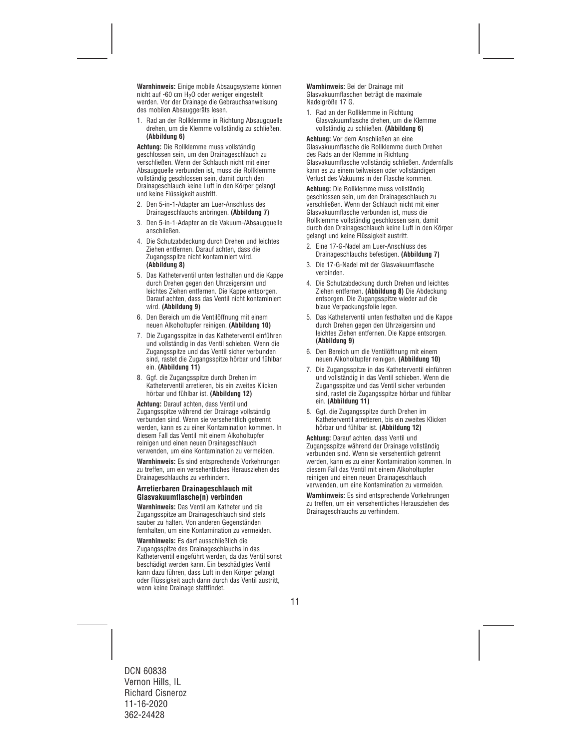**Warnhinweis:** Einige mobile Absaugsysteme können nicht auf -60 cm $H_2O$ oder weniger eingestellt werden. Vor der Drainage die Gebrauchsanweisung des mobilen Absauggeräts lesen.

1. Rad an der Rollklemme in Richtung Absaugquelle drehen, um die Klemme vollständig zu schließen. **(Abbildung 6)**

**Achtung:** Die Rollklemme muss vollständig geschlossen sein, um den Drainageschlauch zu verschließen. Wenn der Schlauch nicht mit einer Absaugquelle verbunden ist, muss die Rollklemme vollständig geschlossen sein, damit durch den Drainageschlauch keine Luft in den Körper gelangt und keine Flüssigkeit austritt.

2. Den 5-in-1-Adapter am Luer-Anschluss des Drainageschlauchs anbringen. **(Abbildung 7)**
3. Den 5-in-1-Adapter an die Vakuum-/Absaugquelle anschließen.
4. Die Schutzabdeckung durch Drehen und leichtes Ziehen entfernen. Darauf achten, dass die Zugangsspitze nicht kontaminiert wird. **(Abbildung 8)**
5. Das Katheterventil unten festhalten und die Kappe durch Drehen gegen den Uhrzeigersinn und leichtes Ziehen entfernen. Die Kappe entsorgen. Darauf achten, dass das Ventil nicht kontaminiert wird. **(Abbildung 9)**
6. Den Bereich um die Ventilöffnung mit einem neuen Alkoholtupfer reinigen. **(Abbildung 10)**
7. Die Zugangsspitze in das Katheterventil einführen und vollständig in das Ventil schieben. Wenn die Zugangsspitze und das Ventil sicher verbunden sind, rastet die Zugangsspitze hörbar und fühlbar ein. **(Abbildung 11)**
8. Ggf. die Zugangsspitze durch Drehen im Katheterventil arretieren, bis ein zweites Klicken hörbar und fühlbar ist. **(Abbildung 12)**

**Achtung:** Darauf achten, dass Ventil und Zugangsspitze während der Drainage vollständig verbunden sind. Wenn sie versehentlich getrennt werden, kann es zu einer Kontamination kommen. In diesem Fall das Ventil mit einem Alkoholtupfer reinigen und einen neuen Drainageschlauch verwenden, um eine Kontamination zu vermeiden.

**Warnhinweis:** Es sind entsprechende Vorkehrungen zu treffen, um ein versehentliches Herausziehen des Drainageschlauchs zu verhindern.

### Arretierbaren Drainageschlauch mit Glasvakuumflasche(n) verbinden

**Warnhinweis:** Das Ventil am Katheter und die Zugangsspitze am Drainageschlauch sind stets sauber zu halten. Von anderen Gegenständen fernhalten, um eine Kontamination zu vermeiden.

**Warnhinweis:** Es darf ausschließlich die Zugangsspitze des Drainageschlauchs in das Katheterventil eingeführt werden, da das Ventil sonst beschädigt werden kann. Ein beschädigtes Ventil kann dazu führen, dass Luft in den Körper gelangt oder Flüssigkeit auch dann durch das Ventil austritt, wenn keine Drainage stattfindet.

**Warnhinweis:** Bei der Drainage mit Glasvakuumflaschen beträgt die maximale Nadelgröße 17 G.

1. Rad an der Rollklemme in Richtung Glasvakuumflasche drehen, um die Klemme vollständig zu schließen. **(Abbildung 6)**

**Achtung:** Vor dem Anschließen an eine Glasvakuumflasche die Rollklemme durch Drehen des Rads an der Klemme in Richtung Glasvakuumflasche vollständig schließen. Andernfalls kann es zu einem teilweisen oder vollständigen Verlust des Vakuums in der Flasche kommen.

**Achtung:** Die Rollklemme muss vollständig geschlossen sein, um den Drainageschlauch zu verschließen. Wenn der Schlauch nicht mit einer Glasvakuumflasche verbunden ist, muss die Rollklemme vollständig geschlossen sein, damit durch den Drainageschlauch keine Luft in den Körper gelangt und keine Flüssigkeit austritt.

2. Eine 17-G-Nadel am Luer-Anschluss des Drainageschlauchs befestigen. **(Abbildung 7)**
3. Die 17-G-Nadel mit der Glasvakuumflasche verbinden.
4. Die Schutzabdeckung durch Drehen und leichtes Ziehen entfernen. **(Abbildung 8)** Die Abdeckung entsorgen. Die Zugangsspitze wieder auf die blaue Verpackungsfolie legen.
5. Das Katheterventil unten festhalten und die Kappe durch Drehen gegen den Uhrzeigersinn und leichtes Ziehen entfernen. Die Kappe entsorgen. **(Abbildung 9)**
6. Den Bereich um die Ventilöffnung mit einem neuen Alkoholtupfer reinigen. **(Abbildung 10)**
7. Die Zugangsspitze in das Katheterventil einführen und vollständig in das Ventil schieben. Wenn die Zugangsspitze und das Ventil sicher verbunden sind, rastet die Zugangsspitze hörbar und fühlbar ein. **(Abbildung 11)**
8. Ggf. die Zugangsspitze durch Drehen im Katheterventil arretieren, bis ein zweites Klicken hörbar und fühlbar ist. **(Abbildung 12)**

**Achtung:** Darauf achten, dass Ventil und Zugangsspitze während der Drainage vollständig verbunden sind. Wenn sie versehentlich getrennt werden, kann es zu einer Kontamination kommen. In diesem Fall das Ventil mit einem Alkoholtupfer reinigen und einen neuen Drainageschlauch verwenden, um eine Kontamination zu vermeiden.

**Warnhinweis:** Es sind entsprechende Vorkehrungen zu treffen, um ein versehentliches Herausziehen des Drainageschlauchs zu verhindern.

DCN 60838
Vernon Hills, IL
Richard Cisneroz
11-16-2020
362-24428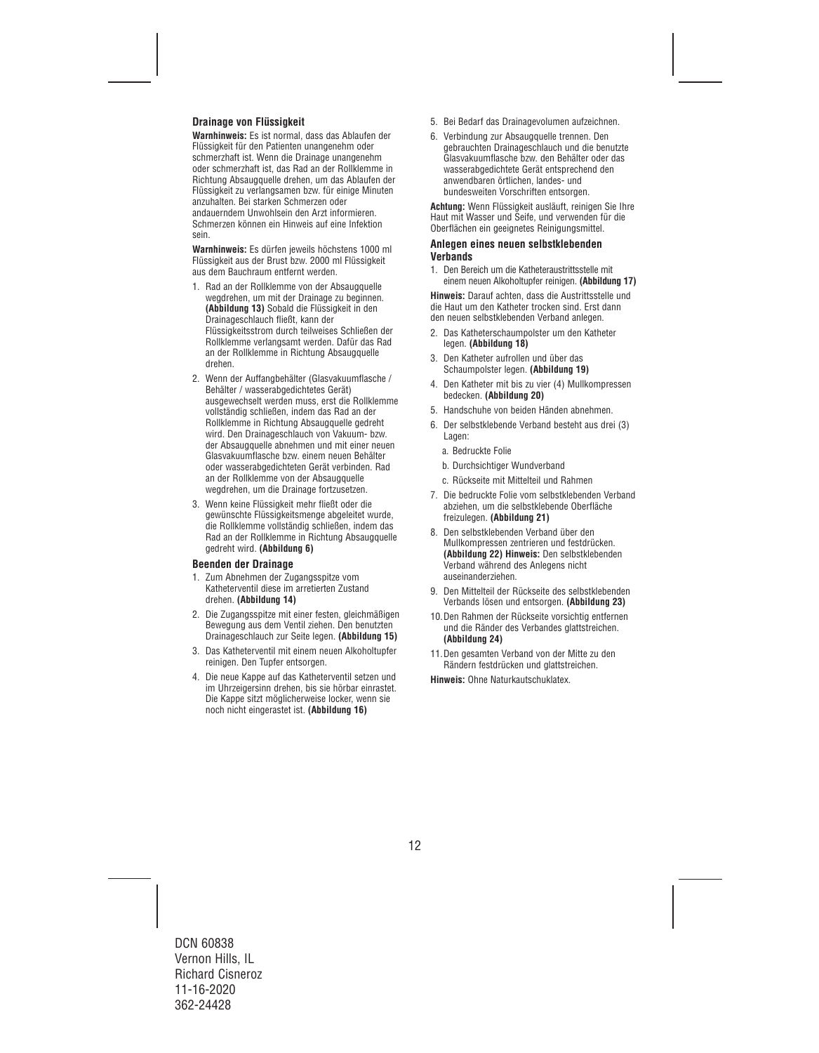### Drainage von Flüssigkeit

**Warnhinweis:** Es ist normal, dass das Ablaufen der Flüssigkeit für den Patienten unangenehm oder schmerzhaft ist. Wenn die Drainage unangenehm oder schmerzhaft ist, das Rad an der Rollklemme in Richtung Absaugquelle drehen, um das Ablaufen der Flüssigkeit zu verlangsamen bzw. für einige Minuten anzuhalten. Bei starken Schmerzen oder andauerndem Unwohlsein den Arzt informieren. Schmerzen können ein Hinweis auf eine Infektion sein.

**Warnhinweis:** Es dürfen jeweils höchstens 1000 ml Flüssigkeit aus der Brust bzw. 2000 ml Flüssigkeit aus dem Bauchraum entfernt werden.

1. Rad an der Rollklemme von der Absaugquelle wegdrehen, um mit der Drainage zu beginnen. **(Abbildung 13)** Sobald die Flüssigkeit in den Drainageschlauch fließt, kann der Flüssigkeitsstrom durch teilweises Schließen der Rollklemme verlangsamt werden. Dafür das Rad an der Rollklemme in Richtung Absaugquelle drehen.
2. Wenn der Auffangbehälter (Glasvakuumflasche / Behälter / wasserabgedichtetes Gerät) ausgewechselt werden muss, erst die Rollklemme vollständig schließen, indem das Rad an der Rollklemme in Richtung Absaugquelle gedreht wird. Den Drainageschlauch von Vakuum- bzw. der Absaugquelle abnehmen und mit einer neuen Glasvakuumflasche bzw. einem neuen Behälter oder wasserabgedichteten Gerät verbinden. Rad an der Rollklemme von der Absaugquelle wegdrehen, um die Drainage fortzusetzen.
3. Wenn keine Flüssigkeit mehr fließt oder die gewünschte Flüssigkeitsmenge abgeleitet wurde, die Rollklemme vollständig schließen, indem das Rad an der Rollklemme in Richtung Absaugquelle gedreht wird. **(Abbildung 6)**

### Beenden der Drainage

1. Zum Abnehmen der Zugangsspitze vom Katheterventil diese im arretierten Zustand drehen. **(Abbildung 14)**
2. Die Zugangsspitze mit einer festen, gleichmäßigen Bewegung aus dem Ventil ziehen. Den benutzten Drainageschlauch zur Seite legen. **(Abbildung 15)**
3. Das Katheterventil mit einem neuen Alkoholtupfer reinigen. Den Tupfer entsorgen.
4. Die neue Kappe auf das Katheterventil setzen und im Uhrzeigersinn drehen, bis sie hörbar einrastet. Die Kappe sitzt möglicherweise locker, wenn sie noch nicht eingerastet ist. **(Abbildung 16)**
5. Bei Bedarf das Drainagevolumen aufzeichnen.
6. Verbindung zur Absaugquelle trennen. Den gebrauchten Drainageschlauch und die benutzte Glasvakuumflasche bzw. den Behälter oder das wasserabgedichtete Gerät entsprechend den anwendbaren örtlichen, landes- und bundesweiten Vorschriften entsorgen.

**Achtung:** Wenn Flüssigkeit ausläuft, reinigen Sie Ihre Haut mit Wasser und Seife, und verwenden für die Oberflächen ein geeignetes Reinigungsmittel.

### Anlegen eines neuen selbstklebenden Verbands

1. Den Bereich um die Katheteraustrittsstelle mit einem neuen Alkoholtupfer reinigen. **(Abbildung 17)**

**Hinweis:** Darauf achten, dass die Austrittsstelle und die Haut um den Katheter trocken sind. Erst dann den neuen selbstklebenden Verband anlegen.

2. Das Katheterschaumpolster um den Katheter legen. **(Abbildung 18)**
3. Den Katheter aufrollen und über das Schaumpolster legen. **(Abbildung 19)**
4. Den Katheter mit bis zu vier (4) Mullkompressen bedecken. **(Abbildung 20)**
5. Handschuhe von beiden Händen abnehmen.
6. Der selbstklebende Verband besteht aus drei (3) Lagen:
   a. Bedruckte Folie
   b. Durchsichtiger Wundverband
   c. Rückseite mit Mittelteil und Rahmen
7. Die bedruckte Folie vom selbstklebenden Verband abziehen, um die selbstklebende Oberfläche freizulegen. **(Abbildung 21)**
8. Den selbstklebenden Verband über den Mullkompressen zentrieren und festdrücken. **(Abbildung 22) Hinweis:** Den selbstklebenden Verband während des Anlegens nicht auseinanderziehen.
9. Den Mittelteil der Rückseite des selbstklebenden Verbands lösen und entsorgen. **(Abbildung 23)**
10. Den Rahmen der Rückseite vorsichtig entfernen und die Ränder des Verbandes glattstreichen. **(Abbildung 24)**
11. Den gesamten Verband von der Mitte zu den Rändern festdrücken und glattstreichen.

**Hinweis:** Ohne Naturkautschuklatex.

DCN 60838
Vernon Hills, IL
Richard Cisneroz
11-16-2020
362-24428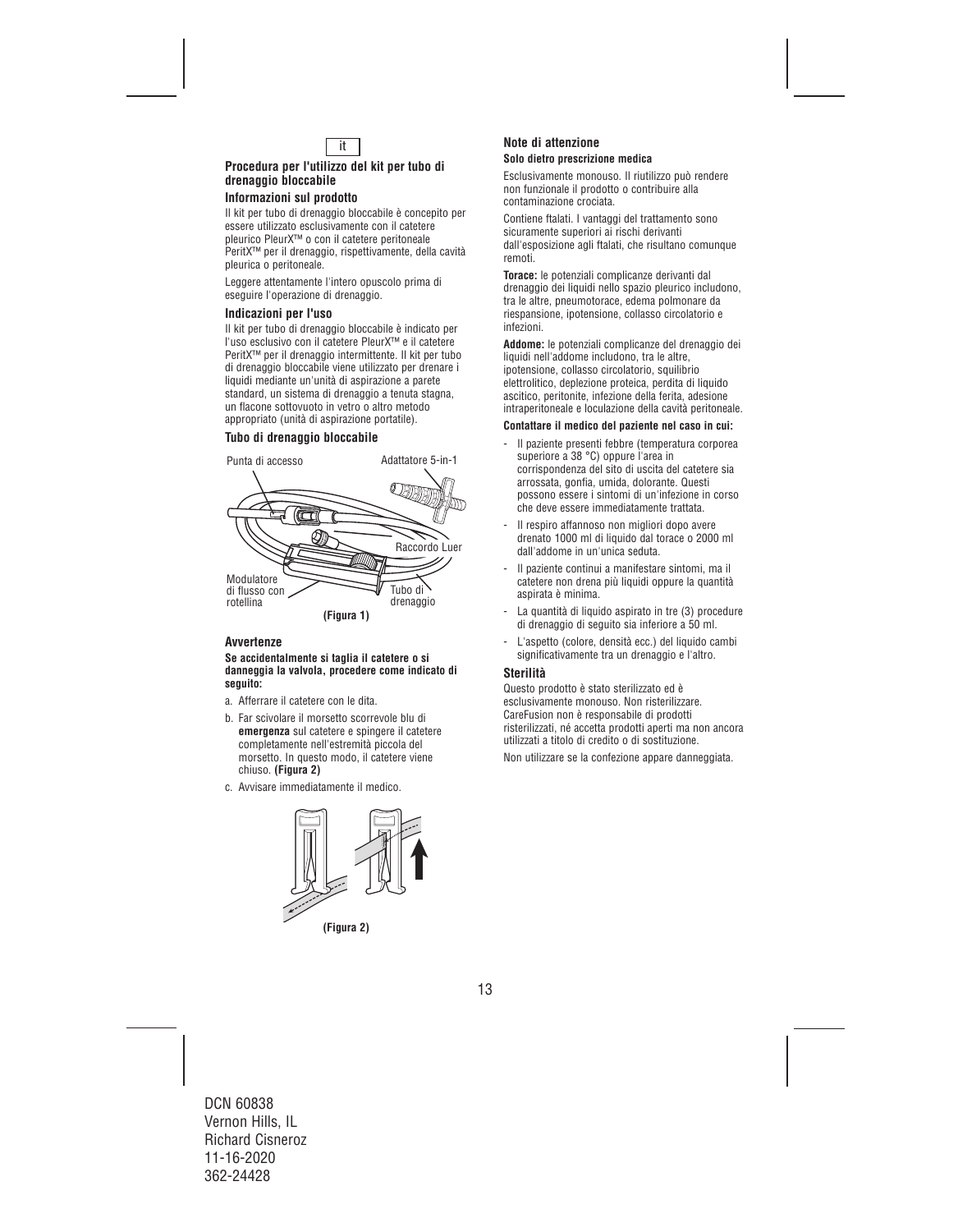it

## Procedura per l'utilizzo del kit per tubo di drenaggio bloccabile

### Informazioni sul prodotto

Il kit per tubo di drenaggio bloccabile è concepito per essere utilizzato esclusivamente con il catetere pleurico PleurX™ o con il catetere peritoneale PeritX™ per il drenaggio, rispettivamente, della cavità pleurica o peritoneale.

Leggere attentamente l'intero opuscolo prima di eseguire l'operazione di drenaggio.

### Indicazioni per l'uso

Il kit per tubo di drenaggio bloccabile è indicato per l'uso esclusivo con il catetere PleurX™ e il catetere PeritX™ per il drenaggio intermittente. Il kit per tubo di drenaggio bloccabile viene utilizzato per drenare i liquidi mediante un'unità di aspirazione a parete standard, un sistema di drenaggio a tenuta stagna, un flacone sottovuoto in vetro o altro metodo appropriato (unità di aspirazione portatile).

### Tubo di drenaggio bloccabile

Punta di accesso

Adattatore 5-in-1

Raccordo Luer

Modulatore di flusso con rotellina

Tubo di drenaggio

**(Figura 1)**

### Avvertenze

**Se accidentalmente si taglia il catetere o si danneggia la valvola, procedere come indicato di seguito:**

a. Afferrare il catetere con le dita.

b. Far scivolare il morsetto scorrevole blu di **emergenza** sul catetere e spingere il catetere completamente nell'estremità piccola del morsetto. In questo modo, il catetere viene chiuso. **(Figura 2)**

c. Avvisare immediatamente il medico.

**(Figura 2)**

### Note di attenzione

**Solo dietro prescrizione medica**

Esclusivamente monouso. Il riutilizzo può rendere non funzionale il prodotto o contribuire alla contaminazione crociata.

Contiene ftalati. I vantaggi del trattamento sono sicuramente superiori ai rischi derivanti dall'esposizione agli ftalati, che risultano comunque remoti.

**Torace:** le potenziali complicanze derivanti dal drenaggio dei liquidi nello spazio pleurico includono, tra le altre, pneumotorace, edema polmonare da riespansione, ipotensione, collasso circolatorio e infezioni.

**Addome:** le potenziali complicanze del drenaggio dei liquidi nell'addome includono, tra le altre, ipotensione, collasso circolatorio, squilibrio elettrolitico, deplezione proteica, perdita di liquido ascitico, peritonite, infezione della ferita, adesione intraperitoneale e loculazione della cavità peritoneale.

**Contattare il medico del paziente nel caso in cui:**

- Il paziente presenti febbre (temperatura corporea superiore a 38 °C) oppure l'area in corrispondenza del sito di uscita del catetere sia arrossata, gonfia, umida, dolorante. Questi possono essere i sintomi di un'infezione in corso che deve essere immediatamente trattata.
- Il respiro affannoso non migliori dopo avere drenato 1000 ml di liquido dal torace o 2000 ml dall'addome in un'unica seduta.
- Il paziente continui a manifestare sintomi, ma il catetere non drena più liquidi oppure la quantità aspirata è minima.
- La quantità di liquido aspirato in tre (3) procedure di drenaggio di seguito sia inferiore a 50 ml.
- L'aspetto (colore, densità ecc.) del liquido cambi significativamente tra un drenaggio e l'altro.

### Sterilità

Questo prodotto è stato sterilizzato ed è esclusivamente monouso. Non risterilizzare. CareFusion non è responsabile di prodotti risterilizzati, né accetta prodotti aperti ma non ancora utilizzati a titolo di credito o di sostituzione.

Non utilizzare se la confezione appare danneggiata.

DCN 60838
Vernon Hills, IL
Richard Cisneroz
11-16-2020
362-24428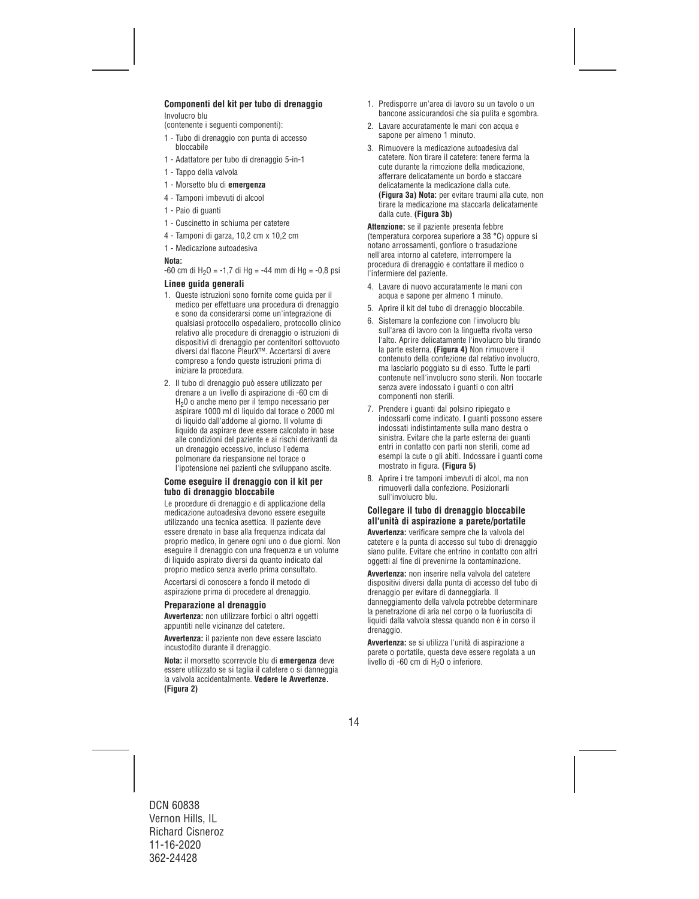## Componenti del kit per tubo di drenaggio

Involucro blu
(contenente i seguenti componenti):

- 1 - Tubo di drenaggio con punta di accesso bloccabile
- 1 - Adattatore per tubo di drenaggio 5-in-1
- 1 - Tappo della valvola
- 1 - Morsetto blu di **emergenza**
- 4 - Tamponi imbevuti di alcool
- 1 - Paio di guanti
- 1 - Cuscinetto in schiuma per catetere
- 4 - Tamponi di garza, 10,2 cm x 10,2 cm
- 1 - Medicazione autoadesiva

**Nota:**
-60 cm di $H_2O$ = -1,7 di Hg = -44 mm di Hg = -0,8 psi

### Linee guida generali

1. Queste istruzioni sono fornite come guida per il medico per effettuare una procedura di drenaggio e sono da considerarsi come un'integrazione di qualsiasi protocollo ospedaliero, protocollo clinico relativo alle procedure di drenaggio o istruzioni di dispositivi di drenaggio per contenitori sottovuoto diversi dal flacone PleurX™. Accertarsi di avere compreso a fondo queste istruzioni prima di iniziare la procedura.
2. Il tubo di drenaggio può essere utilizzato per drenare a un livello di aspirazione di -60 cm di $H_2O$ o anche meno per il tempo necessario per aspirare 1000 ml di liquido dal torace o 2000 ml di liquido dall'addome al giorno. Il volume di liquido da aspirare deve essere calcolato in base alle condizioni del paziente e ai rischi derivanti da un drenaggio eccessivo, incluso l'edema polmonare da riespansione nel torace o l'ipotensione nei pazienti che sviluppano ascite.

### Come eseguire il drenaggio con il kit per tubo di drenaggio bloccabile

Le procedure di drenaggio e di applicazione della medicazione autoadesiva devono essere eseguite utilizzando una tecnica asettica. Il paziente deve essere drenato in base alla frequenza indicata dal proprio medico, in genere ogni uno o due giorni. Non eseguire il drenaggio con una frequenza e un volume di liquido aspirato diversi da quanto indicato dal proprio medico senza averlo prima consultato.

Accertarsi di conoscere a fondo il metodo di aspirazione prima di procedere al drenaggio.

### Preparazione al drenaggio

**Avvertenza:** non utilizzare forbici o altri oggetti appuntiti nelle vicinanze del catetere.

**Avvertenza:** il paziente non deve essere lasciato incustodito durante il drenaggio.

**Nota:** il morsetto scorrevole blu di **emergenza** deve essere utilizzato se si taglia il catetere o si danneggia la valvola accidentalmente. **Vedere le Avvertenze. (Figura 2)**

1. Predisporre un'area di lavoro su un tavolo o un bancone assicurandosi che sia pulita e sgombra.
2. Lavare accuratamente le mani con acqua e sapone per almeno 1 minuto.
3. Rimuovere la medicazione autoadesiva dal catetere. Non tirare il catetere: tenere ferma la cute durante la rimozione della medicazione, afferrare delicatamente un bordo e staccare delicatamente la medicazione dalla cute. **(Figura 3a) Nota:** per evitare traumi alla cute, non tirare la medicazione ma staccarla delicatamente dalla cute. **(Figura 3b)**

**Attenzione:** se il paziente presenta febbre (temperatura corporea superiore a 38 °C) oppure si notano arrossamenti, gonfiore o trasudazione nell'area intorno al catetere, interrompere la procedura di drenaggio e contattare il medico o l'infermiere del paziente.

4. Lavare di nuovo accuratamente le mani con acqua e sapone per almeno 1 minuto.
5. Aprire il kit del tubo di drenaggio bloccabile.
6. Sistemare la confezione con l'involucro blu sull'area di lavoro con la linguetta rivolta verso l'alto. Aprire delicatamente l'involucro blu tirando la parte esterna. **(Figura 4)** Non rimuovere il contenuto della confezione dal relativo involucro, ma lasciarlo poggiato su di esso. Tutte le parti contenute nell'involucro sono sterili. Non toccarle senza avere indossato i guanti o con altri componenti non sterili.
7. Prendere i guanti dal polsino ripiegato e indossarli come indicato. I guanti possono essere indossati indistintamente sulla mano destra o sinistra. Evitare che la parte esterna dei guanti entri in contatto con parti non sterili, come ad esempi la cute o gli abiti. Indossare i guanti come mostrato in figura. **(Figura 5)**
8. Aprire i tre tamponi imbevuti di alcol, ma non rimuoverli dalla confezione. Posizionarli sull'involucro blu.

### Collegare il tubo di drenaggio bloccabile all'unità di aspirazione a parete/portatile

**Avvertenza:** verificare sempre che la valvola del catetere e la punta di accesso sul tubo di drenaggio siano pulite. Evitare che entrino in contatto con altri oggetti al fine di prevenirne la contaminazione.

**Avvertenza:** non inserire nella valvola del catetere dispositivi diversi dalla punta di accesso del tubo di drenaggio per evitare di danneggiarla. Il danneggiamento della valvola potrebbe determinare la penetrazione di aria nel corpo o la fuoriuscita di liquidi dalla valvola stessa quando non è in corso il drenaggio.

**Avvertenza:** se si utilizza l'unità di aspirazione a parete o portatile, questa deve essere regolata a un livello di -60 cm di $H_2O$ o inferiore.

DCN 60838
Vernon Hills, IL
Richard Cisneroz
11-16-2020
362-24428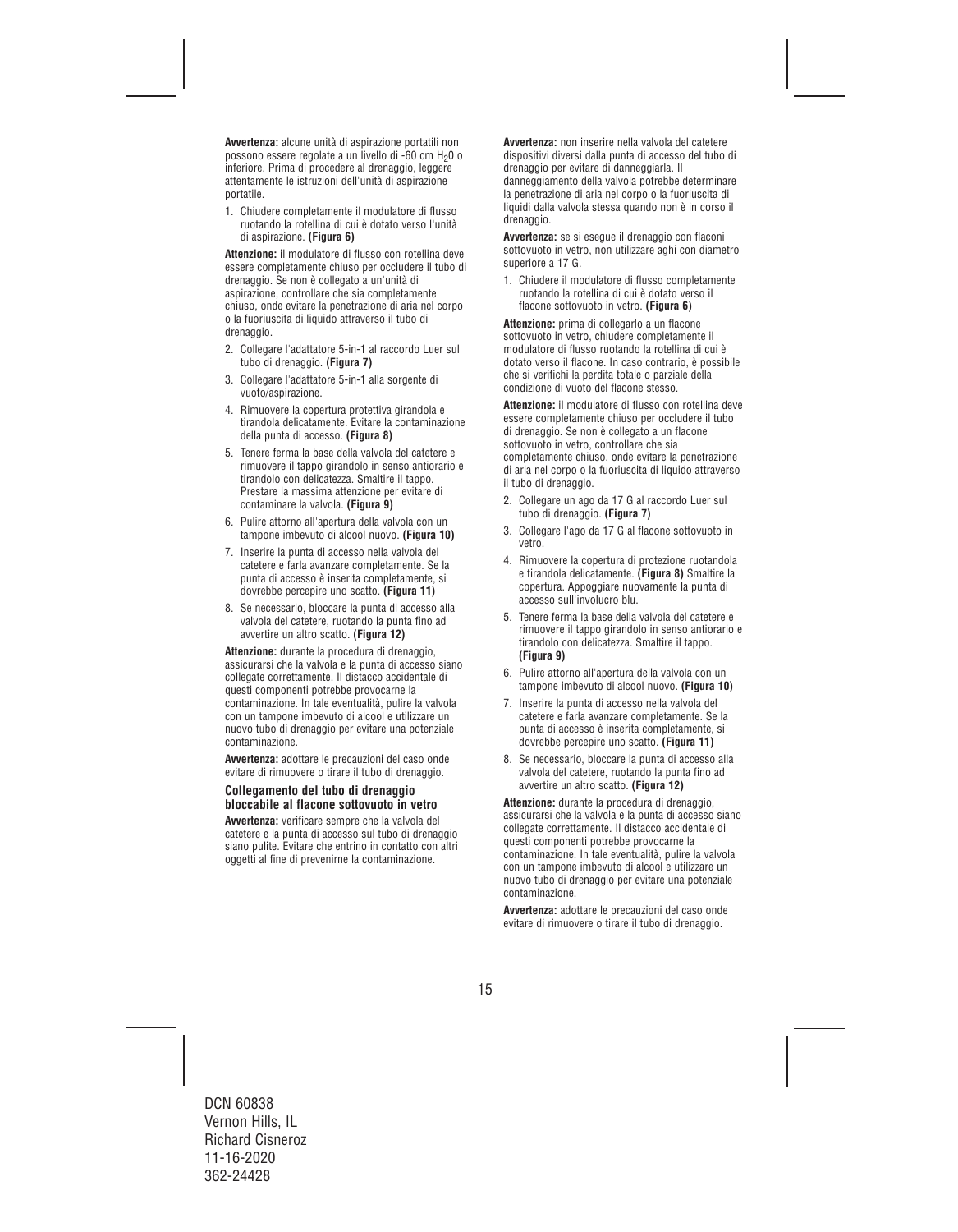**Avvertenza:** alcune unità di aspirazione portatili non possono essere regolate a un livello di -60 cm $H_2O$ o inferiore. Prima di procedere al drenaggio, leggere attentamente le istruzioni dell'unità di aspirazione portatile.

1. Chiudere completamente il modulatore di flusso ruotando la rotellina di cui è dotato verso l'unità di aspirazione. **(Figura 6)**

**Attenzione:** il modulatore di flusso con rotellina deve essere completamente chiuso per occludere il tubo di drenaggio. Se non è collegato a un'unità di aspirazione, controllare che sia completamente chiuso, onde evitare la penetrazione di aria nel corpo o la fuoriuscita di liquido attraverso il tubo di drenaggio.

2. Collegare l'adattatore 5-in-1 al raccordo Luer sul tubo di drenaggio. **(Figura 7)**
3. Collegare l'adattatore 5-in-1 alla sorgente di vuoto/aspirazione.
4. Rimuovere la copertura protettiva girandola e tirandola delicatamente. Evitare la contaminazione della punta di accesso. **(Figura 8)**
5. Tenere ferma la base della valvola del catetere e rimuovere il tappo girandolo in senso antiorario e tirandolo con delicatezza. Smaltire il tappo. Prestare la massima attenzione per evitare di contaminare la valvola. **(Figura 9)**
6. Pulire attorno all'apertura della valvola con un tampone imbevuto di alcool nuovo. **(Figura 10)**
7. Inserire la punta di accesso nella valvola del catetere e farla avanzare completamente. Se la punta di accesso è inserita completamente, si dovrebbe percepire uno scatto. **(Figura 11)**
8. Se necessario, bloccare la punta di accesso alla valvola del catetere, ruotando la punta fino ad avvertire un altro scatto. **(Figura 12)**

**Attenzione:** durante la procedura di drenaggio, assicurarsi che la valvola e la punta di accesso siano collegate correttamente. Il distacco accidentale di questi componenti potrebbe provocarne la contaminazione. In tale eventualità, pulire la valvola con un tampone imbevuto di alcool e utilizzare un nuovo tubo di drenaggio per evitare una potenziale contaminazione.

**Avvertenza:** adottare le precauzioni del caso onde evitare di rimuovere o tirare il tubo di drenaggio.

### Collegamento del tubo di drenaggio bloccabile al flacone sottovuoto in vetro

**Avvertenza:** verificare sempre che la valvola del catetere e la punta di accesso sul tubo di drenaggio siano pulite. Evitare che entrino in contatto con altri oggetti al fine di prevenirne la contaminazione.

**Avvertenza:** non inserire nella valvola del catetere dispositivi diversi dalla punta di accesso del tubo di drenaggio per evitare di danneggiarla. Il danneggiamento della valvola potrebbe determinare la penetrazione di aria nel corpo o la fuoriuscita di liquidi dalla valvola stessa quando non è in corso il drenaggio.

**Avvertenza:** se si esegue il drenaggio con flaconi sottovuoto in vetro, non utilizzare aghi con diametro superiore a 17 G.

1. Chiudere il modulatore di flusso completamente ruotando la rotellina di cui è dotato verso il flacone sottovuoto in vetro. **(Figura 6)**

**Attenzione:** prima di collegarlo a un flacone sottovuoto in vetro, chiudere completamente il modulatore di flusso ruotando la rotellina di cui è dotato verso il flacone. In caso contrario, è possibile che si verifichi la perdita totale o parziale della condizione di vuoto del flacone stesso.

**Attenzione:** il modulatore di flusso con rotellina deve essere completamente chiuso per occludere il tubo di drenaggio. Se non è collegato a un flacone sottovuoto in vetro, controllare che sia completamente chiuso, onde evitare la penetrazione di aria nel corpo o la fuoriuscita di liquido attraverso il tubo di drenaggio.

2. Collegare un ago da 17 G al raccordo Luer sul tubo di drenaggio. **(Figura 7)**
3. Collegare l'ago da 17 G al flacone sottovuoto in vetro.
4. Rimuovere la copertura di protezione ruotandola e tirandola delicatamente. **(Figura 8)** Smaltire la copertura. Appoggiare nuovamente la punta di accesso sull'involucro blu.
5. Tenere ferma la base della valvola del catetere e rimuovere il tappo girandolo in senso antiorario e tirandolo con delicatezza. Smaltire il tappo. **(Figura 9)**
6. Pulire attorno all'apertura della valvola con un tampone imbevuto di alcool nuovo. **(Figura 10)**
7. Inserire la punta di accesso nella valvola del catetere e farla avanzare completamente. Se la punta di accesso è inserita completamente, si dovrebbe percepire uno scatto. **(Figura 11)**
8. Se necessario, bloccare la punta di accesso alla valvola del catetere, ruotando la punta fino ad avvertire un altro scatto. **(Figura 12)**

**Attenzione:** durante la procedura di drenaggio, assicurarsi che la valvola e la punta di accesso siano collegate correttamente. Il distacco accidentale di questi componenti potrebbe provocarne la contaminazione. In tale eventualità, pulire la valvola con un tampone imbevuto di alcool e utilizzare un nuovo tubo di drenaggio per evitare una potenziale contaminazione.

**Avvertenza:** adottare le precauzioni del caso onde evitare di rimuovere o tirare il tubo di drenaggio.

DCN 60838
Vernon Hills, IL
Richard Cisneroz
11-16-2020
362-24428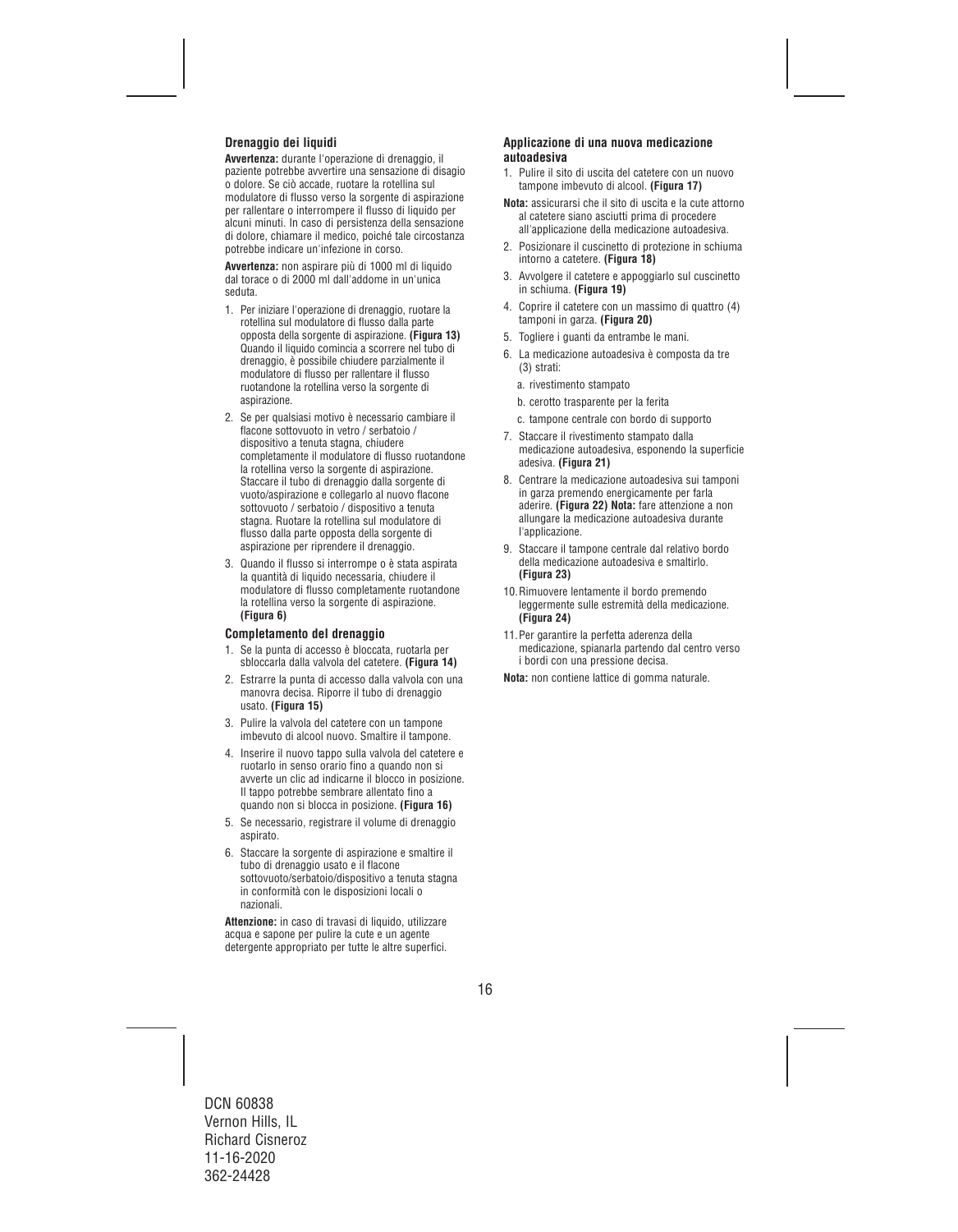### Drenaggio dei liquidi

**Avvertenza:** durante l'operazione di drenaggio, il paziente potrebbe avvertire una sensazione di disagio o dolore. Se ciò accade, ruotare la rotellina sul modulatore di flusso verso la sorgente di aspirazione per rallentare o interrompere il flusso di liquido per alcuni minuti. In caso di persistenza della sensazione di dolore, chiamare il medico, poiché tale circostanza potrebbe indicare un'infezione in corso.

**Avvertenza:** non aspirare più di 1000 ml di liquido dal torace o di 2000 ml dall'addome in un'unica seduta.

1. Per iniziare l'operazione di drenaggio, ruotare la rotellina sul modulatore di flusso dalla parte opposta della sorgente di aspirazione. **(Figura 13)** Quando il liquido comincia a scorrere nel tubo di drenaggio, è possibile chiudere parzialmente il modulatore di flusso per rallentare il flusso ruotandone la rotellina verso la sorgente di aspirazione.
2. Se per qualsiasi motivo è necessario cambiare il flacone sottovuoto in vetro / serbatoio / dispositivo a tenuta stagna, chiudere completamente il modulatore di flusso ruotandone la rotellina verso la sorgente di aspirazione. Staccare il tubo di drenaggio dalla sorgente di vuoto/aspirazione e collegarlo al nuovo flacone sottovuoto / serbatoio / dispositivo a tenuta stagna. Ruotare la rotellina sul modulatore di flusso dalla parte opposta della sorgente di aspirazione per riprendere il drenaggio.
3. Quando il flusso si interrompe o è stata aspirata la quantità di liquido necessaria, chiudere il modulatore di flusso completamente ruotandone la rotellina verso la sorgente di aspirazione. **(Figura 6)**

### Completamento del drenaggio

1. Se la punta di accesso è bloccata, ruotarla per sbloccarla dalla valvola del catetere. **(Figura 14)**
2. Estrarre la punta di accesso dalla valvola con una manovra decisa. Riporre il tubo di drenaggio usato. **(Figura 15)**
3. Pulire la valvola del catetere con un tampone imbevuto di alcool nuovo. Smaltire il tampone.
4. Inserire il nuovo tappo sulla valvola del catetere e ruotarlo in senso orario fino a quando non si avverte un clic ad indicarne il blocco in posizione. Il tappo potrebbe sembrare allentato fino a quando non si blocca in posizione. **(Figura 16)**
5. Se necessario, registrare il volume di drenaggio aspirato.
6. Staccare la sorgente di aspirazione e smaltire il tubo di drenaggio usato e il flacone sottovuoto/serbatoio/dispositivo a tenuta stagna in conformità con le disposizioni locali o nazionali.

**Attenzione:** in caso di travasi di liquido, utilizzare acqua e sapone per pulire la cute e un agente detergente appropriato per tutte le altre superfici.

### Applicazione di una nuova medicazione autoadesiva

1. Pulire il sito di uscita del catetere con un nuovo tampone imbevuto di alcool. **(Figura 17)**

**Nota:** assicurarsi che il sito di uscita e la cute attorno al catetere siano asciutti prima di procedere all'applicazione della medicazione autoadesiva.

2. Posizionare il cuscinetto di protezione in schiuma intorno a catetere. **(Figura 18)**
3. Avvolgere il catetere e appoggiarlo sul cuscinetto in schiuma. **(Figura 19)**
4. Coprire il catetere con un massimo di quattro (4) tamponi in garza. **(Figura 20)**
5. Togliere i guanti da entrambe le mani.
6. La medicazione autoadesiva è composta da tre (3) strati:
   a. rivestimento stampato
   b. cerotto trasparente per la ferita
   c. tampone centrale con bordo di supporto
7. Staccare il rivestimento stampato dalla medicazione autoadesiva, esponendo la superficie adesiva. **(Figura 21)**
8. Centrare la medicazione autoadesiva sui tamponi in garza premendo energicamente per farla aderire. **(Figura 22) Nota:** fare attenzione a non allungare la medicazione autoadesiva durante l'applicazione.
9. Staccare il tampone centrale dal relativo bordo della medicazione autoadesiva e smaltirlo. **(Figura 23)**
10. Rimuovere lentamente il bordo premendo leggermente sulle estremità della medicazione. **(Figura 24)**
11. Per garantire la perfetta aderenza della medicazione, spianarla partendo dal centro verso i bordi con una pressione decisa.

**Nota:** non contiene lattice di gomma naturale.

DCN 60838
Vernon Hills, IL
Richard Cisneroz
11-16-2020
362-24428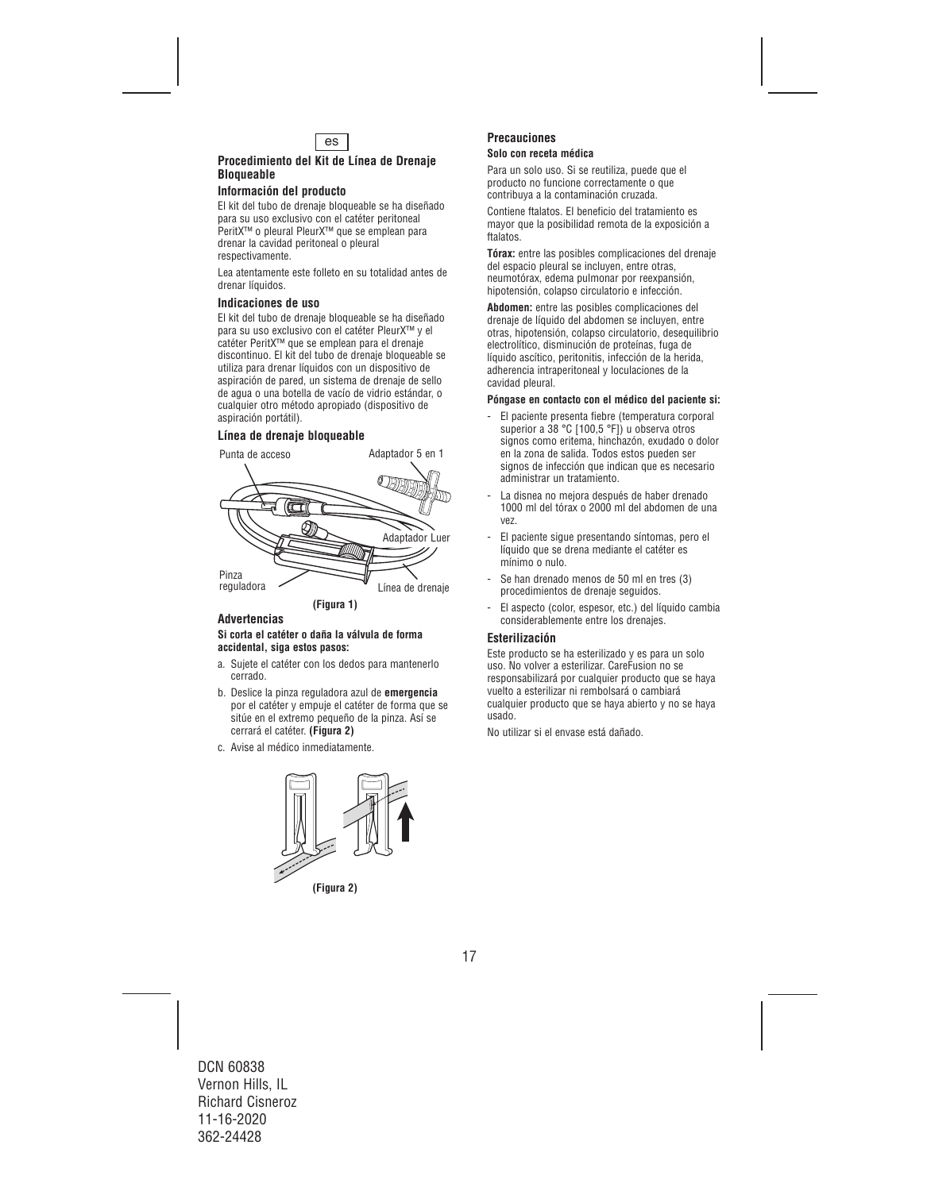es

### Procedimiento del Kit de Línea de Drenaje Bloqueable

#### Información del producto

El kit del tubo de drenaje bloqueable se ha diseñado para su uso exclusivo con el catéter peritoneal PeritX™ o pleural PleurX™ que se emplean para drenar la cavidad peritoneal o pleural respectivamente.

Lea atentamente este folleto en su totalidad antes de drenar líquidos.

#### Indicaciones de uso

El kit del tubo de drenaje bloqueable se ha diseñado para su uso exclusivo con el catéter PleurX™ y el catéter PeritX™ que se emplean para el drenaje discontinuo. El kit del tubo de drenaje bloqueable se utiliza para drenar líquidos con un dispositivo de aspiración de pared, un sistema de drenaje de sello de agua o una botella de vacío de vidrio estándar, o cualquier otro método apropiado (dispositivo de aspiración portátil).

#### Línea de drenaje bloqueable

Punta de acceso

Adaptador 5 en 1

Adaptador Luer

Pinza reguladora

Línea de drenaje

**(Figura 1)**

#### Advertencias

**Si corta el catéter o daña la válvula de forma accidental, siga estos pasos:**

a. Sujete el catéter con los dedos para mantenerlo cerrado.

b. Deslice la pinza reguladora azul de **emergencia** por el catéter y empuje el catéter de forma que se sitúe en el extremo pequeño de la pinza. Así se cerrará el catéter. **(Figura 2)**

c. Avise al médico inmediatamente.

**(Figura 2)**

#### Precauciones

**Solo con receta médica**

Para un solo uso. Si se reutiliza, puede que el producto no funcione correctamente o que contribuya a la contaminación cruzada.

Contiene ftalatos. El beneficio del tratamiento es mayor que la posibilidad remota de la exposición a ftalatos.

**Tórax:** entre las posibles complicaciones del drenaje del espacio pleural se incluyen, entre otras, neumotórax, edema pulmonar por reexpansión, hipotensión, colapso circulatorio e infección.

**Abdomen:** entre las posibles complicaciones del drenaje de líquido del abdomen se incluyen, entre otras, hipotensión, colapso circulatorio, desequilibrio electrolítico, disminución de proteínas, fuga de líquido ascítico, peritonitis, infección de la herida, adherencia intraperitoneal y loculaciones de la cavidad pleural.

**Póngase en contacto con el médico del paciente si:**

- El paciente presenta fiebre (temperatura corporal superior a 38 °C [100,5 °F]) u observa otros signos como eritema, hinchazón, exudado o dolor en la zona de salida. Todos estos pueden ser signos de infección que indican que es necesario administrar un tratamiento.
- La disnea no mejora después de haber drenado 1000 ml del tórax o 2000 ml del abdomen de una vez.
- El paciente sigue presentando síntomas, pero el líquido que se drena mediante el catéter es mínimo o nulo.
- Se han drenado menos de 50 ml en tres (3) procedimientos de drenaje seguidos.
- El aspecto (color, espesor, etc.) del líquido cambia considerablemente entre los drenajes.

#### Esterilización

Este producto se ha esterilizado y es para un solo uso. No volver a esterilizar. CareFusion no se responsabilizará por cualquier producto que se haya vuelto a esterilizar ni rembolsará o cambiará cualquier producto que se haya abierto y no se haya usado.

No utilizar si el envase está dañado.

DCN 60838
Vernon Hills, IL
Richard Cisneroz
11-16-2020
362-24428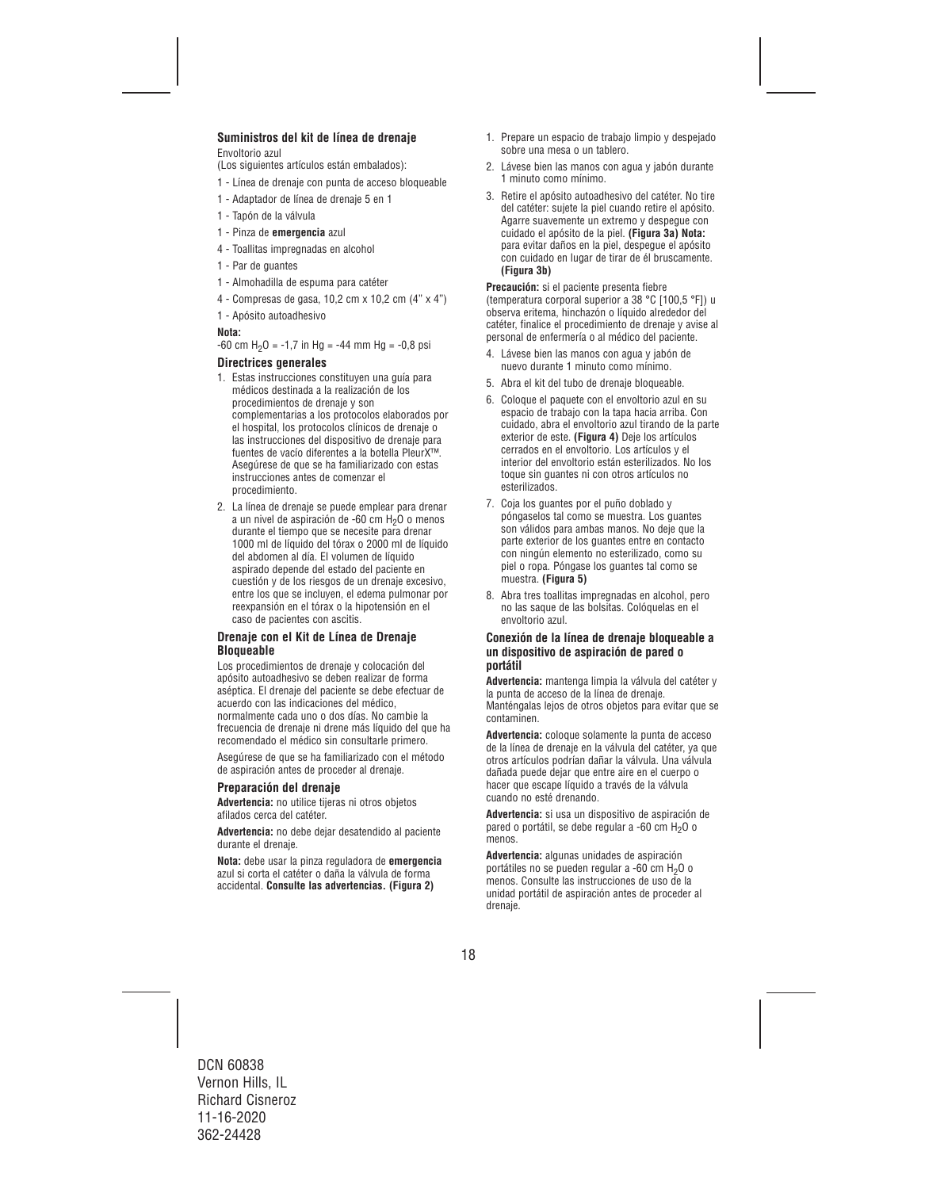### Suministros del kit de línea de drenaje

Envoltorio azul
(Los siguientes artículos están embalados):

- 1 - Línea de drenaje con punta de acceso bloqueable
- 1 - Adaptador de línea de drenaje 5 en 1
- 1 - Tapón de la válvula
- 1 - Pinza de **emergencia** azul
- 4 - Toallitas impregnadas en alcohol
- 1 - Par de guantes
- 1 - Almohadilla de espuma para catéter
- 4 - Compresas de gasa, 10,2 cm x 10,2 cm (4" x 4")
- 1 - Apósito autoadhesivo

**Nota:**
-60 cm $H_2O$ = -1,7 in Hg = -44 mm Hg = -0,8 psi

### Directrices generales

1. Estas instrucciones constituyen una guía para médicos destinada a la realización de los procedimientos de drenaje y son complementarias a los protocolos elaborados por el hospital, los protocolos clínicos de drenaje o las instrucciones del dispositivo de drenaje para fuentes de vacío diferentes a la botella PleurX™. Asegúrese de que se ha familiarizado con estas instrucciones antes de comenzar el procedimiento.
2. La línea de drenaje se puede emplear para drenar a un nivel de aspiración de -60 cm $H_2O$ o menos durante el tiempo que se necesite para drenar 1000 ml de líquido del tórax o 2000 ml de líquido del abdomen al día. El volumen de líquido aspirado depende del estado del paciente en cuestión y de los riesgos de un drenaje excesivo, entre los que se incluyen, el edema pulmonar por reexpansión en el tórax o la hipotensión en el caso de pacientes con ascitis.

### Drenaje con el Kit de Línea de Drenaje Bloqueable

Los procedimientos de drenaje y colocación del apósito autoadhesivo se deben realizar de forma aséptica. El drenaje del paciente se debe efectuar de acuerdo con las indicaciones del médico, normalmente cada uno o dos días. No cambie la frecuencia de drenaje ni drene más líquido del que ha recomendado el médico sin consultarle primero.

Asegúrese de que se ha familiarizado con el método de aspiración antes de proceder al drenaje.

### Preparación del drenaje

**Advertencia:** no utilice tijeras ni otros objetos afilados cerca del catéter.

**Advertencia:** no debe dejar desatendido al paciente durante el drenaje.

**Nota:** debe usar la pinza reguladora de **emergencia** azul si corta el catéter o daña la válvula de forma accidental. **Consulte las advertencias. (Figura 2)**

1. Prepare un espacio de trabajo limpio y despejado sobre una mesa o un tablero.
2. Lávese bien las manos con agua y jabón durante 1 minuto como mínimo.
3. Retire el apósito autoadhesivo del catéter. No tire del catéter: sujete la piel cuando retire el apósito. Agarre suavemente un extremo y despegue con cuidado el apósito de la piel. **(Figura 3a) Nota:** para evitar daños en la piel, despegue el apósito con cuidado en lugar de tirar de él bruscamente. **(Figura 3b)**

**Precaución:** si el paciente presenta fiebre (temperatura corporal superior a 38 °C [100,5 °F]) u observa eritema, hinchazón o líquido alrededor del catéter, finalice el procedimiento de drenaje y avise al personal de enfermería o al médico del paciente.

4. Lávese bien las manos con agua y jabón de nuevo durante 1 minuto como mínimo.
5. Abra el kit del tubo de drenaje bloqueable.
6. Coloque el paquete con el envoltorio azul en su espacio de trabajo con la tapa hacia arriba. Con cuidado, abra el envoltorio azul tirando de la parte exterior de este. **(Figura 4)** Deje los artículos cerrados en el envoltorio. Los artículos y el interior del envoltorio están esterilizados. No los toque sin guantes ni con otros artículos no esterilizados.
7. Coja los guantes por el puño doblado y póngaselos tal como se muestra. Los guantes son válidos para ambas manos. No deje que la parte exterior de los guantes entre en contacto con ningún elemento no esterilizado, como su piel o ropa. Póngase los guantes tal como se muestra. **(Figura 5)**
8. Abra tres toallitas impregnadas en alcohol, pero no las saque de las bolsitas. Colóquelas en el envoltorio azul.

### Conexión de la línea de drenaje bloqueable a un dispositivo de aspiración de pared o portátil

**Advertencia:** mantenga limpia la válvula del catéter y la punta de acceso de la línea de drenaje. Manténgalas lejos de otros objetos para evitar que se contaminen.

**Advertencia:** coloque solamente la punta de acceso de la línea de drenaje en la válvula del catéter, ya que otros artículos podrían dañar la válvula. Una válvula dañada puede dejar que entre aire en el cuerpo o hacer que escape líquido a través de la válvula cuando no esté drenando.

**Advertencia:** si usa un dispositivo de aspiración de pared o portátil, se debe regular a -60 cm $H_2O$ o menos.

**Advertencia:** algunas unidades de aspiración portátiles no se pueden regular a -60 cm $H_2O$ o menos. Consulte las instrucciones de uso de la unidad portátil de aspiración antes de proceder al drenaje.

DCN 60838
Vernon Hills, IL
Richard Cisneroz
11-16-2020
362-24428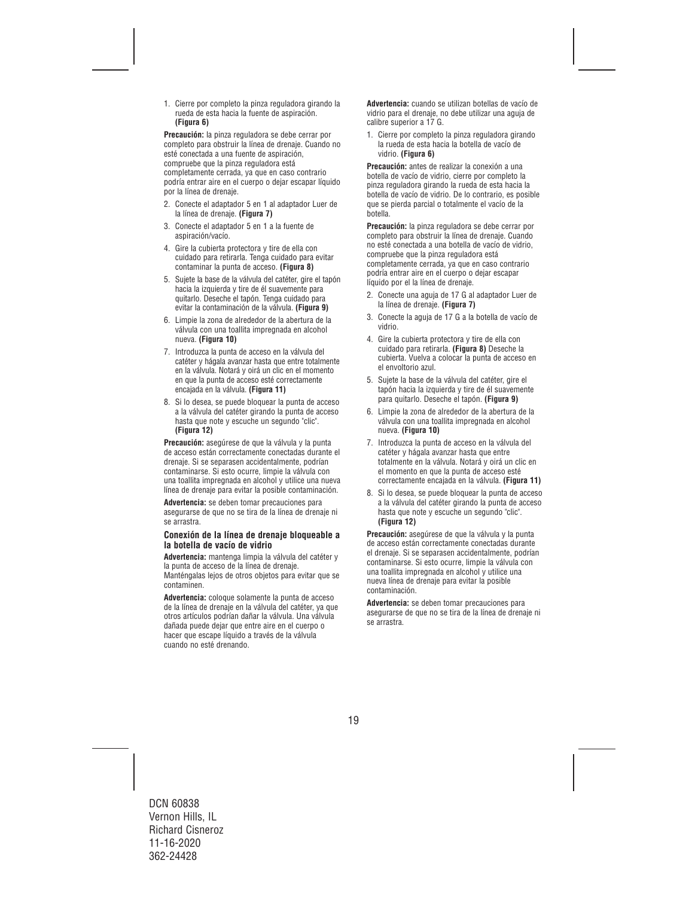1. Cierre por completo la pinza reguladora girando la rueda de esta hacia la fuente de aspiración. **(Figura 6)**

**Precaución:** la pinza reguladora se debe cerrar por completo para obstruir la línea de drenaje. Cuando no esté conectada a una fuente de aspiración, compruebe que la pinza reguladora está completamente cerrada, ya que en caso contrario podría entrar aire en el cuerpo o dejar escapar líquido por la línea de drenaje.

2. Conecte el adaptador 5 en 1 al adaptador Luer de la línea de drenaje. **(Figura 7)**
3. Conecte el adaptador 5 en 1 a la fuente de aspiración/vacío.
4. Gire la cubierta protectora y tire de ella con cuidado para retirarla. Tenga cuidado para evitar contaminar la punta de acceso. **(Figura 8)**
5. Sujete la base de la válvula del catéter, gire el tapón hacia la izquierda y tire de él suavemente para quitarlo. Deseche el tapón. Tenga cuidado para evitar la contaminación de la válvula. **(Figura 9)**
6. Limpie la zona de alrededor de la abertura de la válvula con una toallita impregnada en alcohol nueva. **(Figura 10)**
7. Introduzca la punta de acceso en la válvula del catéter y hágala avanzar hasta que entre totalmente en la válvula. Notará y oirá un clic en el momento en que la punta de acceso esté correctamente encajada en la válvula. **(Figura 11)**
8. Si lo desea, se puede bloquear la punta de acceso a la válvula del catéter girando la punta de acceso hasta que note y escuche un segundo "clic". **(Figura 12)**

**Precaución:** asegúrese de que la válvula y la punta de acceso están correctamente conectadas durante el drenaje. Si se separasen accidentalmente, podrían contaminarse. Si esto ocurre, limpie la válvula con una toallita impregnada en alcohol y utilice una nueva línea de drenaje para evitar la posible contaminación.

**Advertencia:** se deben tomar precauciones para asegurarse de que no se tira de la línea de drenaje ni se arrastra.

### Conexión de la línea de drenaje bloqueable a la botella de vacío de vidrio

**Advertencia:** mantenga limpia la válvula del catéter y la punta de acceso de la línea de drenaje. Manténgalas lejos de otros objetos para evitar que se contaminen.

**Advertencia:** coloque solamente la punta de acceso de la línea de drenaje en la válvula del catéter, ya que otros artículos podrían dañar la válvula. Una válvula dañada puede dejar que entre aire en el cuerpo o hacer que escape líquido a través de la válvula cuando no esté drenando.

**Advertencia:** cuando se utilizan botellas de vacío de vidrio para el drenaje, no debe utilizar una aguja de calibre superior a 17 G.

1. Cierre por completo la pinza reguladora girando la rueda de esta hacia la botella de vacío de vidrio. **(Figura 6)**

**Precaución:** antes de realizar la conexión a una botella de vacío de vidrio, cierre por completo la pinza reguladora girando la rueda de esta hacia la botella de vacío de vidrio. De lo contrario, es posible que se pierda parcial o totalmente el vacío de la botella.

**Precaución:** la pinza reguladora se debe cerrar por completo para obstruir la línea de drenaje. Cuando no esté conectada a una botella de vacío de vidrio, compruebe que la pinza reguladora está completamente cerrada, ya que en caso contrario podría entrar aire en el cuerpo o dejar escapar líquido por la línea de drenaje.

2. Conecte una aguja de 17 G al adaptador Luer de la línea de drenaje. **(Figura 7)**
3. Conecte la aguja de 17 G a la botella de vacío de vidrio.
4. Gire la cubierta protectora y tire de ella con cuidado para retirarla. **(Figura 8)** Deseche la cubierta. Vuelva a colocar la punta de acceso en el envoltorio azul.
5. Sujete la base de la válvula del catéter, gire el tapón hacia la izquierda y tire de él suavemente para quitarlo. Deseche el tapón. **(Figura 9)**
6. Limpie la zona de alrededor de la abertura de la válvula con una toallita impregnada en alcohol nueva. **(Figura 10)**
7. Introduzca la punta de acceso en la válvula del catéter y hágala avanzar hasta que entre totalmente en la válvula. Notará y oirá un clic en el momento en que la punta de acceso esté correctamente encajada en la válvula. **(Figura 11)**
8. Si lo desea, se puede bloquear la punta de acceso a la válvula del catéter girando la punta de acceso hasta que note y escuche un segundo "clic". **(Figura 12)**

**Precaución:** asegúrese de que la válvula y la punta de acceso están correctamente conectadas durante el drenaje. Si se separasen accidentalmente, podrían contaminarse. Si esto ocurre, limpie la válvula con una toallita impregnada en alcohol y utilice una nueva línea de drenaje para evitar la posible contaminación.

**Advertencia:** se deben tomar precauciones para asegurarse de que no se tira de la línea de drenaje ni se arrastra.

DCN 60838
Vernon Hills, IL
Richard Cisneroz
11-16-2020
362-24428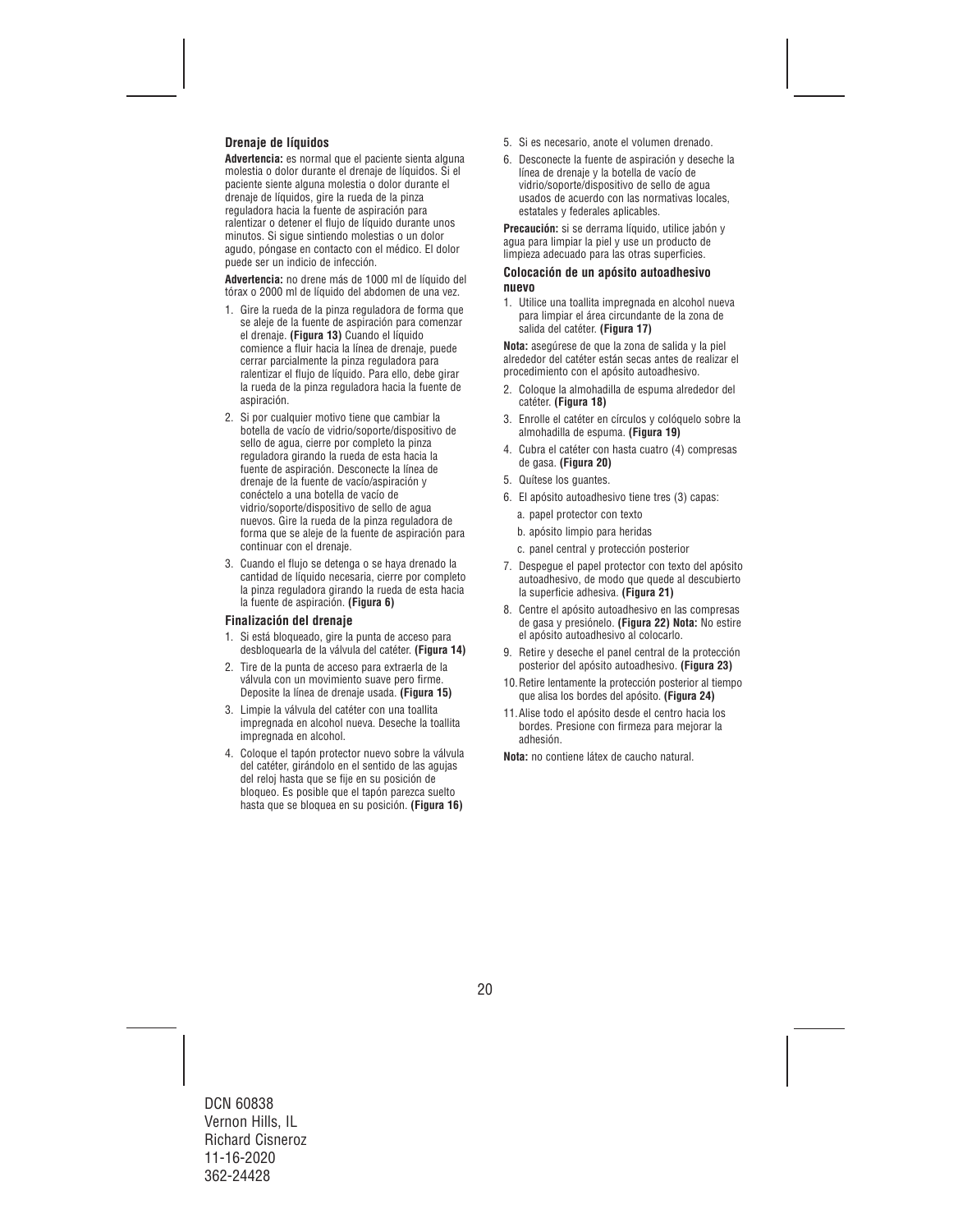### Drenaje de líquidos

**Advertencia:** es normal que el paciente sienta alguna molestia o dolor durante el drenaje de líquidos. Si el paciente siente alguna molestia o dolor durante el drenaje de líquidos, gire la rueda de la pinza reguladora hacia la fuente de aspiración para ralentizar o detener el flujo de líquido durante unos minutos. Si sigue sintiendo molestias o un dolor agudo, póngase en contacto con el médico. El dolor puede ser un indicio de infección.

**Advertencia:** no drene más de 1000 ml de líquido del tórax o 2000 ml de líquido del abdomen de una vez.

1. Gire la rueda de la pinza reguladora de forma que se aleje de la fuente de aspiración para comenzar el drenaje. **(Figura 13)** Cuando el líquido comience a fluir hacia la línea de drenaje, puede cerrar parcialmente la pinza reguladora para ralentizar el flujo de líquido. Para ello, debe girar la rueda de la pinza reguladora hacia la fuente de aspiración.
2. Si por cualquier motivo tiene que cambiar la botella de vacío de vidrio/soporte/dispositivo de sello de agua, cierre por completo la pinza reguladora girando la rueda de esta hacia la fuente de aspiración. Desconecte la línea de drenaje de la fuente de vacío/aspiración y conéctelo a una botella de vacío de vidrio/soporte/dispositivo de sello de agua nuevos. Gire la rueda de la pinza reguladora de forma que se aleje de la fuente de aspiración para continuar con el drenaje.
3. Cuando el flujo se detenga o se haya drenado la cantidad de líquido necesaria, cierre por completo la pinza reguladora girando la rueda de esta hacia la fuente de aspiración. **(Figura 6)**

### Finalización del drenaje

1. Si está bloqueado, gire la punta de acceso para desbloquearla de la válvula del catéter. **(Figura 14)**
2. Tire de la punta de acceso para extraerla de la válvula con un movimiento suave pero firme. Deposite la línea de drenaje usada. **(Figura 15)**
3. Limpie la válvula del catéter con una toallita impregnada en alcohol nueva. Deseche la toallita impregnada en alcohol.
4. Coloque el tapón protector nuevo sobre la válvula del catéter, girándolo en el sentido de las agujas del reloj hasta que se fije en su posición de bloqueo. Es posible que el tapón parezca suelto hasta que se bloquea en su posición. **(Figura 16)**
5. Si es necesario, anote el volumen drenado.
6. Desconecte la fuente de aspiración y deseche la línea de drenaje y la botella de vacío de vidrio/soporte/dispositivo de sello de agua usados de acuerdo con las normativas locales, estatales y federales aplicables.

**Precaución:** si se derrama líquido, utilice jabón y agua para limpiar la piel y use un producto de limpieza adecuado para las otras superficies.

### Colocación de un apósito autoadhesivo nuevo

1. Utilice una toallita impregnada en alcohol nueva para limpiar el área circundante de la zona de salida del catéter. **(Figura 17)**

**Nota:** asegúrese de que la zona de salida y la piel alrededor del catéter están secas antes de realizar el procedimiento con el apósito autoadhesivo.

2. Coloque la almohadilla de espuma alrededor del catéter. **(Figura 18)**
3. Enrolle el catéter en círculos y colóquelo sobre la almohadilla de espuma. **(Figura 19)**
4. Cubra el catéter con hasta cuatro (4) compresas de gasa. **(Figura 20)**
5. Quítese los guantes.
6. El apósito autoadhesivo tiene tres (3) capas:
   a. papel protector con texto
   b. apósito limpio para heridas
   c. panel central y protección posterior
7. Despegue el papel protector con texto del apósito autoadhesivo, de modo que quede al descubierto la superficie adhesiva. **(Figura 21)**
8. Centre el apósito autoadhesivo en las compresas de gasa y presiónelo. **(Figura 22) Nota:** No estire el apósito autoadhesivo al colocarlo.
9. Retire y deseche el panel central de la protección posterior del apósito autoadhesivo. **(Figura 23)**
10. Retire lentamente la protección posterior al tiempo que alisa los bordes del apósito. **(Figura 24)**
11. Alise todo el apósito desde el centro hacia los bordes. Presione con firmeza para mejorar la adhesión.

**Nota:** no contiene látex de caucho natural.

DCN 60838
Vernon Hills, IL
Richard Cisneroz
11-16-2020
362-24428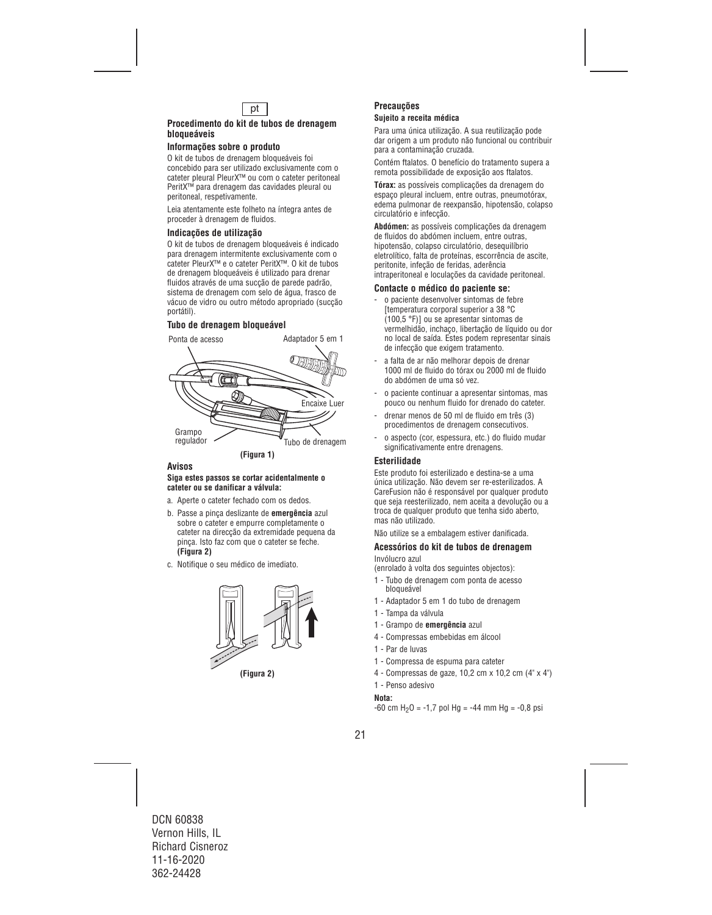pt

## Procedimento do kit de tubos de drenagem bloqueáveis

### Informações sobre o produto

O kit de tubos de drenagem bloqueáveis foi concebido para ser utilizado exclusivamente com o cateter pleural PleurX™ ou com o cateter peritoneal PeritX™ para drenagem das cavidades pleural ou peritoneal, respetivamente.

Leia atentamente este folheto na íntegra antes de proceder à drenagem de fluidos.

### Indicações de utilização

O kit de tubos de drenagem bloqueáveis é indicado para drenagem intermitente exclusivamente com o cateter PleurX™ e o cateter PeritX™. O kit de tubos de drenagem bloqueáveis é utilizado para drenar fluidos através de uma sucção de parede padrão, sistema de drenagem com selo de água, frasco de vácuo de vidro ou outro método apropriado (sucção portátil).

### Tubo de drenagem bloqueável

Ponta de acesso · Adaptador 5 em 1 · Encaixe Luer · Grampo regulador · Tubo de drenagem

**(Figura 1)**

### Avisos

**Siga estes passos se cortar acidentalmente o cateter ou se danificar a válvula:**

a. Aperte o cateter fechado com os dedos.

b. Passe a pinça deslizante de **emergência** azul sobre o cateter e empurre completamente o cateter na direcção da extremidade pequena da pinça. Isto faz com que o cateter se feche. **(Figura 2)**

c. Notifique o seu médico de imediato.

**(Figura 2)**

### Precauções

**Sujeito a receita médica**

Para uma única utilização. A sua reutilização pode dar origem a um produto não funcional ou contribuir para a contaminação cruzada.

Contém ftalatos. O benefício do tratamento supera a remota possibilidade de exposição aos ftalatos.

**Tórax:** as possíveis complicações da drenagem do espaço pleural incluem, entre outras, pneumotórax, edema pulmonar de reexpansão, hipotensão, colapso circulatório e infecção.

**Abdómen:** as possíveis complicações da drenagem de fluidos do abdómen incluem, entre outras, hipotensão, colapso circulatório, desequilíbrio eletrolítico, falta de proteínas, escorrência de ascite, peritonite, infeção de feridas, aderência intraperitoneal e loculações da cavidade peritoneal.

### Contacte o médico do paciente se:

- o paciente desenvolver sintomas de febre [temperatura corporal superior a 38 °C (100,5 °F)] ou se apresentar sintomas de vermelhidão, inchaço, libertação de líquido ou dor no local de saída. Estes podem representar sinais de infecção que exigem tratamento.
- a falta de ar não melhorar depois de drenar 1000 ml de fluido do tórax ou 2000 ml de fluido do abdómen de uma só vez.
- o paciente continuar a apresentar sintomas, mas pouco ou nenhum fluido for drenado do cateter.
- drenar menos de 50 ml de fluido em três (3) procedimentos de drenagem consecutivos.
- o aspecto (cor, espessura, etc.) do fluido mudar significativamente entre drenagens.

### Esterilidade

Este produto foi esterilizado e destina-se a uma única utilização. Não devem ser re-esterilizados. A CareFusion não é responsável por qualquer produto que seja reesterilizado, nem aceita a devolução ou a troca de qualquer produto que tenha sido aberto, mas não utilizado.

Não utilize se a embalagem estiver danificada.

### Acessórios do kit de tubos de drenagem

Invólucro azul
(enrolado à volta dos seguintes objectos):

1 - Tubo de drenagem com ponta de acesso bloqueável
1 - Adaptador 5 em 1 do tubo de drenagem
1 - Tampa da válvula
1 - Grampo de **emergência** azul
4 - Compressas embebidas em álcool
1 - Par de luvas
1 - Compressa de espuma para cateter
4 - Compressas de gaze, 10,2 cm x 10,2 cm (4" x 4")
1 - Penso adesivo

**Nota:**

-60 cm $H_2O$ = -1,7 pol Hg = -44 mm Hg = -0,8 psi

DCN 60838
Vernon Hills, IL
Richard Cisneroz
11-16-2020
362-24428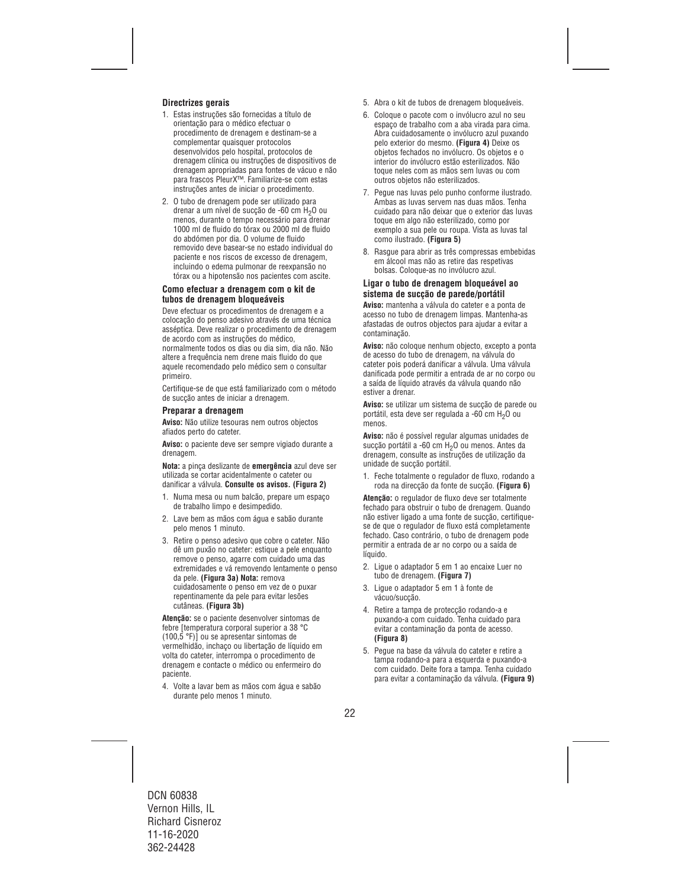### Directrizes gerais

1. Estas instruções são fornecidas a título de orientação para o médico efectuar o procedimento de drenagem e destinam-se a complementar quaisquer protocolos desenvolvidos pelo hospital, protocolos de drenagem clínica ou instruções de dispositivos de drenagem apropriadas para fontes de vácuo e não para frascos PleurX™. Familiarize-se com estas instruções antes de iniciar o procedimento.
2. O tubo de drenagem pode ser utilizado para drenar a um nível de sucção de -60 cm $H_2O$ ou menos, durante o tempo necessário para drenar 1000 ml de fluido do tórax ou 2000 ml de fluido do abdómen por dia. O volume de fluido removido deve basear-se no estado individual do paciente e nos riscos de excesso de drenagem, incluindo o edema pulmonar de reexpansão no tórax ou a hipotensão nos pacientes com ascite.

### Como efectuar a drenagem com o kit de tubos de drenagem bloqueáveis

Deve efectuar os procedimentos de drenagem e a colocação do penso adesivo através de uma técnica asséptica. Deve realizar o procedimento de drenagem de acordo com as instruções do médico, normalmente todos os dias ou dia sim, dia não. Não altere a frequência nem drene mais fluido do que aquele recomendado pelo médico sem o consultar primeiro.

Certifique-se de que está familiarizado com o método de sucção antes de iniciar a drenagem.

### Preparar a drenagem

**Aviso:** Não utilize tesouras nem outros objectos afiados perto do cateter.

**Aviso:** o paciente deve ser sempre vigiado durante a drenagem.

**Nota:** a pinça deslizante de **emergência** azul deve ser utilizada se cortar acidentalmente o cateter ou danificar a válvula. **Consulte os avisos. (Figura 2)**

1. Numa mesa ou num balcão, prepare um espaço de trabalho limpo e desimpedido.
2. Lave bem as mãos com água e sabão durante pelo menos 1 minuto.
3. Retire o penso adesivo que cobre o cateter. Não dê um puxão no cateter: estique a pele enquanto remove o penso, agarre com cuidado uma das extremidades e vá removendo lentamente o penso da pele. **(Figura 3a) Nota:** remova cuidadosamente o penso em vez de o puxar repentinamente da pele para evitar lesões cutâneas. **(Figura 3b)**

**Atenção:** se o paciente desenvolver sintomas de febre [temperatura corporal superior a 38 °C (100,5 °F)] ou se apresentar sintomas de vermelhidão, inchaço ou libertação de líquido em volta do cateter, interrompa o procedimento de drenagem e contacte o médico ou enfermeiro do paciente.

4. Volte a lavar bem as mãos com água e sabão durante pelo menos 1 minuto.
5. Abra o kit de tubos de drenagem bloqueáveis.
6. Coloque o pacote com o invólucro azul no seu espaço de trabalho com a aba virada para cima. Abra cuidadosamente o invólucro azul puxando pelo exterior do mesmo. **(Figura 4)** Deixe os objetos fechados no invólucro. Os objetos e o interior do invólucro estão esterilizados. Não toque neles com as mãos sem luvas ou com outros objetos não esterilizados.
7. Pegue nas luvas pelo punho conforme ilustrado. Ambas as luvas servem nas duas mãos. Tenha cuidado para não deixar que o exterior das luvas toque em algo não esterilizado, como por exemplo a sua pele ou roupa. Vista as luvas tal como ilustrado. **(Figura 5)**
8. Rasgue para abrir as três compressas embebidas em álcool mas não as retire das respetivas bolsas. Coloque-as no invólucro azul.

### Ligar o tubo de drenagem bloqueável ao sistema de sucção de parede/portátil

**Aviso:** mantenha a válvula do cateter e a ponta de acesso no tubo de drenagem limpas. Mantenha-as afastadas de outros objectos para ajudar a evitar a contaminação.

**Aviso:** não coloque nenhum objecto, excepto a ponta de acesso do tubo de drenagem, na válvula do cateter pois poderá danificar a válvula. Uma válvula danificada pode permitir a entrada de ar no corpo ou a saída de líquido através da válvula quando não estiver a drenar.

**Aviso:** se utilizar um sistema de sucção de parede ou portátil, esta deve ser regulada a -60 cm $H_2O$ ou menos.

**Aviso:** não é possível regular algumas unidades de sucção portátil a -60 cm $H_2O$ ou menos. Antes da drenagem, consulte as instruções de utilização da unidade de sucção portátil.

1. Feche totalmente o regulador de fluxo, rodando a roda na direcção da fonte de sucção. **(Figura 6)**

**Atenção:** o regulador de fluxo deve ser totalmente fechado para obstruir o tubo de drenagem. Quando não estiver ligado a uma fonte de sucção, certifique-se de que o regulador de fluxo está completamente fechado. Caso contrário, o tubo de drenagem pode permitir a entrada de ar no corpo ou a saída de líquido.

2. Ligue o adaptador 5 em 1 ao encaixe Luer no tubo de drenagem. **(Figura 7)**
3. Ligue o adaptador 5 em 1 à fonte de vácuo/sucção.
4. Retire a tampa de protecção rodando-a e puxando-a com cuidado. Tenha cuidado para evitar a contaminação da ponta de acesso. **(Figura 8)**
5. Pegue na base da válvula do cateter e retire a tampa rodando-a para a esquerda e puxando-a com cuidado. Deite fora a tampa. Tenha cuidado para evitar a contaminação da válvula. **(Figura 9)**

DCN 60838
Vernon Hills, IL
Richard Cisneroz
11-16-2020
362-24428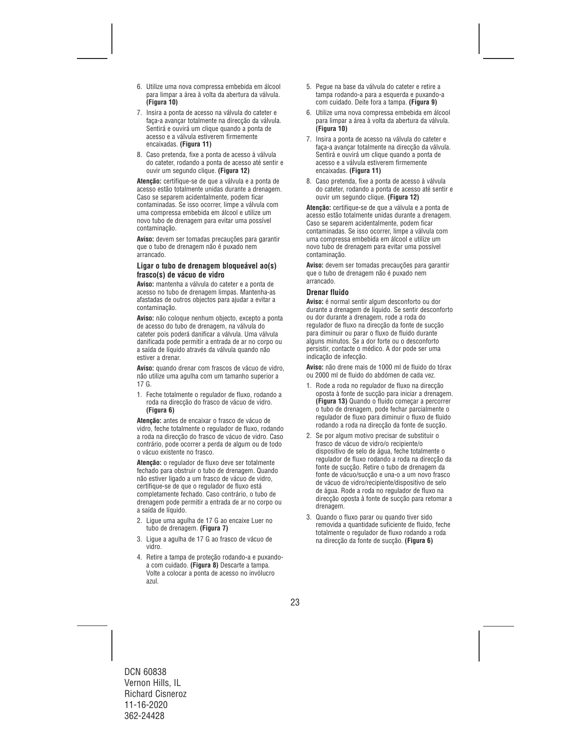6. Utilize uma nova compressa embebida em álcool para limpar a área à volta da abertura da válvula. **(Figura 10)**
7. Insira a ponta de acesso na válvula do cateter e faça-a avançar totalmente na direcção da válvula. Sentirá e ouvirá um clique quando a ponta de acesso e a válvula estiverem firmemente encaixadas. **(Figura 11)**
8. Caso pretenda, fixe a ponta de acesso à válvula do cateter, rodando a ponta de acesso até sentir e ouvir um segundo clique. **(Figura 12)**

**Atenção:** certifique-se de que a válvula e a ponta de acesso estão totalmente unidas durante a drenagem. Caso se separem acidentalmente, podem ficar contaminadas. Se isso ocorrer, limpe a válvula com uma compressa embebida em álcool e utilize um novo tubo de drenagem para evitar uma possível contaminação.

**Aviso:** devem ser tomadas precauções para garantir que o tubo de drenagem não é puxado nem arrancado.

### Ligar o tubo de drenagem bloqueável ao(s) frasco(s) de vácuo de vidro

**Aviso:** mantenha a válvula do cateter e a ponta de acesso no tubo de drenagem limpas. Mantenha-as afastadas de outros objectos para ajudar a evitar a contaminação.

**Aviso:** não coloque nenhum objecto, excepto a ponta de acesso do tubo de drenagem, na válvula do cateter pois poderá danificar a válvula. Uma válvula danificada pode permitir a entrada de ar no corpo ou a saída de líquido através da válvula quando não estiver a drenar.

**Aviso:** quando drenar com frascos de vácuo de vidro, não utilize uma agulha com um tamanho superior a 17 G.

1. Feche totalmente o regulador de fluxo, rodando a roda na direcção do frasco de vácuo de vidro. **(Figura 6)**

**Atenção:** antes de encaixar o frasco de vácuo de vidro, feche totalmente o regulador de fluxo, rodando a roda na direcção do frasco de vácuo de vidro. Caso contrário, pode ocorrer a perda de algum ou de todo o vácuo existente no frasco.

**Atenção:** o regulador de fluxo deve ser totalmente fechado para obstruir o tubo de drenagem. Quando não estiver ligado a um frasco de vácuo de vidro, certifique-se de que o regulador de fluxo está completamente fechado. Caso contrário, o tubo de drenagem pode permitir a entrada de ar no corpo ou a saída de líquido.

2. Ligue uma agulha de 17 G ao encaixe Luer no tubo de drenagem. **(Figura 7)**
3. Ligue a agulha de 17 G ao frasco de vácuo de vidro.
4. Retire a tampa de proteção rodando-a e puxando-a com cuidado. **(Figura 8)** Descarte a tampa. Volte a colocar a ponta de acesso no invólucro azul.
5. Pegue na base da válvula do cateter e retire a tampa rodando-a para a esquerda e puxando-a com cuidado. Deite fora a tampa. **(Figura 9)**
6. Utilize uma nova compressa embebida em álcool para limpar a área à volta da abertura da válvula. **(Figura 10)**
7. Insira a ponta de acesso na válvula do cateter e faça-a avançar totalmente na direcção da válvula. Sentirá e ouvirá um clique quando a ponta de acesso e a válvula estiverem firmemente encaixadas. **(Figura 11)**
8. Caso pretenda, fixe a ponta de acesso à válvula do cateter, rodando a ponta de acesso até sentir e ouvir um segundo clique. **(Figura 12)**

**Atenção:** certifique-se de que a válvula e a ponta de acesso estão totalmente unidas durante a drenagem. Caso se separem acidentalmente, podem ficar contaminadas. Se isso ocorrer, limpe a válvula com uma compressa embebida em álcool e utilize um novo tubo de drenagem para evitar uma possível contaminação.

**Aviso:** devem ser tomadas precauções para garantir que o tubo de drenagem não é puxado nem arrancado.

### Drenar fluido

**Aviso:** é normal sentir algum desconforto ou dor durante a drenagem de líquido. Se sentir desconforto ou dor durante a drenagem, rode a roda do regulador de fluxo na direcção da fonte de sucção para diminuir ou parar o fluxo de fluido durante alguns minutos. Se a dor forte ou o desconforto persistir, contacte o médico. A dor pode ser uma indicação de infecção.

**Aviso:** não drene mais de 1000 ml de fluido do tórax ou 2000 ml de fluido do abdómen de cada vez.

1. Rode a roda no regulador de fluxo na direcção oposta à fonte de sucção para iniciar a drenagem. **(Figura 13)** Quando o fluido começar a percorrer o tubo de drenagem, pode fechar parcialmente o regulador de fluxo para diminuir o fluxo de fluido rodando a roda na direcção da fonte de sucção.
2. Se por algum motivo precisar de substituir o frasco de vácuo de vidro/o recipiente/o dispositivo de selo de água, feche totalmente o regulador de fluxo rodando a roda na direcção da fonte de sucção. Retire o tubo de drenagem da fonte de vácuo/sucção e una-o a um novo frasco de vácuo de vidro/recipiente/dispositivo de selo de água. Rode a roda no regulador de fluxo na direcção oposta à fonte de sucção para retomar a drenagem.
3. Quando o fluxo parar ou quando tiver sido removida a quantidade suficiente de fluido, feche totalmente o regulador de fluxo rodando a roda na direcção da fonte de sucção. **(Figura 6)**

DCN 60838
Vernon Hills, IL
Richard Cisneroz
11-16-2020
362-24428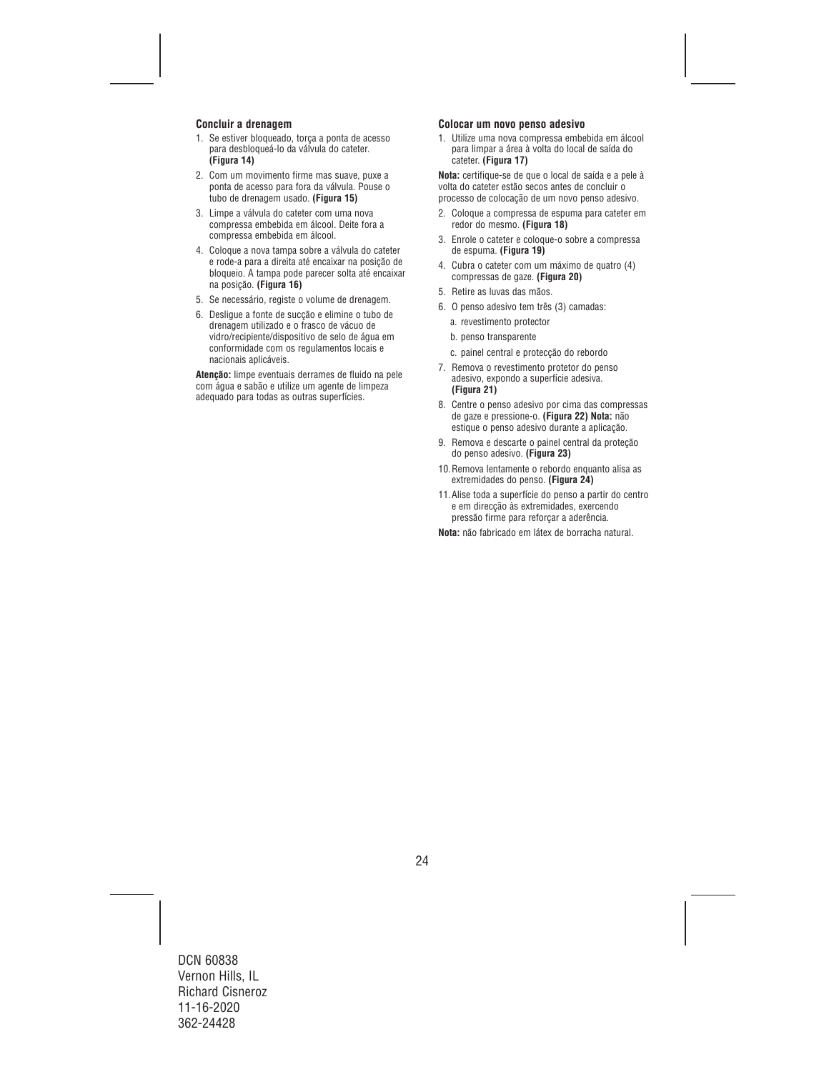### Concluir a drenagem

1. Se estiver bloqueado, torça a ponta de acesso para desbloqueá-lo da válvula do cateter. **(Figura 14)**
2. Com um movimento firme mas suave, puxe a ponta de acesso para fora da válvula. Pouse o tubo de drenagem usado. **(Figura 15)**
3. Limpe a válvula do cateter com uma nova compressa embebida em álcool. Deite fora a compressa embebida em álcool.
4. Coloque a nova tampa sobre a válvula do cateter e rode-a para a direita até encaixar na posição de bloqueio. A tampa pode parecer solta até encaixar na posição. **(Figura 16)**
5. Se necessário, registe o volume de drenagem.
6. Desligue a fonte de sucção e elimine o tubo de drenagem utilizado e o frasco de vácuo de vidro/recipiente/dispositivo de selo de água em conformidade com os regulamentos locais e nacionais aplicáveis.

**Atenção:** limpe eventuais derrames de fluido na pele com água e sabão e utilize um agente de limpeza adequado para todas as outras superfícies.

### Colocar um novo penso adesivo

1. Utilize uma nova compressa embebida em álcool para limpar a área à volta do local de saída do cateter. **(Figura 17)**

**Nota:** certifique-se de que o local de saída e a pele à volta do cateter estão secos antes de concluir o processo de colocação de um novo penso adesivo.

2. Coloque a compressa de espuma para cateter em redor do mesmo. **(Figura 18)**
3. Enrole o cateter e coloque-o sobre a compressa de espuma. **(Figura 19)**
4. Cubra o cateter com um máximo de quatro (4) compressas de gaze. **(Figura 20)**
5. Retire as luvas das mãos.
6. O penso adesivo tem três (3) camadas:
   a. revestimento protector
   b. penso transparente
   c. painel central e protecção do rebordo
7. Remova o revestimento protetor do penso adesivo, expondo a superfície adesiva. **(Figura 21)**
8. Centre o penso adesivo por cima das compressas de gaze e pressione-o. **(Figura 22) Nota:** não estique o penso adesivo durante a aplicação.
9. Remova e descarte o painel central da proteção do penso adesivo. **(Figura 23)**
10. Remova lentamente o rebordo enquanto alisa as extremidades do penso. **(Figura 24)**
11. Alise toda a superfície do penso a partir do centro e em direcção às extremidades, exercendo pressão firme para reforçar a aderência.

**Nota:** não fabricado em látex de borracha natural.

DCN 60838
Vernon Hills, IL
Richard Cisneroz
11-16-2020
362-24428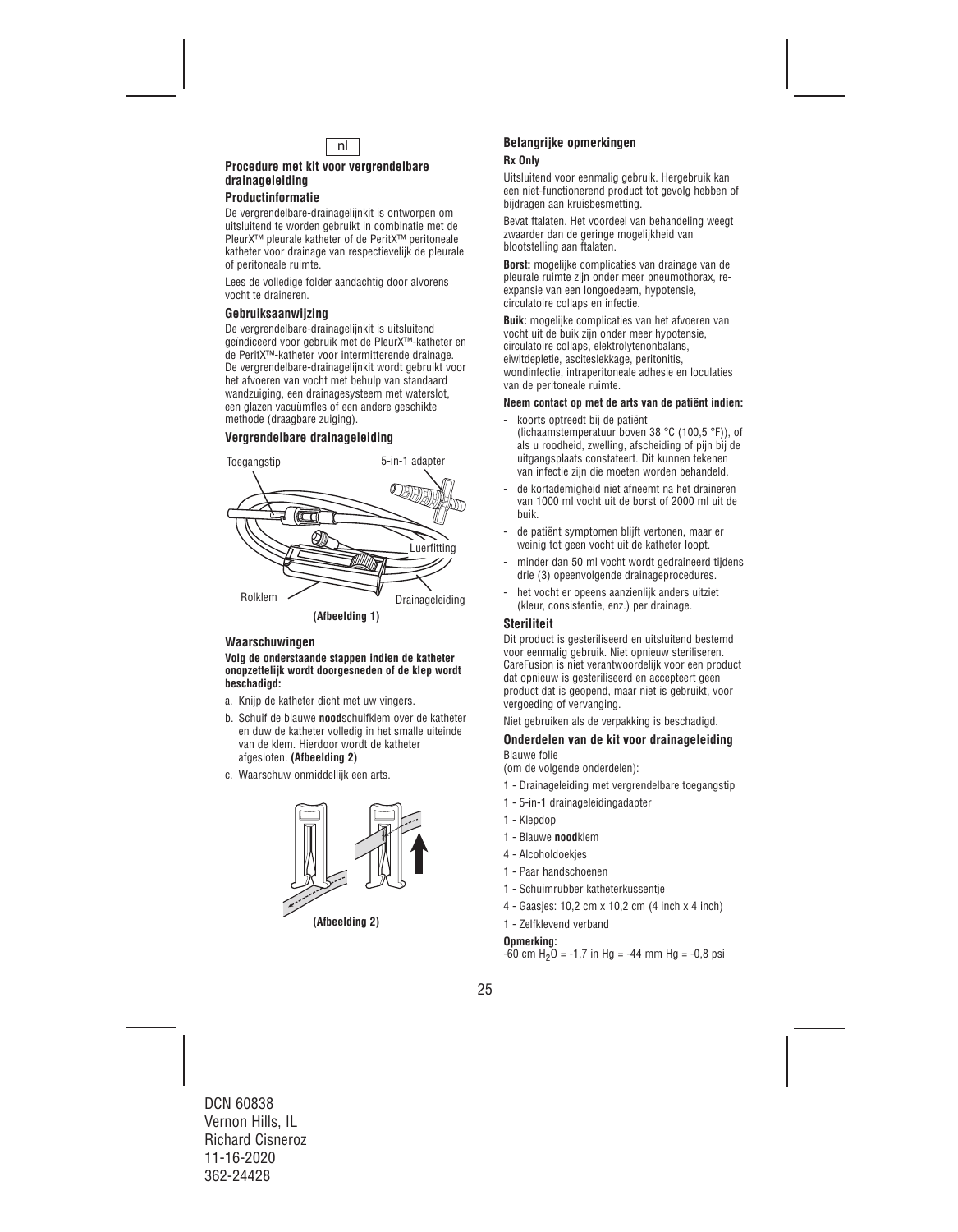nl

### Procedure met kit voor vergrendelbare drainageleiding

#### Productinformatie

De vergrendelbare-drainagelijnkit is ontworpen om uitsluitend te worden gebruikt in combinatie met de PleurX™ pleurale katheter of de PeritX™ peritoneale katheter voor drainage van respectievelijk de pleurale of peritoneale ruimte.

Lees de volledige folder aandachtig door alvorens vocht te draineren.

#### Gebruiksaanwijzing

De vergrendelbare-drainagelijnkit is uitsluitend geïndiceerd voor gebruik met de PleurX™-katheter en de PeritX™-katheter voor intermitterende drainage. De vergrendelbare-drainagelijnkit wordt gebruikt voor het afvoeren van vocht met behulp van standaard wandzuiging, een drainagesysteem met waterslot, een glazen vacuümfles of een andere geschikte methode (draagbare zuiging).

#### Vergrendelbare drainageleiding

Toegangstip

5-in-1 adapter

Luerfitting

Rolklem

Drainageleiding

**(Afbeelding 1)**

#### Waarschuwingen

**Volg de onderstaande stappen indien de katheter onopzettelijk wordt doorgesneden of de klep wordt beschadigd:**

a. Knijp de katheter dicht met uw vingers.

b. Schuif de blauwe **nood**schuifklem over de katheter en duw de katheter volledig in het smalle uiteinde van de klem. Hierdoor wordt de katheter afgesloten. **(Afbeelding 2)**

c. Waarschuw onmiddellijk een arts.

**(Afbeelding 2)**

#### Belangrijke opmerkingen

**Rx Only**

Uitsluitend voor eenmalig gebruik. Hergebruik kan een niet-functionerend product tot gevolg hebben of bijdragen aan kruisbesmetting.

Bevat ftalaten. Het voordeel van behandeling weegt zwaarder dan de geringe mogelijkheid van blootstelling aan ftalaten.

**Borst:** mogelijke complicaties van drainage van de pleurale ruimte zijn onder meer pneumothorax, re-expansie van een longoedeem, hypotensie, circulatoire collaps en infectie.

**Buik:** mogelijke complicaties van het afvoeren van vocht uit de buik zijn onder meer hypotensie, circulatoire collaps, elektrolytenonbalans, eiwitdepletie, ascitesiekkage, peritonitis, wondinfectie, intraperitoneale adhesie en loculaties van de peritoneale ruimte.

**Neem contact op met de arts van de patiënt indien:**

- koorts optreedt bij de patiënt (lichaamstemperatuur boven 38 °C (100,5 °F)), of als u roodheid, zwelling, afscheiding of pijn bij de uitgangsplaats constateert. Dit kunnen tekenen van infectie zijn die moeten worden behandeld.
- de kortademigheid niet afneemt na het draineren van 1000 ml vocht uit de borst of 2000 ml uit de buik.
- de patiënt symptomen blijft vertonen, maar er weinig tot geen vocht uit de katheter loopt.
- minder dan 50 ml vocht wordt gedraineerd tijdens drie (3) opeenvolgende drainageprocedures.
- het vocht er opeens aanzienlijk anders uitziet (kleur, consistentie, enz.) per drainage.

#### Steriliteit

Dit product is gesteriliseerd en uitsluitend bestemd voor eenmalig gebruik. Niet opnieuw steriliseren. CareFusion is niet verantwoordelijk voor een product dat opnieuw is gesteriliseerd en accepteert geen product dat is geopend, maar niet is gebruikt, voor vergoeding of vervanging.

Niet gebruiken als de verpakking is beschadigd.

#### Onderdelen van de kit voor drainageleiding

Blauwe folie
(om de volgende onderdelen):

1 - Drainageleiding met vergrendelbare toegangstip

1 - 5-in-1 drainageleidingadapter

1 - Klepdop

1 - Blauwe **nood**klem

4 - Alcoholdoekjes

1 - Paar handschoenen

1 - Schuimrubber katheterkussentje

4 - Gaasjes: 10,2 cm x 10,2 cm (4 inch x 4 inch)

1 - Zelfklevend verband

**Opmerking:**
-60 cm $H_2O$ = -1,7 in Hg = -44 mm Hg = -0,8 psi

DCN 60838
Vernon Hills, IL
Richard Cisneroz
11-16-2020
362-24428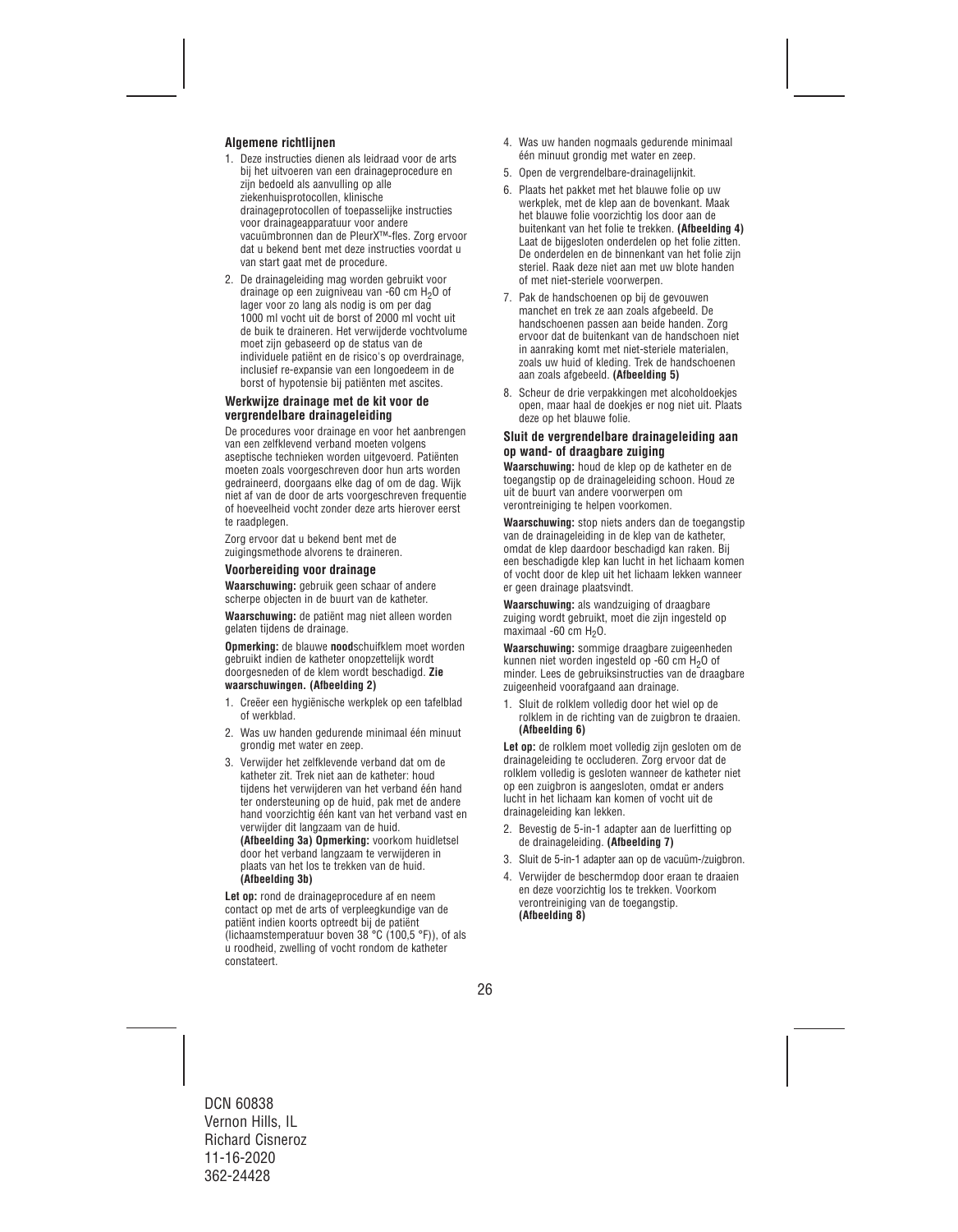### Algemene richtlijnen

1. Deze instructies dienen als leidraad voor de arts bij het uitvoeren van een drainageprocedure en zijn bedoeld als aanvulling op alle ziekenhuisprotocollen, klinische drainageprotocollen of toepasselijke instructies voor drainageapparatuur voor andere vacuümbronnen dan de PleurX™-fles. Zorg ervoor dat u bekend bent met deze instructies voordat u van start gaat met de procedure.
2. De drainageleiding mag worden gebruikt voor drainage op een zuigniveau van -60 cm $H_2O$ of lager voor zo lang als nodig is om per dag 1000 ml vocht uit de borst of 2000 ml vocht uit de buik te draineren. Het verwijderde vochtvolume moet zijn gebaseerd op de status van de individuele patiënt en de risico's op overdrainage, inclusief re-expansie van een longoedeem in de borst of hypotensie bij patiënten met ascites.

### Werkwijze drainage met de kit voor de vergrendelbare drainageleiding

De procedures voor drainage en voor het aanbrengen van een zelfklevend verband moeten volgens aseptische technieken worden uitgevoerd. Patiënten moeten zoals voorgeschreven door hun arts worden gedraineerd, doorgaans elke dag of om de dag. Wijk niet af van de door de arts voorgeschreven frequentie of hoeveelheid vocht zonder deze arts hierover eerst te raadplegen.

Zorg ervoor dat u bekend bent met de zuigingsmethode alvorens te draineren.

### Voorbereiding voor drainage

**Waarschuwing:** gebruik geen schaar of andere scherpe objecten in de buurt van de katheter.

**Waarschuwing:** de patiënt mag niet alleen worden gelaten tijdens de drainage.

**Opmerking:** de blauwe **nood**schuifklem moet worden gebruikt indien de katheter onopzettelijk wordt doorgesneden of de klem wordt beschadigd. **Zie waarschuwingen. (Afbeelding 2)**

1. Creëer een hygiënische werkplek op een tafelblad of werkblad.
2. Was uw handen gedurende minimaal één minuut grondig met water en zeep.
3. Verwijder het zelfklevende verband dat om de katheter zit. Trek niet aan de katheter: houd tijdens het verwijderen van het verband één hand ter ondersteuning op de huid, pak met de andere hand voorzichtig één kant van het verband vast en verwijder dit langzaam van de huid. **(Afbeelding 3a) Opmerking:** voorkom huidletsel door het verband langzaam te verwijderen in plaats van het los te trekken van de huid. **(Afbeelding 3b)**

**Let op:** rond de drainageprocedure af en neem contact op met de arts of verpleegkundige van de patiënt indien koorts optreedt bij de patiënt (lichaamstemperatuur boven 38 °C (100,5 °F)), of als u roodheid, zwelling of vocht rondom de katheter constateert.

4. Was uw handen nogmaals gedurende minimaal één minuut grondig met water en zeep.
5. Open de vergrendelbare-drainagelijnkit.
6. Plaats het pakket met het blauwe folie op uw werkplek, met de klep aan de bovenkant. Maak het blauwe folie voorzichtig los door aan de buitenkant van het folie te trekken. **(Afbeelding 4)** Laat de bijgesloten onderdelen op het folie zitten. De onderdelen en de binnenkant van het folie zijn steriel. Raak deze niet aan met uw blote handen of met niet-steriele voorwerpen.
7. Pak de handschoenen op bij de gevouwen manchet en trek ze aan zoals afgebeeld. De handschoenen passen aan beide handen. Zorg ervoor dat de buitenkant van de handschoen niet in aanraking komt met niet-steriele materialen, zoals uw huid of kleding. Trek de handschoenen aan zoals afgebeeld. **(Afbeelding 5)**
8. Scheur de drie verpakkingen met alcoholdoekjes open, maar haal de doekjes er nog niet uit. Plaats deze op het blauwe folie.

### Sluit de vergrendelbare drainageleiding aan op wand- of draagbare zuiging

**Waarschuwing:** houd de klep op de katheter en de toegangstip op de drainageleiding schoon. Houd ze uit de buurt van andere voorwerpen om verontreiniging te helpen voorkomen.

**Waarschuwing:** stop niets anders dan de toegangstip van de drainageleiding in de klep van de katheter, omdat de klep daardoor beschadigd kan raken. Bij een beschadigde klep kan lucht in het lichaam komen of vocht door de klep uit het lichaam lekken wanneer er geen drainage plaatsvindt.

**Waarschuwing:** als wandzuiging of draagbare zuiging wordt gebruikt, moet die zijn ingesteld op maximaal -60 cm $H_2O$.

**Waarschuwing:** sommige draagbare zuigeenheden kunnen niet worden ingesteld op -60 cm $H_2O$ of minder. Lees de gebruiksinstructies van de draagbare zuigeenheid voorafgaand aan drainage.

1. Sluit de rolklem volledig door het wiel op de rolklem in de richting van de zuigbron te draaien. **(Afbeelding 6)**

**Let op:** de rolklem moet volledig zijn gesloten om de drainageleiding te occluderen. Zorg ervoor dat de rolklem volledig is gesloten wanneer de katheter niet op een zuigbron is aangesloten, omdat er anders lucht in het lichaam kan komen of vocht uit de drainageleiding kan lekken.

2. Bevestig de 5-in-1 adapter aan de luerfitting op de drainageleiding. **(Afbeelding 7)**
3. Sluit de 5-in-1 adapter aan op de vacuüm-/zuigbron.
4. Verwijder de beschermdop door eraan te draaien en deze voorzichtig los te trekken. Voorkom verontreiniging van de toegangstip. **(Afbeelding 8)**

DCN 60838
Vernon Hills, IL
Richard Cisneroz
11-16-2020
362-24428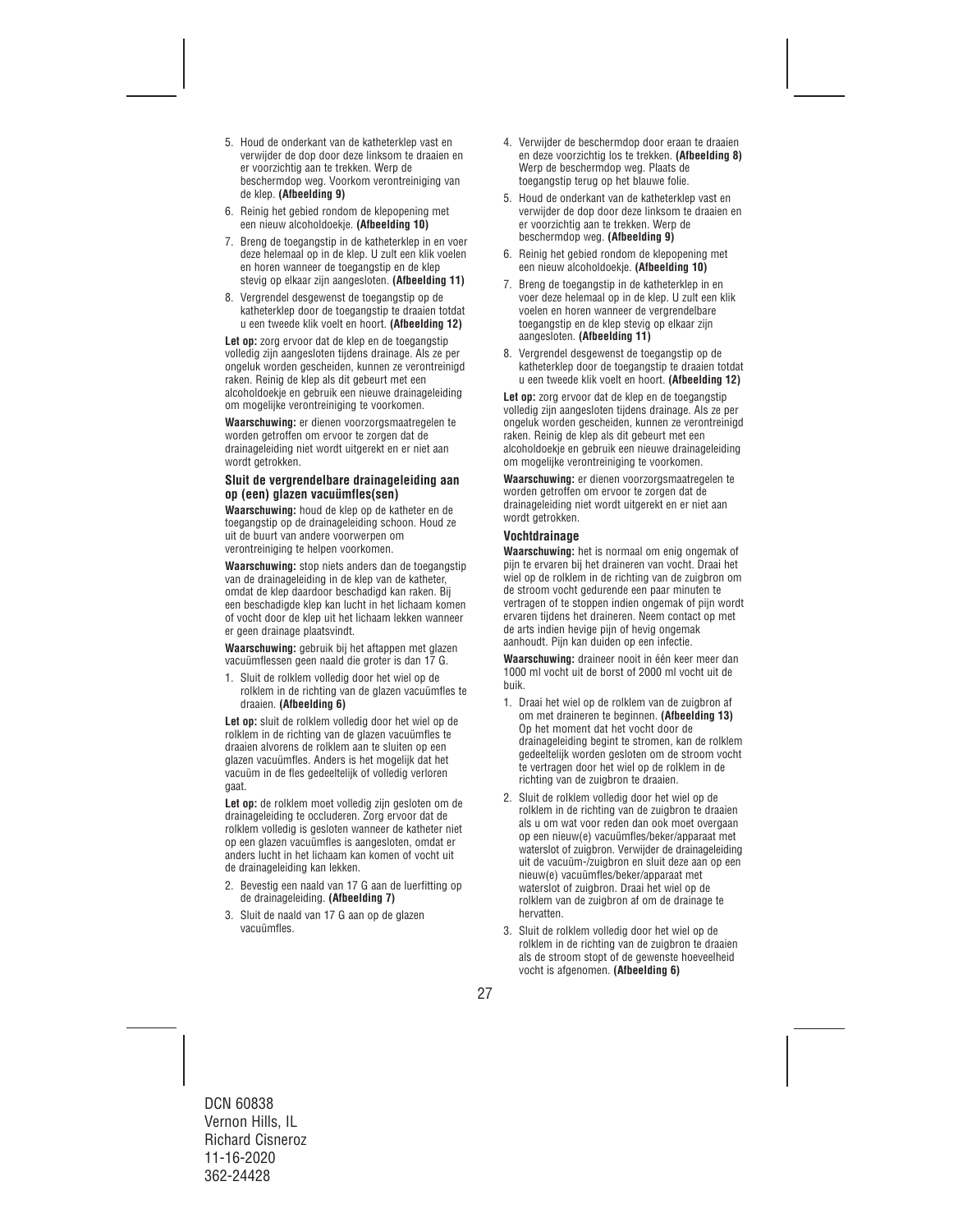5. Houd de onderkant van de katheterklep vast en verwijder de dop door deze linksom te draaien en er voorzichtig aan te trekken. Werp de beschermdop weg. Voorkom verontreiniging van de klep. **(Afbeelding 9)**
6. Reinig het gebied rondom de klepopening met een nieuw alcoholdoekje. **(Afbeelding 10)**
7. Breng de toegangstip in de katheterklep in en voer deze helemaal op in de klep. U zult een klik voelen en horen wanneer de toegangstip en de klep stevig op elkaar zijn aangesloten. **(Afbeelding 11)**
8. Vergrendel desgewenst de toegangstip op de katheterklep door de toegangstip te draaien totdat u een tweede klik voelt en hoort. **(Afbeelding 12)**

**Let op:** zorg ervoor dat de klep en de toegangstip volledig zijn aangesloten tijdens drainage. Als ze per ongeluk worden gescheiden, kunnen ze verontreinigd raken. Reinig de klep als dit gebeurt met een alcoholdoekje en gebruik een nieuwe drainageleiding om mogelijke verontreiniging te voorkomen.

**Waarschuwing:** er dienen voorzorgsmaatregelen te worden getroffen om ervoor te zorgen dat de drainageleiding niet wordt uitgerekt en er niet aan wordt getrokken.

### Sluit de vergrendelbare drainageleiding aan op (een) glazen vacuümfles(sen)

**Waarschuwing:** houd de klep op de katheter en de toegangstip op de drainageleiding schoon. Houd ze uit de buurt van andere voorwerpen om verontreiniging te helpen voorkomen.

**Waarschuwing:** stop niets anders dan de toegangstip van de drainageleiding in de klep van de katheter, omdat de klep daardoor beschadigd kan raken. Bij een beschadigde klep kan lucht in het lichaam komen of vocht door de klep uit het lichaam lekken wanneer er geen drainage plaatsvindt.

**Waarschuwing:** gebruik bij het aftappen met glazen vacuümflessen geen naald die groter is dan 17 G.

1. Sluit de rolklem volledig door het wiel op de rolklem in de richting van de glazen vacuümfles te draaien. **(Afbeelding 6)**

**Let op:** sluit de rolklem volledig door het wiel op de rolklem in de richting van de glazen vacuümfles te draaien alvorens de rolklem aan te sluiten op een glazen vacuümfles. Anders is het mogelijk dat het vacuüm in de fles gedeeltelijk of volledig verloren gaat.

**Let op:** de rolklem moet volledig zijn gesloten om de drainageleiding te occluderen. Zorg ervoor dat de rolklem volledig is gesloten wanneer de katheter niet op een glazen vacuümfles is aangesloten, omdat er anders lucht in het lichaam kan komen of vocht uit de drainageleiding kan lekken.

2. Bevestig een naald van 17 G aan de luerfitting op de drainageleiding. **(Afbeelding 7)**
3. Sluit de naald van 17 G aan op de glazen vacuümfles.
4. Verwijder de beschermdop door eraan te draaien en deze voorzichtig los te trekken. **(Afbeelding 8)** Werp de beschermdop weg. Plaats de toegangstip terug op het blauwe folie.
5. Houd de onderkant van de katheterklep vast en verwijder de dop door deze linksom te draaien en er voorzichtig aan te trekken. Werp de beschermdop weg. **(Afbeelding 9)**
6. Reinig het gebied rondom de klepopening met een nieuw alcoholdoekje. **(Afbeelding 10)**
7. Breng de toegangstip in de katheterklep in en voer deze helemaal op in de klep. U zult een klik voelen en horen wanneer de vergrendelbare toegangstip en de klep stevig op elkaar zijn aangesloten. **(Afbeelding 11)**
8. Vergrendel desgewenst de toegangstip op de katheterklep door de toegangstip te draaien totdat u een tweede klik voelt en hoort. **(Afbeelding 12)**

**Let op:** zorg ervoor dat de klep en de toegangstip volledig zijn aangesloten tijdens drainage. Als ze per ongeluk worden gescheiden, kunnen ze verontreinigd raken. Reinig de klep als dit gebeurt met een alcoholdoekje en gebruik een nieuwe drainageleiding om mogelijke verontreiniging te voorkomen.

**Waarschuwing:** er dienen voorzorgsmaatregelen te worden getroffen om ervoor te zorgen dat de drainageleiding niet wordt uitgerekt en er niet aan wordt getrokken.

### Vochtdrainage

**Waarschuwing:** het is normaal om enig ongemak of pijn te ervaren bij het draineren van vocht. Draai het wiel op de rolklem in de richting van de zuigbron om de stroom vocht gedurende een paar minuten te vertragen of te stoppen indien ongemak of pijn wordt ervaren tijdens het draineren. Neem contact op met de arts indien hevige pijn of hevig ongemak aanhoudt. Pijn kan duiden op een infectie.

**Waarschuwing:** draineer nooit in één keer meer dan 1000 ml vocht uit de borst of 2000 ml vocht uit de buik.

1. Draai het wiel op de rolklem van de zuigbron af om met draineren te beginnen. **(Afbeelding 13)** Op het moment dat het vocht door de drainageleiding begint te stromen, kan de rolklem gedeeltelijk worden gesloten om de stroom vocht te vertragen door het wiel op de rolklem in de richting van de zuigbron te draaien.
2. Sluit de rolklem volledig door het wiel op de rolklem in de richting van de zuigbron te draaien als u om wat voor reden dan ook moet overgaan op een nieuw(e) vacuümfles/beker/apparaat met waterslot of zuigbron. Verwijder de drainageleiding uit de vacuüm-/zuigbron en sluit deze aan op een nieuw(e) vacuümfles/beker/apparaat met waterslot of zuigbron. Draai het wiel op de rolklem van de zuigbron af om de drainage te hervatten.
3. Sluit de rolklem volledig door het wiel op de rolklem in de richting van de zuigbron te draaien als de stroom stopt of de gewenste hoeveelheid vocht is afgenomen. **(Afbeelding 6)**

DCN 60838
Vernon Hills, IL
Richard Cisneroz
11-16-2020
362-24428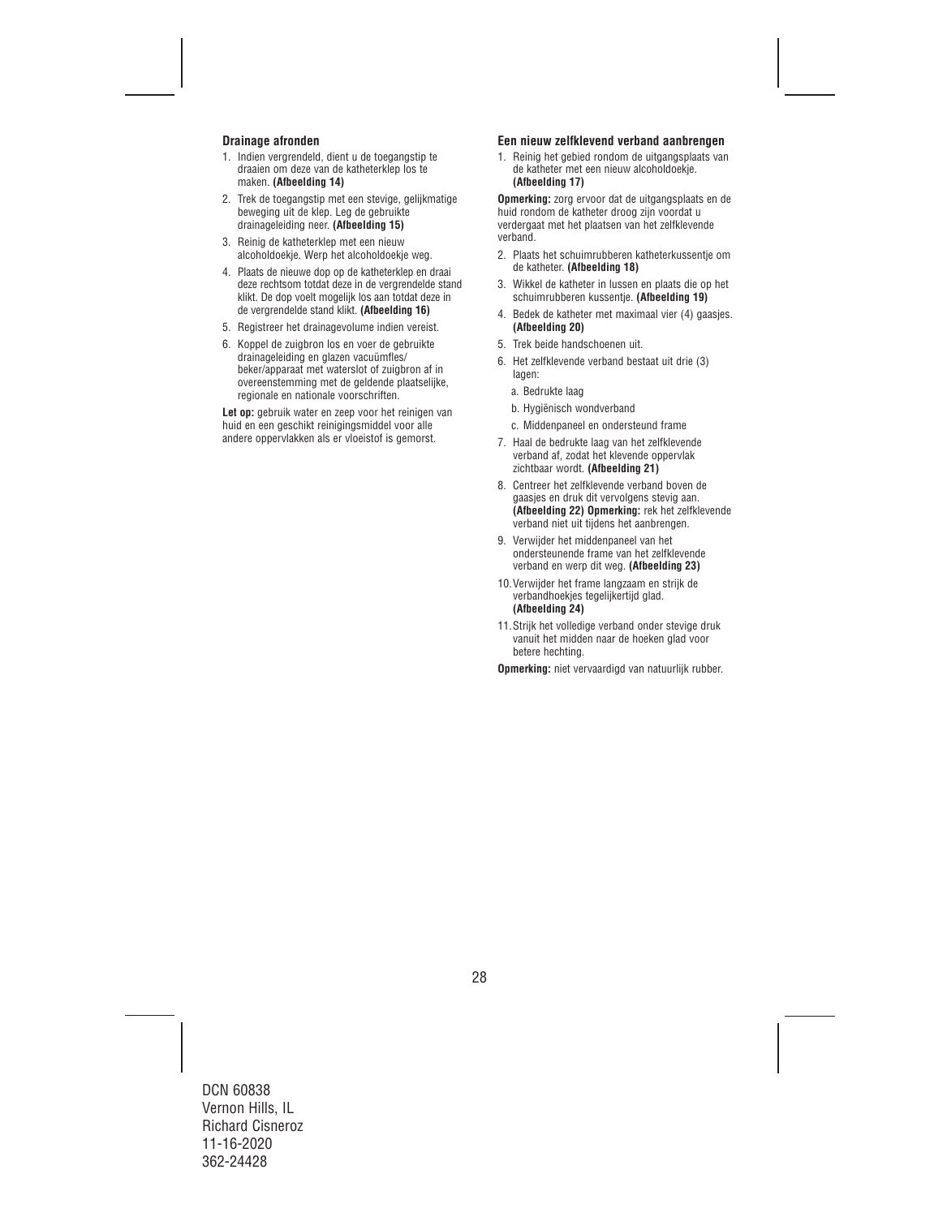### Drainage afronden

1. Indien vergrendeld, dient u de toegangstip te draaien om deze van de katheterklep los te maken. **(Afbeelding 14)**
2. Trek de toegangstip met een stevige, gelijkmatige beweging uit de klep. Leg de gebruikte drainageleiding neer. **(Afbeelding 15)**
3. Reinig de katheterklep met een nieuw alcoholdoekje. Werp het alcoholdoekje weg.
4. Plaats de nieuwe dop op de katheterklep en draai deze rechtsom totdat deze in de vergrendelde stand klikt. De dop voelt mogelijk los aan totdat deze in de vergrendelde stand klikt. **(Afbeelding 16)**
5. Registreer het drainagevolume indien vereist.
6. Koppel de zuigbron los en voer de gebruikte drainageleiding en glazen vacuümfles/beker/apparaat met waterslot of zuigbron af in overeenstemming met de geldende plaatselijke, regionale en nationale voorschriften.

**Let op:** gebruik water en zeep voor het reinigen van huid en een geschikt reinigingsmiddel voor alle andere oppervlakken als er vloeistof is gemorst.

### Een nieuw zelfklevend verband aanbrengen

1. Reinig het gebied rondom de uitgangsplaats van de katheter met een nieuw alcoholdoekje. **(Afbeelding 17)**

**Opmerking:** zorg ervoor dat de uitgangsplaats en de huid rondom de katheter droog zijn voordat u verdergaat met het plaatsen van het zelfklevende verband.

2. Plaats het schuimrubberen katheterkussentje om de katheter. **(Afbeelding 18)**
3. Wikkel de katheter in lussen en plaats die op het schuimrubberen kussentje. **(Afbeelding 19)**
4. Bedek de katheter met maximaal vier (4) gaasjes. **(Afbeelding 20)**
5. Trek beide handschoenen uit.
6. Het zelfklevende verband bestaat uit drie (3) lagen:
   a. Bedrukte laag
   b. Hygiënisch wondverband
   c. Middenpaneel en ondersteund frame
7. Haal de bedrukte laag van het zelfklevende verband af, zodat het klevende oppervlak zichtbaar wordt. **(Afbeelding 21)**
8. Centreer het zelfklevende verband boven de gaasjes en druk dit vervolgens stevig aan. **(Afbeelding 22) Opmerking:** rek het zelfklevende verband niet uit tijdens het aanbrengen.
9. Verwijder het middenpaneel van het ondersteunende frame van het zelfklevende verband en werp dit weg. **(Afbeelding 23)**
10. Verwijder het frame langzaam en strijk de verbandhoekjes tegelijkertijd glad. **(Afbeelding 24)**
11. Strijk het volledige verband onder stevige druk vanuit het midden naar de hoeken glad voor betere hechting.

**Opmerking:** niet vervaardigd van natuurlijk rubber.

DCN 60838
Vernon Hills, IL
Richard Cisneroz
11-16-2020
362-24428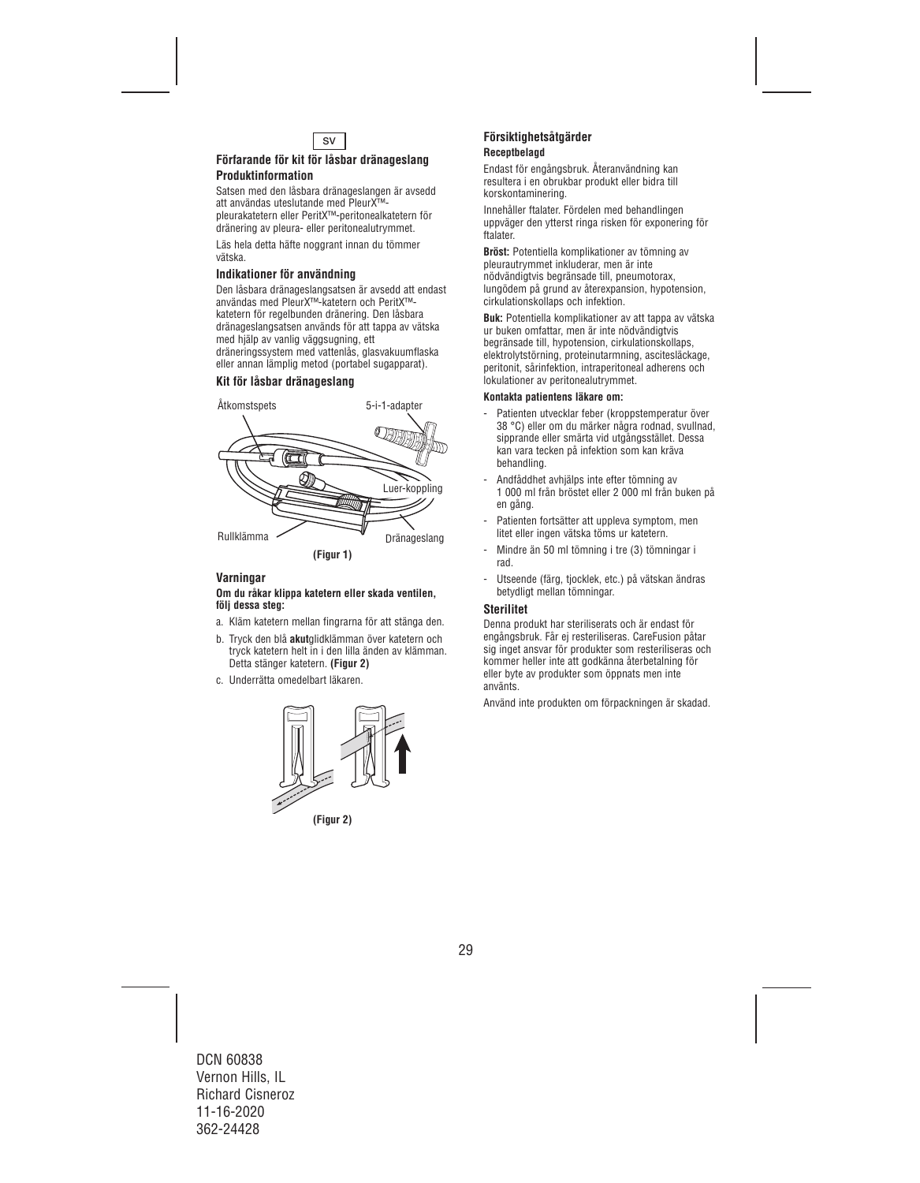SV

### Förfarande för kit för låsbar dränageslang

### Produktinformation

Satsen med den låsbara dränageslangen är avsedd att användas uteslutande med PleurX™-pleurakatetern eller PeritX™-peritonealkatetern för dränering av pleura- eller peritonealutrymmet.

Läs hela detta häfte noggrant innan du tömmer vätska.

### Indikationer för användning

Den låsbara dränageslangsatsen är avsedd att endast användas med PleurX™-katetern och PeritX™-katetern för regelbunden dränering. Den låsbara dränageslangsatsen används för att tappa av vätska med hjälp av vanlig väggsugning, ett dräneringssystem med vattenlås, glasvakuumflaska eller annan lämplig metod (portabel sugapparat).

### Kit för låsbar dränageslang

Åtkomstspets

5-i-1-adapter

Luer-koppling

Rullklämma

Dränageslang

**(Figur 1)**

### Varningar

**Om du råkar klippa katetern eller skada ventilen, följ dessa steg:**

a. Kläm katetern mellan fingrarna för att stänga den.

b. Tryck den blå **akut**glidklämman över katetern och tryck katetern helt in i den lilla änden av klämman. Detta stänger katetern. **(Figur 2)**

c. Underrätta omedelbart läkaren.

**(Figur 2)**

### Försiktighetsåtgärder

**Receptbelagd**

Endast för engångsbruk. Återanvändning kan resultera i en obrukbar produkt eller bidra till korskontaminering.

Innehåller ftalater. Fördelen med behandlingen uppväger den ytterst ringa risken för exponering för ftalater.

**Bröst:** Potentiella komplikationer av tömning av pleurautrymmet inkluderar, men är inte nödvändigtvis begränsade till, pneumotorax, lungödem på grund av återexpansion, hypotension, cirkulationskollaps och infektion.

**Buk:** Potentiella komplikationer av att tappa av vätska ur buken omfattar, men är inte nödvändigtvis begränsade till, hypotension, cirkulationskollaps, elektrolytstörning, proteinutarmning, ascitesläckage, peritonit, sårinfektion, intraperitoneal adherens och lokulationer av peritonealutrymmet.

**Kontakta patientens läkare om:**

- Patienten utvecklar feber (kroppstemperatur över 38 °C) eller om du märker några rodnad, svullnad, sipprande eller smärta vid utgångsstället. Dessa kan vara tecken på infektion som kan kräva behandling.
- Andfåddhet avhjälps inte efter tömning av 1 000 ml från bröstet eller 2 000 ml från buken på en gång.
- Patienten fortsätter att uppleva symptom, men litet eller ingen vätska töms ur katetern.
- Mindre än 50 ml tömning i tre (3) tömningar i rad.
- Utseende (färg, tjocklek, etc.) på vätskan ändras betydligt mellan tömningar.

### Sterilitet

Denna produkt har steriliserats och är endast för engångsbruk. Får ej resteriliseras. CareFusion påtar sig inget ansvar för produkter som resteriliseras och kommer heller inte att godkänna återbetalning för eller byte av produkter som öppnats men inte använts.

Använd inte produkten om förpackningen är skadad.

DCN 60838
Vernon Hills, IL
Richard Cisneroz
11-16-2020
362-24428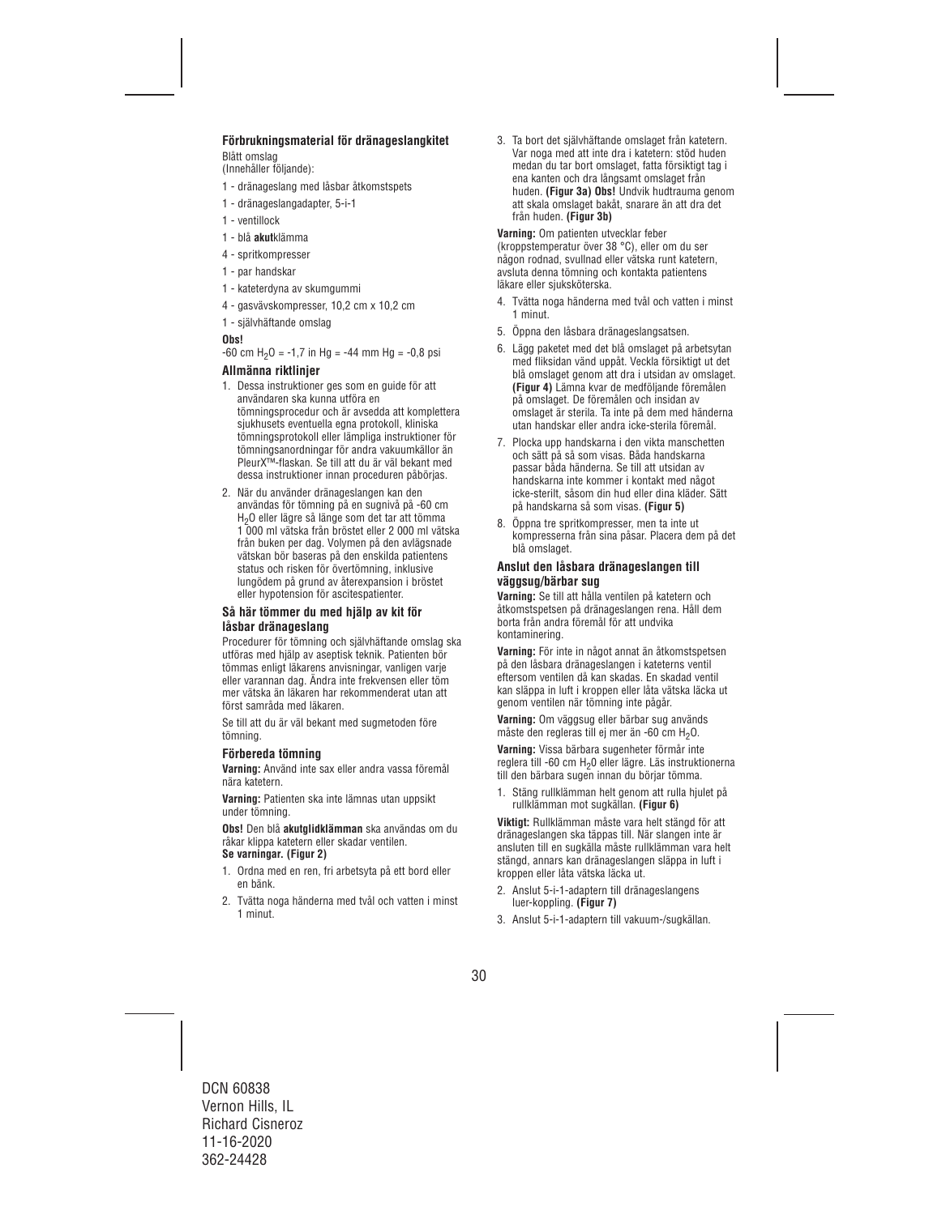### Förbrukningsmaterial för dränageslangkitet

Blått omslag
(Innehåller följande):

1 - dränageslang med låsbar åtkomstspets

1 - dränageslangadapter, 5-i-1

1 - ventillock

1 - blå **akut**klämma

4 - spritkompresser

1 - par handskar

1 - kateterdyna av skumgummi

4 - gasvävskompresser, 10,2 cm x 10,2 cm

1 - självhäftande omslag

**Obs!**

-60 cm $H_2O$ = -1,7 in Hg = -44 mm Hg = -0,8 psi

### Allmänna riktlinjer

1. Dessa instruktioner ges som en guide för att användaren ska kunna utföra en tömningsprocedur och är avsedda att komplettera sjukhusets eventuella egna protokoll, kliniska tömningsprotokoll eller lämpliga instruktioner för tömningsanordningar för andra vakuumkällor än PleurX™-flaskan. Se till att du är väl bekant med dessa instruktioner innan proceduren påbörjas.
2. När du använder dränageslangen kan den användas för tömning på en sugnivå på -60 cm $H_2O$ eller lägre så länge som det tar att tömma 1 000 ml vätska från bröstet eller 2 000 ml vätska från buken per dag. Volymen på den avlägsnade vätskan bör baseras på den enskilda patientens status och risken för övertömning, inklusive lungödem på grund av återexpansion i bröstet eller hypotension för ascitespatienter.

### Så här tömmer du med hjälp av kit för låsbar dränageslang

Procedurer för tömning och självhäftande omslag ska utföras med hjälp av aseptisk teknik. Patienten bör tömmas enligt läkarens anvisningar, vanligen varje eller varannan dag. Ändra inte frekvensen eller töm mer vätska än läkaren har rekommenderat utan att först samråda med läkaren.

Se till att du är väl bekant med sugmetoden före tömning.

### Förbereda tömning

**Varning:** Använd inte sax eller andra vassa föremål nära katetern.

**Varning:** Patienten ska inte lämnas utan uppsikt under tömning.

**Obs!** Den blå **akutglidklämman** ska användas om du råkar klippa katetern eller skadar ventilen. **Se varningar. (Figur 2)**

1. Ordna med en ren, fri arbetsyta på ett bord eller en bänk.
2. Tvätta noga händerna med tvål och vatten i minst 1 minut.
3. Ta bort det självhäftande omslaget från katetern. Var noga med att inte dra i katetern: stöd huden medan du tar bort omslaget, fatta försiktigt tag i ena kanten och dra långsamt omslaget från huden. **(Figur 3a) Obs!** Undvik hudtrauma genom att skala omslaget bakåt, snarare än att dra det från huden. **(Figur 3b)**

**Varning:** Om patienten utvecklar feber (kroppstemperatur över 38 °C), eller om du ser någon rodnad, svullnad eller vätska runt katetern, avsluta denna tömning och kontakta patientens läkare eller sjuksköterska.

4. Tvätta noga händerna med tvål och vatten i minst 1 minut.
5. Öppna den låsbara dränageslangsatsen.
6. Lägg paketet med det blå omslaget på arbetsytan med fliksidan vänd uppåt. Veckla försiktigt ut det blå omslaget genom att dra i utsidan av omslaget. **(Figur 4)** Lämna kvar de medföljande föremålen på omslaget. De föremålen och insidan av omslaget är sterila. Ta inte på dem med händerna utan handskar eller andra icke-sterila föremål.
7. Plocka upp handskarna i den vikta manschetten och sätt på så som visas. Båda handskarna passar båda händerna. Se till att utsidan av handskarna inte kommer i kontakt med något icke-sterilt, såsom din hud eller dina kläder. Sätt på handskarna så som visas. **(Figur 5)**
8. Öppna tre spritkompresser, men ta inte ut kompresserna från sina påsar. Placera dem på det blå omslaget.

### Anslut den låsbara dränageslangen till väggsug/bärbar sug

**Varning:** Se till att hålla ventilen på katetern och åtkomstspetsen på dränageslangen rena. Håll dem borta från andra föremål för att undvika kontaminering.

**Varning:** För inte in något annat än åtkomstspetsen på den låsbara dränageslangen i kateterns ventil eftersom ventilen då kan skadas. En skadad ventil kan släppa in luft i kroppen eller låta vätska läcka ut genom ventilen när tömning inte pågår.

**Varning:** Om väggsug eller bärbar sug används måste den regleras till ej mer än -60 cm $H_2O$.

**Varning:** Vissa bärbara sugenheter förmår inte reglera till -60 cm $H_2O$ eller lägre. Läs instruktionerna till den bärbara sugen innan du börjar tömma.

1. Stäng rullklämman helt genom att rulla hjulet på rullklämman mot sugkällan. **(Figur 6)**

**Viktigt:** Rullklämman måste vara helt stängd för att dränageslangen ska täppas till. När slangen inte är ansluten till en sugkälla måste rullklämman vara helt stängd, annars kan dränageslangen släppa in luft i kroppen eller låta vätska läcka ut.

2. Anslut 5-i-1-adaptern till dränageslangens luer-koppling. **(Figur 7)**
3. Anslut 5-i-1-adaptern till vakuum-/sugkällan.

DCN 60838
Vernon Hills, IL
Richard Cisneroz
11-16-2020
362-24428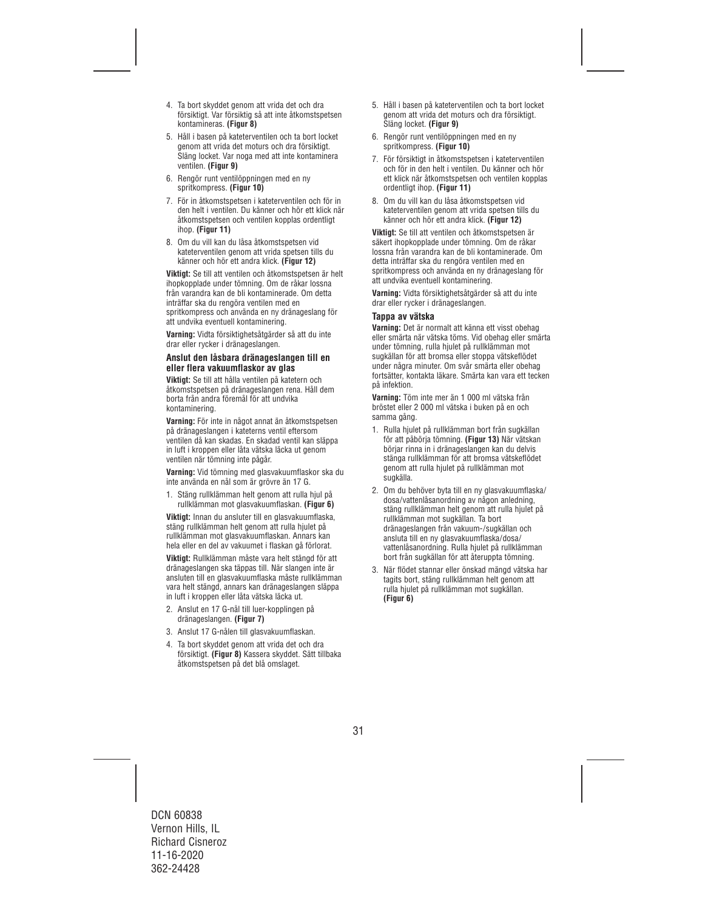4. Ta bort skyddet genom att vrida det och dra försiktigt. Var försiktig så att inte åtkomstspetsen kontamineras. **(Figur 8)**

5. Håll i basen på kateterventilen och ta bort locket genom att vrida det moturs och dra försiktigt. Släng locket. Var noga med att inte kontaminera ventilen. **(Figur 9)**

6. Rengör runt ventilöppningen med en ny spritkompress. **(Figur 10)**

7. För in åtkomstspetsen i kateterventilen och för in den helt i ventilen. Du känner och hör ett klick när åtkomstspetsen och ventilen kopplas ordentligt ihop. **(Figur 11)**

8. Om du vill kan du låsa åtkomstspetsen vid kateterventilen genom att vrida spetsen tills du känner och hör ett andra klick. **(Figur 12)**

**Viktigt:** Se till att ventilen och åtkomstspetsen är helt ihopkopplade under tömning. Om de råkar lossna från varandra kan de bli kontaminerade. Om detta inträffar ska du rengöra ventilen med en spritkompress och använda en ny dränageslang för att undvika eventuell kontaminering.

**Varning:** Vidta försiktighetsåtgärder så att du inte drar eller rycker i dränageslangen.

### Anslut den låsbara dränageslangen till en eller flera vakuumflaskor av glas

**Viktigt:** Se till att hålla ventilen på katetern och åtkomstspetsen på dränageslangen rena. Håll dem borta från andra föremål för att undvika kontaminering.

**Varning:** För inte in något annat än åtkomstspetsen på dränageslangen i kateterns ventil eftersom ventilen då kan skadas. En skadad ventil kan släppa in luft i kroppen eller låta vätska läcka ut genom ventilen när tömning inte pågår.

**Varning:** Vid tömning med glasvakuumflaskor ska du inte använda en nål som är grövre än 17 G.

1. Stäng rullklämman helt genom att rulla hjul på rullklämman mot glasvakuumflaskan. **(Figur 6)**

**Viktigt:** Innan du ansluter till en glasvakuumflaska, stäng rullklämman helt genom att rulla hjulet på rullklämman mot glasvakuumflaskan. Annars kan hela eller en del av vakuumet i flaskan gå förlorat.

**Viktigt:** Rullklämman måste vara helt stängd för att dränageslangen ska täppas till. När slangen inte är ansluten till en glasvakuumflaska måste rullklämman vara helt stängd, annars kan dränageslangen släppa in luft i kroppen eller låta vätska läcka ut.

2. Anslut en 17 G-nål till luer-kopplingen på dränageslangen. **(Figur 7)**

3. Anslut 17 G-nålen till glasvakuumflaskan.

4. Ta bort skyddet genom att vrida det och dra försiktigt. **(Figur 8)** Kassera skyddet. Sätt tillbaka åtkomstspetsen på det blå omslaget.

5. Håll i basen på kateterventilen och ta bort locket genom att vrida det moturs och dra försiktigt. Släng locket. **(Figur 9)**

6. Rengör runt ventilöppningen med en ny spritkompress. **(Figur 10)**

7. För försiktigt in åtkomstspetsen i kateterventilen och för in den helt i ventilen. Du känner och hör ett klick när åtkomstspetsen och ventilen kopplas ordentligt ihop. **(Figur 11)**

8. Om du vill kan du låsa åtkomstspetsen vid kateterventilen genom att vrida spetsen tills du känner och hör ett andra klick. **(Figur 12)**

**Viktigt:** Se till att ventilen och åtkomstspetsen är säkert ihopkopplade under tömning. Om de råkar lossna från varandra kan de bli kontaminerade. Om detta inträffar ska du rengöra ventilen med en spritkompress och använda en ny dränageslang för att undvika eventuell kontaminering.

**Varning:** Vidta försiktighetsåtgärder så att du inte drar eller rycker i dränageslangen.

### Tappa av vätska

**Varning:** Det är normalt att känna ett visst obehag eller smärta när vätska töms. Vid obehag eller smärta under tömning, rulla hjulet på rullklämman mot sugkällan för att bromsa eller stoppa vätskeflödet under några minuter. Om svår smärta eller obehag fortsätter, kontakta läkare. Smärta kan vara ett tecken på infektion.

**Varning:** Töm inte mer än 1 000 ml vätska från bröstet eller 2 000 ml vätska i buken på en och samma gång.

1. Rulla hjulet på rullklämman bort från sugkällan för att påbörja tömning. **(Figur 13)** När vätskan börjar rinna in i dränageslangen kan du delvis stänga rullklämman för att bromsa vätskeflödet genom att rulla hjulet på rullklämman mot sugkälla.

2. Om du behöver byta till en ny glasvakuumflaska/dosa/vattenlåsanordning av någon anledning, stäng rullklämman helt genom att rulla hjulet på rullklämman mot sugkällan. Ta bort dränageslangen från vakuum-/sugkällan och ansluta till en ny glasvakuumflaska/dosa/vattenlåsanordning. Rulla hjulet på rullklämman bort från sugkällan för att återuppta tömning.

3. När flödet stannar eller önskad mängd vätska har tagits bort, stäng rullklämman helt genom att rulla hjulet på rullklämman mot sugkällan. **(Figur 6)**

DCN 60838
Vernon Hills, IL
Richard Cisneroz
11-16-2020
362-24428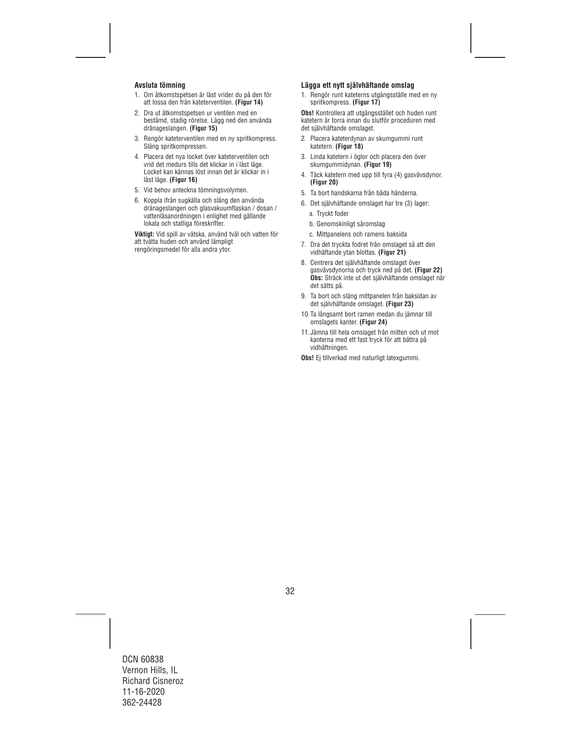### Avsluta tömning

1. Om åtkomstspetsen är låst vrider du på den för att lossa den från kateterventilen. **(Figur 14)**
2. Dra ut åtkomstspetsen ur ventilen med en bestämd, stadig rörelse. Lägg ned den använda dränageslangen. **(Figur 15)**
3. Rengör kateterventilen med en ny spritkompress. Släng spritkompressen.
4. Placera det nya locket över kateterventilen och vrid det medurs tills det klickar in i låst läge. Locket kan kännas löst innan det är klickar in i låst läge. **(Figur 16)**
5. Vid behov anteckna tömningsvolymen.
6. Koppla ifrån sugkälla och släng den använda dränageslangen och glasvakuumflaskan / dosan / vattenlåsanordningen i enlighet med gällande lokala och statliga föreskrifter.

**Viktigt:** Vid spill av vätska, använd tvål och vatten för att tvätta huden och använd lämpligt rengöringsmedel för alla andra ytor.

### Lägga ett nytt självhäftande omslag

1. Rengör runt kateterns utgångsställe med en ny spritkompress. **(Figur 17)**

**Obs!** Kontrollera att utgångsstället och huden runt katetern är torra innan du slutför proceduren med det självhäftande omslaget.

2. Placera kateterdynan av skumgummi runt katetern. **(Figur 18)**
3. Linda katetern i öglor och placera den över skumgummidynan. **(Figur 19)**
4. Täck katetern med upp till fyra (4) gasvävsdynor. **(Figur 20)**
5. Ta bort handskarna från båda händerna.
6. Det självhäftande omslaget har tre (3) lager:
   a. Tryckt foder
   b. Genomskinligt såromslag
   c. Mittpanelens och ramens baksida
7. Dra det tryckta fodret från omslaget så att den vidhäftande ytan blottas. **(Figur 21)**
8. Centrera det självhäftande omslaget över gasvävsdynorna och tryck ned på det. **(Figur 22)**
   **Obs:** Sträck inte ut det självhäftande omslaget när det sätts på.
9. Ta bort och släng mittpanelen från baksidan av det självhäftande omslaget. **(Figur 23)**
10. Ta långsamt bort ramen medan du jämnar till omslagets kanter. **(Figur 24)**
11. Jämna till hela omslaget från mitten och ut mot kanterna med ett fast tryck för att bättra på vidhäftningen.

**Obs!** Ej tillverkad med naturligt latexgummi.

DCN 60838
Vernon Hills, IL
Richard Cisneroz
11-16-2020
362-24428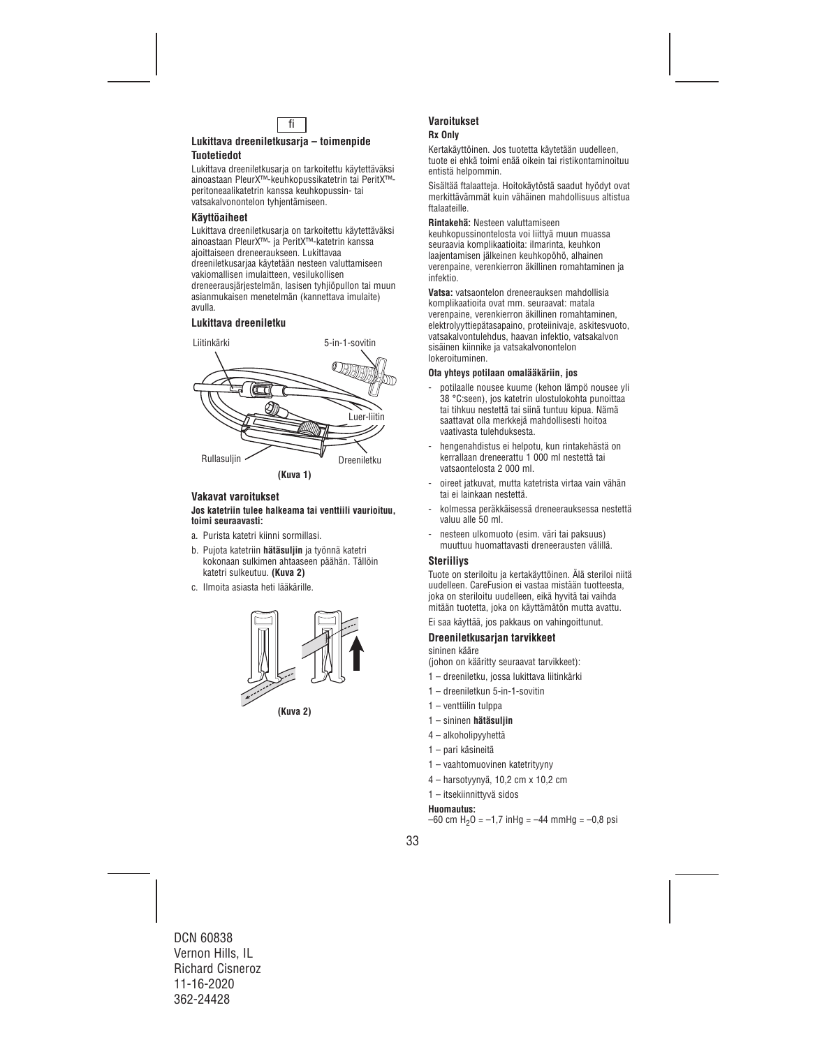fi

## Lukittava dreeniletkusarja – toimenpide

### Tuotetiedot

Lukittava dreeniletkusarja on tarkoitettu käytettäväksi ainoastaan PleurX™-keuhkopussikatetrin tai PeritX™-peritoneaalikatetrin kanssa keuhkopussin- tai vatsakalvonontelon tyhjentämiseen.

### Käyttöaiheet

Lukittava dreeniletkusarja on tarkoitettu käytettäväksi ainoastaan PleurX™- ja PeritX™-katetrin kanssa ajoittaiseen dreneeraukseen. Lukittavaa dreeniletkusarjaa käytetään nesteen valuttamiseen vakiomallisen imulaitteen, vesilukollisen dreneerausjärjestelmän, lasisen tyhjiöpullon tai muun asianmukaisen menetelmän (kannettava imulaite) avulla.

### Lukittava dreeniletku

Liitinkärki
5-in-1-sovitin
Luer-liitin
Rullasuljin
Dreeniletku

**(Kuva 1)**

### Vakavat varoitukset

**Jos katetriin tulee halkeama tai venttiili vaurioituu, toimi seuraavasti:**

a. Purista katetri kiinni sormillasi.
b. Pujota katetriin **hätäsuljin** ja työnnä katetri kokonaan sulkimen ahtaaseen päähän. Tällöin katetri sulkeutuu. **(Kuva 2)**
c. Ilmoita asiasta heti lääkärille.

**(Kuva 2)**

### Varoitukset

**Rx Only**

Kertakäyttöinen. Jos tuotetta käytetään uudelleen, tuote ei ehkä toimi enää oikein tai ristikontaminoituu entistä helpommin.

Sisältää ftalaatteja. Hoitokäytöstä saadut hyödyt ovat merkittävämmät kuin vähäinen mahdollisuus altistua ftalaateille.

**Rintakehä:** Nesteen valuttamiseen keuhkopussinontelosta voi liittyä muun muassa seuraavia komplikaatioita: ilmarinta, keuhkon laajentamisen jälkeinen keuhkopöhö, alhainen verenpaine, verenkierron äkillinen romahtaminen ja infektio.

**Vatsa:** vatsaontelon dreneerauksen mahdollisia komplikaatioita ovat mm. seuraavat: matala verenpaine, verenkierron äkillinen romahtaminen, elektrolyyttiepätasapaino, proteiinivaje, askitesvuoto, vatsakalvontulehdus, haavan infektio, vatsakalvon sisäinen kiinnike ja vatsakalvonontelon lokeroituminen.

**Ota yhteys potilaan omalääkäriin, jos**

- potilaalle nousee kuume (kehon lämpö nousee yli 38 °C:seen), jos katetrin ulostulokohta punoittaa tai tihkuu nestettä tai siinä tuntuu kipua. Nämä saattavat olla merkkejä mahdollisesti hoitoa vaativasta tulehduksesta.
- hengenahdistus ei helpotu, kun rintakehästä on kerrallaan dreneerattu 1 000 ml nestettä tai vatsaontelosta 2 000 ml.
- oireet jatkuvat, mutta katetrista virtaa vain vähän tai ei lainkaan nestettä.
- kolmessa peräkkäisessä dreneerauksessa nestettä valuu alle 50 ml.
- nesteen ulkomuoto (esim. väri tai paksuus) muuttuu huomattavasti dreneerausten välillä.

### Steriiliys

Tuote on steriloitu ja kertakäyttöinen. Älä steriloi niitä uudelleen. CareFusion ei vastaa mistään tuotteesta, joka on steriloitu uudelleen, eikä hyvitä tai vaihda mitään tuotetta, joka on käyttämätön mutta avattu.

Ei saa käyttää, jos pakkaus on vahingoittunut.

### Dreeniletkusarjan tarvikkeet

sininen kääre
(johon on kääritty seuraavat tarvikkeet):

1 – dreeniletku, jossa lukittava liitinkärki
1 – dreeniletkun 5-in-1-sovitin
1 – venttiilin tulppa
1 – sininen **hätäsuljin**
4 – alkoholipyyhettä
1 – pari käsineitä
1 – vaahtomuovinen katetrityyny
4 – harsotyynyä, 10,2 cm x 10,2 cm
1 – itsekiinnittyvä sidos

**Huomautus:**
–60 cm $H_2O$ = –1,7 inHg = –44 mmHg = –0,8 psi

DCN 60838
Vernon Hills, IL
Richard Cisneroz
11-16-2020
362-24428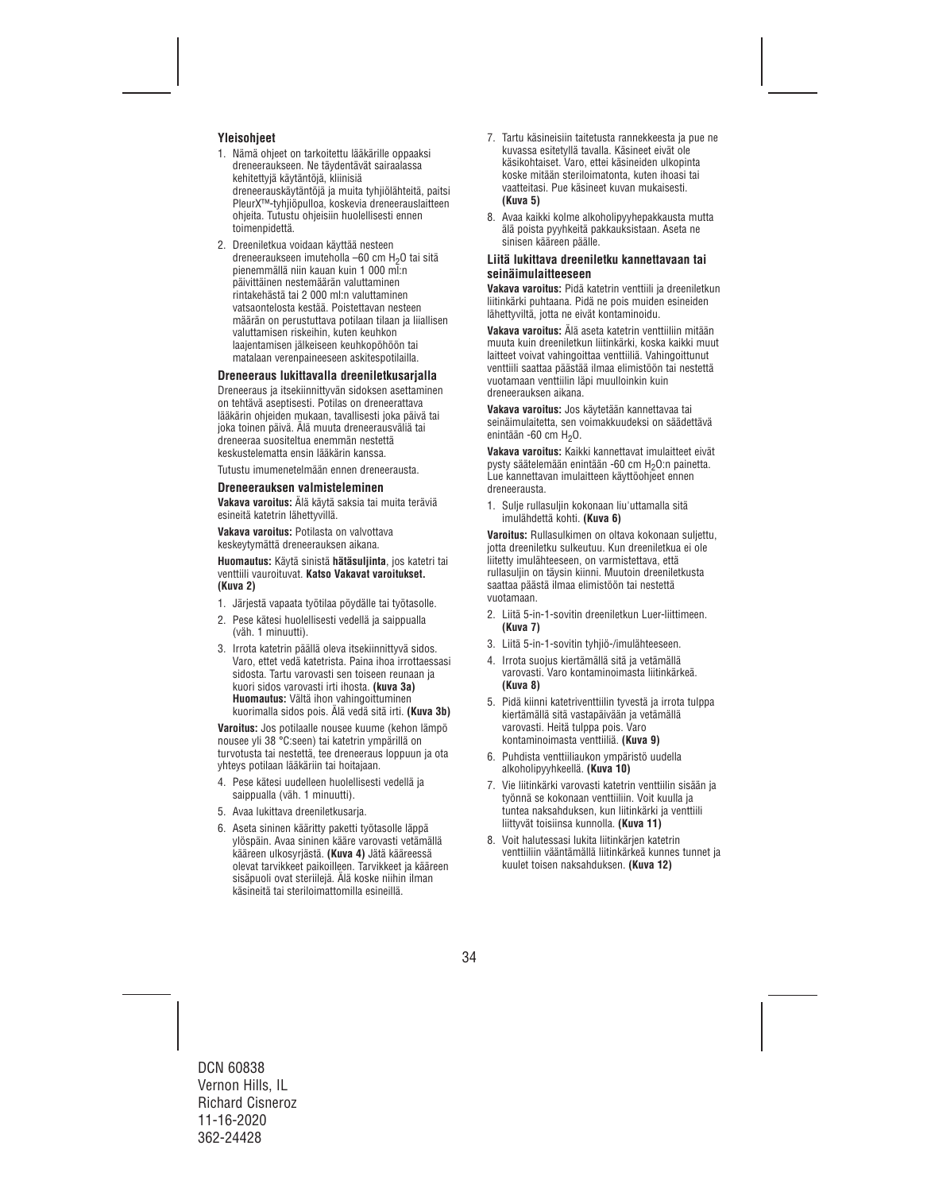### Yleisohjeet

1. Nämä ohjeet on tarkoitettu lääkärille oppaaksi dreneeraukseen. Ne täydentävät sairaalassa kehitettyjä käytäntöjä, kliinisiä dreneerauskäytäntöjä ja muita tyhjiölähteitä, paitsi PleurX™-tyhjiöpulloa, koskevia dreneerauslaitteen ohjeita. Tutustu ohjeisiin huolellisesti ennen toimenpidettä.
2. Dreeniletkua voidaan käyttää nesteen dreneeraukseen imuteholla –60 cm $H_2O$ tai sitä pienemmällä niin kauan kuin 1 000 ml:n päivittäinen nestemäärän valuttaminen rintakehästä tai 2 000 ml:n valuttaminen vatsaontelosta kestää. Poistettavan nesteen määrän on perustuttava potilaan tilaan ja liiallisen valuttamisen riskeihin, kuten keuhkon laajentamisen jälkeiseen keuhkopöhöön tai matalaan verenpaineeseen askitespotilailla.

### Dreneeraus lukittavalla dreeniletkusarjalla

Dreneeraus ja itsekiinnittyvän sidoksen asettaminen on tehtävä aseptisesti. Potilas on dreneerattava lääkärin ohjeiden mukaan, tavallisesti joka päivä tai joka toinen päivä. Älä muuta dreneerausväliä tai dreneeraa suositeltua enemmän nestettä keskustelematta ensin lääkärin kanssa.

Tutustu imumenetelmään ennen dreneerausta.

### Dreneerauksen valmisteleminen

**Vakava varoitus:** Älä käytä saksia tai muita teräviä esineitä katetrin lähettyvillä.

**Vakava varoitus:** Potilasta on valvottava keskeytymättä dreneerauksen aikana.

**Huomautus:** Käytä sinistä **hätäsuljinta**, jos katetri tai venttiili vaurioituvat. **Katso Vakavat varoitukset. (Kuva 2)**

1. Järjestä vapaata työtilaa pöydälle tai työtasolle.
2. Pese kätesi huolellisesti vedellä ja saippualla (väh. 1 minuutti).
3. Irrota katetrin päällä oleva itsekiinnittyvä sidos. Varo, ettet vedä katetrista. Paina ihoa irrottaessasi sidosta. Tartu varovasti sen toiseen reunaan ja kuori sidos varovasti irti ihosta. **(kuva 3a) Huomautus:** Vältä ihon vahingoittuminen kuorimalla sidos pois. Älä vedä sitä irti. **(Kuva 3b)**

**Varoitus:** Jos potilaalle nousee kuume (kehon lämpö nousee yli 38 °C:seen) tai katetrin ympärillä on turvotusta tai nestettä, tee dreneeraus loppuun ja ota yhteys potilaan lääkäriin tai hoitajaan.

4. Pese kätesi uudelleen huolellisesti vedellä ja saippualla (väh. 1 minuutti).
5. Avaa lukittava dreeniletkusarja.
6. Aseta sininen kääritty paketti työtasolle läppä ylöspäin. Avaa sininen kääre varovasti vetämällä kääreen ulkosyrjästä. **(Kuva 4)** Jätä kääreessä olevat tarvikkeet paikoilleen. Tarvikkeet ja kääreen sisäpuoli ovat steriilejä. Älä koske niihin ilman käsineitä tai steriloimattomilla esineillä.
7. Tartu käsineisiin taitetusta rannekkeesta ja pue ne kuvassa esitetyllä tavalla. Käsineet eivät ole käsikohtaiset. Varo, ettei käsineiden ulkopinta koske mitään steriloimatonta, kuten ihoasi tai vaatteitasi. Pue käsineet kuvan mukaisesti. **(Kuva 5)**
8. Avaa kaikki kolme alkoholipyyhepakkausta mutta älä poista pyyhkeitä pakkauksistaan. Aseta ne sinisen kääreen päälle.

### Liitä lukittava dreeniletku kannettavaan tai seinäimulaitteeseen

**Vakava varoitus:** Pidä katetrin venttiili ja dreeniletkun liitinkärki puhtaana. Pidä ne pois muiden esineiden lähettyviltä, jotta ne eivät kontaminoidu.

**Vakava varoitus:** Älä aseta katetrin venttiiliin mitään muuta kuin dreeniletkun liitinkärki, koska kaikki muut laitteet voivat vahingoittaa venttiiliä. Vahingoittunut venttiili saattaa päästää ilmaa elimistöön tai nestettä vuotamaan venttiilin läpi muulloinkin kuin dreneerauksen aikana.

**Vakava varoitus:** Jos käytetään kannettavaa tai seinäimulaitetta, sen voimakkuudeksi on säädettävä enintään -60 cm $H_2O$.

**Vakava varoitus:** Kaikki kannettavat imulaitteet eivät pysty säätelemään enintään -60 cm $H_2O$:n painetta. Lue kannettavan imulaitteen käyttöohjeet ennen dreneerausta.

1. Sulje rullasuljin kokonaan liu'uttamalla sitä imulähdettä kohti. **(Kuva 6)**

**Varoitus:** Rullasulkimen on oltava kokonaan suljettu, jotta dreeniletku sulkeutuu. Kun dreeniletkua ei ole liitetty imulähteeseen, on varmistettava, että rullasuljin on täysin kiinni. Muutoin dreeniletkusta saattaa päästä ilmaa elimistöön tai nestettä vuotamaan.

2. Liitä 5-in-1-sovitin dreeniletkun Luer-liittimeen. **(Kuva 7)**
3. Liitä 5-in-1-sovitin tyhjiö-/imulähteeseen.
4. Irrota suojus kiertämällä sitä ja vetämällä varovasti. Varo kontaminoimasta liitinkärkeä. **(Kuva 8)**
5. Pidä kiinni katetriventtiilin tyvestä ja irrota tulppa kiertämällä sitä vastapäivään ja vetämällä varovasti. Heitä tulppa pois. Varo kontaminoimasta venttiiliä. **(Kuva 9)**
6. Puhdista venttiiliaukon ympäristö uudella alkoholipyyhkeellä. **(Kuva 10)**
7. Vie liitinkärki varovasti katetrin venttiilin sisään ja työnnä se kokonaan venttiiliin. Voit kuulla ja tuntea naksahduksen, kun liitinkärki ja venttiili liittyvät toisiinsa kunnolla. **(Kuva 11)**
8. Voit halutessasi lukita liitinkärjen katetrin venttiiliin vääntämällä liitinkärkeä kunnes tunnet ja kuulet toisen naksahduksen. **(Kuva 12)**

DCN 60838
Vernon Hills, IL
Richard Cisneroz
11-16-2020
362-24428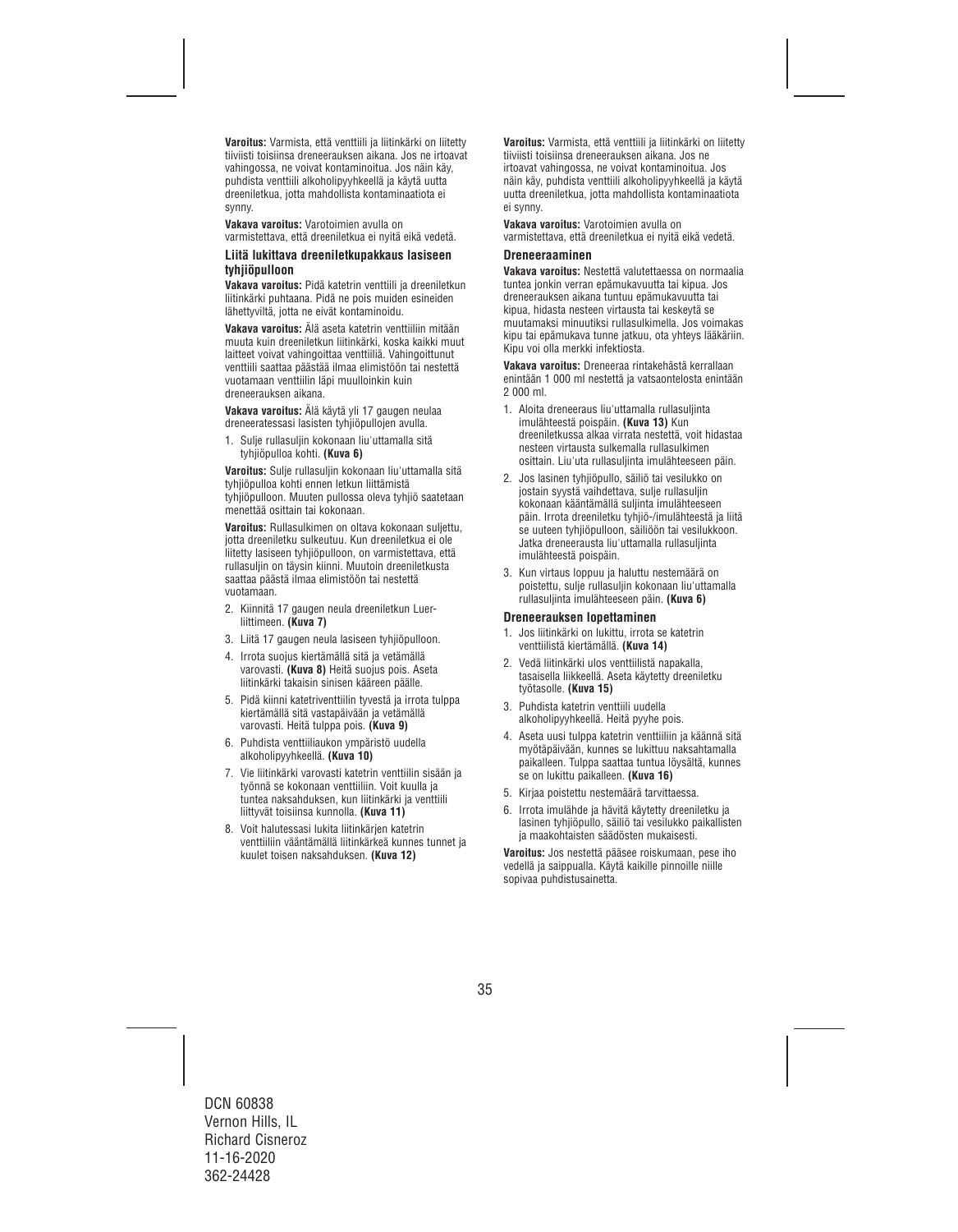**Varoitus:** Varmista, että venttiili ja liitinkärki on liitetty tiiviisti toisiinsa dreneerauksen aikana. Jos ne irtoavat vahingossa, ne voivat kontaminoitua. Jos näin käy, puhdista venttiili alkoholipyyhkeellä ja käytä uutta dreeniletkua, jotta mahdollista kontaminaatiota ei synny.

**Vakava varoitus:** Varotoimien avulla on varmistettava, että dreeniletkua ei nyitä eikä vedetä.

### Liitä lukittava dreeniletkupakkaus lasiseen tyhjiöpulloon

**Vakava varoitus:** Pidä katetrin venttiili ja dreeniletkun liitinkärki puhtaana. Pidä ne pois muiden esineiden lähettyviltä, jotta ne eivät kontaminoidu.

**Vakava varoitus:** Älä aseta katetrin venttiiliin mitään muuta kuin dreeniletkun liitinkärki, koska kaikki muut laitteet voivat vahingoittaa venttiiliä. Vahingoittunut venttiili saattaa päästää ilmaa elimistöön tai nestettä vuotamaan venttiilin läpi muulloinkin kuin dreenerauksen aikana.

**Vakava varoitus:** Älä käytä yli 17 gaugen neulaa dreeneratessasi lasisten tyhjiöpullojen avulla.

1. Sulje rullasuljin kokonaan liu'uttamalla sitä tyhjiöpulloa kohti. **(Kuva 6)**

**Varoitus:** Sulje rullasuljin kokonaan liu'uttamalla sitä tyhjiöpulloa kohti ennen letkun liittämistä tyhjiöpulloon. Muuten pullossa oleva tyhjiö saatetaan menettää osittain tai kokonaan.

**Varoitus:** Rullasulkimen on oltava kokonaan suljettu, jotta dreeniletku sulkeutuu. Kun dreeniletkua ei ole liitetty lasiseen tyhjiöpulloon, on varmistettava, että rullasuljin on täysin kiinni. Muutoin dreeniletkusta saattaa päästä ilmaa elimistöön tai nestettä vuotamaan.

2. Kiinnitä 17 gaugen neula dreeniletkun Luer-liittimeen. **(Kuva 7)**
3. Liitä 17 gaugen neula lasiseen tyhjiöpulloon.
4. Irrota suojus kiertämällä sitä ja vetämällä varovasti. **(Kuva 8)** Heitä suojus pois. Aseta liitinkärki takaisin sinisen kääreen päälle.
5. Pidä kiinni katetriventtiilin tyvestä ja irrota tulppa kiertämällä sitä vastapäivään ja vetämällä varovasti. Heitä tulppa pois. **(Kuva 9)**
6. Puhdista venttiiliaukon ympäristö uudella alkoholipyyhkeellä. **(Kuva 10)**
7. Vie liitinkärki varovasti katetrin venttiilin sisään ja työnnä se kokonaan venttiiliin. Voit kuulla ja tuntea naksahduksen, kun liitinkärki ja venttiili liittyvät toisiinsa kunnolla. **(Kuva 11)**
8. Voit halutessasi lukita liitinkärjen katetrin venttiiliin vääntämällä liitinkärkeä kunnes tunnet ja kuulet toisen naksahduksen. **(Kuva 12)**

**Varoitus:** Varmista, että venttiili ja liitinkärki on liitetty tiiviisti toisiinsa dreneerauksen aikana. Jos ne irtoavat vahingossa, ne voivat kontaminoitua. Jos näin käy, puhdista venttiili alkoholipyyhkeellä ja käytä uutta dreeniletkua, jotta mahdollista kontaminaatiota ei synny.

**Vakava varoitus:** Varotoimien avulla on varmistettava, että dreeniletkua ei nyitä eikä vedetä.

### Dreneeraaminen

**Vakava varoitus:** Nestettä valutettaessa on normaalia tuntea jonkin verran epämukavuutta tai kipua. Jos dreneerauksen aikana tuntuu epämukavuutta tai kipua, hidasta nesteen virtausta tai keskeytä se muutamaksi minuutiksi rullasulkimella. Jos voimakas kipu tai epämukava tunne jatkuu, ota yhteys lääkäriin. Kipu voi olla merkki infektiosta.

**Vakava varoitus:** Dreneeraa rintakehästä kerrallaan enintään 1 000 ml nestettä ja vatsaontelosta enintään 2 000 ml.

1. Aloita dreneeraus liu'uttamalla rullasuljinta imulähteestä poispäin. **(Kuva 13)** Kun dreeniletkussa alkaa virrata nestettä, voit hidastaa nesteen virtausta sulkemalla rullasulkimen osittain. Liu'uta rullasuljinta imulähteeseen päin.
2. Jos lasinen tyhjiöpullo, säiliö tai vesilukko on jostain syystä vaihdettava, sulje rullasuljin kokonaan kääntämällä suljinta imulähteeseen päin. Irrota dreeniletku tyhjiö-/imulähteestä ja liitä se uuteen tyhjiöpulloon, säiliöön tai vesilukkoon. Jatka dreneerausta liu'uttamalla rullasuljinta imulähteestä poispäin.
3. Kun virtaus loppuu ja haluttu nestemäärä on poistettu, sulje rullasuljin kokonaan liu'uttamalla rullasuljinta imulähteeseen päin. **(Kuva 6)**

### Dreneerauksen lopettaminen

1. Jos liitinkärki on lukittu, irrota se katetrin venttiilistä kiertämällä. **(Kuva 14)**
2. Vedä liitinkärki ulos venttiilistä napakalla, tasaisella liikkeellä. Aseta käytetty dreeniletku työtasolle. **(Kuva 15)**
3. Puhdista katetrin venttiili uudella alkoholipyyhkeellä. Heitä pyyhe pois.
4. Aseta uusi tulppa katetrin venttiiliin ja käännä sitä myötäpäivään, kunnes se lukittuu naksahtamalla paikalleen. Tulppa saattaa tuntua löysältä, kunnes se on lukittu paikalleen. **(Kuva 16)**
5. Kirjaa poistettu nestemäärä tarvittaessa.
6. Irrota imulähde ja hävitä käytetty dreeniletku ja lasinen tyhjiöpullo, säiliö tai vesilukko paikallisten ja maakohtaisten säädösten mukaisesti.

**Varoitus:** Jos nestettä pääsee roiskumaan, pese iho vedellä ja saippualla. Käytä kaikille pinnoille niille sopivaa puhdistusainetta.

DCN 60838
Vernon Hills, IL
Richard Cisneroz
11-16-2020
362-24428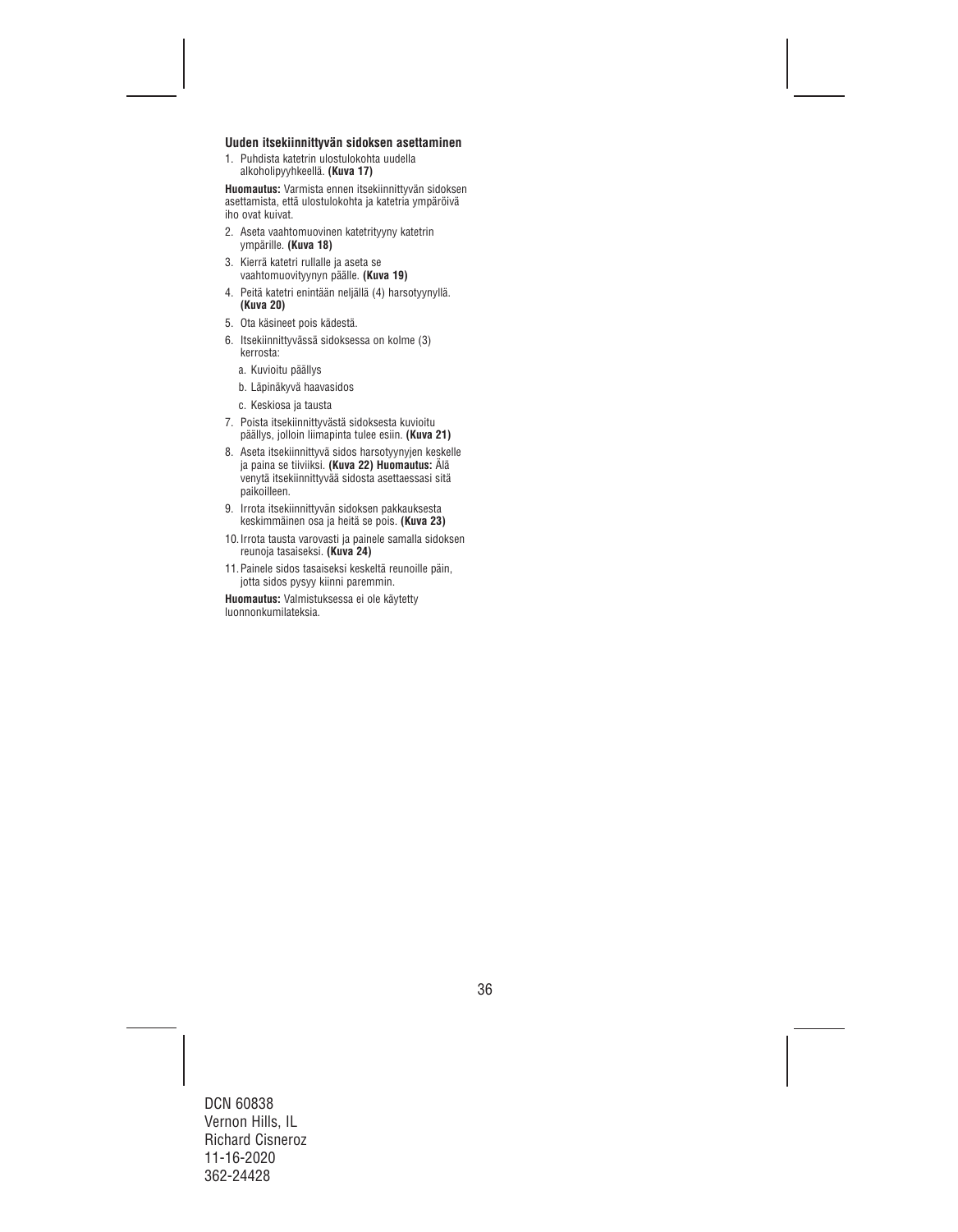### Uuden itsekiinnittyvän sidoksen asettaminen

1. Puhdista katetrin ulostulokohta uudella alkoholipyyhkeellä. **(Kuva 17)**

**Huomautus:** Varmista ennen itsekiinnittyvän sidoksen asettamista, että ulostulokohta ja katetria ympäröivä iho ovat kuivat.

2. Aseta vaahtomuovinen katetrityyny katetrin ympärille. **(Kuva 18)**
3. Kierrä katetri rullalle ja aseta se vaahtomuovityynyn päälle. **(Kuva 19)**
4. Peitä katetri enintään neljällä (4) harsotyynyllä. **(Kuva 20)**
5. Ota käsineet pois kädestä.
6. Itsekiinnittyvässä sidoksessa on kolme (3) kerrosta:
   a. Kuvioitu päällys
   b. Läpinäkyvä haavasidos
   c. Keskiosa ja tausta
7. Poista itsekiinnittyvästä sidoksesta kuvioitu päällys, jolloin liimapinta tulee esiin. **(Kuva 21)**
8. Aseta itsekiinnittyvä sidos harsotyynyjen keskelle ja paina se tiiviiksi. **(Kuva 22) Huomautus:** Älä venytä itsekiinnittyvää sidosta asettaessasi sitä paikoilleen.
9. Irrota itsekiinnittyvän sidoksen pakkauksesta keskimmäinen osa ja heitä se pois. **(Kuva 23)**
10. Irrota tausta varovasti ja painele samalla sidoksen reunoja tasaiseksi. **(Kuva 24)**
11. Painele sidos tasaiseksi keskeltä reunoille päin, jotta sidos pysyy kiinni paremmin.

**Huomautus:** Valmistuksessa ei ole käytetty luonnonkumilateksia.

DCN 60838
Vernon Hills, IL
Richard Cisneroz
11-16-2020
362-24428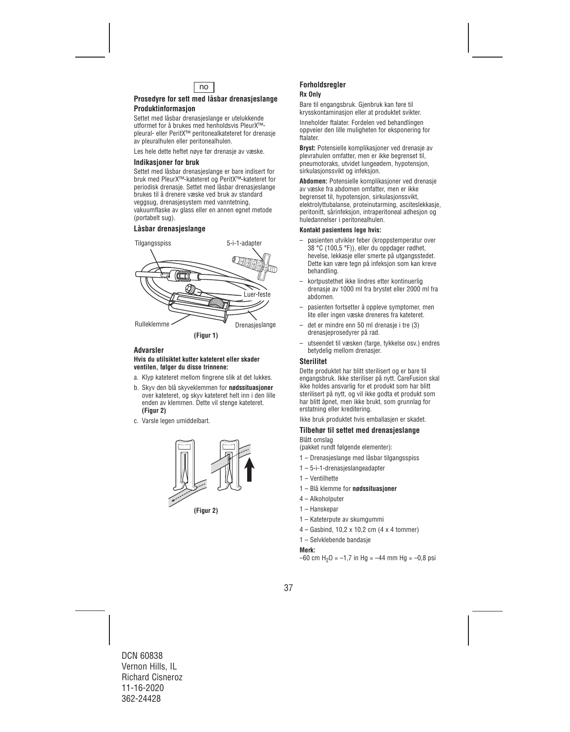no

## Prosedyre for sett med låsbar drenasjeslange

### Produktinformasjon

Settet med låsbar drenasjeslange er utelukkende utformet for å brukes med henholdsvis PleurX™-pleural- eller PeritX™ peritonealkateteret for drenasje av pleuralhulen eller peritonealhulen.

Les hele dette heftet nøye før drenasje av væske.

### Indikasjoner for bruk

Settet med låsbar drenasjeslange er bare indisert for bruk med PleurX™-kateteret og PeritX™-kateteret for periodisk drenasje. Settet med låsbar drenasjeslange brukes til å drenere væske ved bruk av standard veggsug, drenasjesystem med vanntetning, vakuumflaske av glass eller en annen egnet metode (portabelt sug).

### Låsbar drenasjeslange

Tilgangsspiss
5-i-1-adapter
Luer-feste
Rulleklemme
Drenasjeslange

**(Figur 1)**

### Advarsler

**Hvis du utilsiktet kutter kateteret eller skader ventilen, følger du disse trinnene:**

a. Klyp kateteret mellom fingrene slik at det lukkes.

b. Skyv den blå skyveklemmen for **nødssituasjoner** over kateteret, og skyv kateteret helt inn i den lille enden av klemmen. Dette vil stenge kateteret. **(Figur 2)**

c. Varsle legen umiddelbart.

**(Figur 2)**

### Forholdsregler

**Rx Only**

Bare til engangsbruk. Gjenbruk kan føre til krysskontaminasjon eller at produktet svikter.

Inneholder ftalater. Fordelen ved behandlingen oppveier den lille muligheten for eksponering for ftalater.

**Bryst:** Potensielle komplikasjoner ved drenasje av plevrahulen omfatter, men er ikke begrenset til, pneumotoraks, utvidet lungeødem, hypotensjon, sirkulasjonssvikt og infeksjon.

**Abdomen:** Potensielle komplikasjoner ved drenasje av væske fra abdomen omfatter, men er ikke begrenset til, hypotensjon, sirkulasjonssvikt, elektrolyttubalanse, proteinutarming, asciteslekkasje, peritonitt, sårinfeksjon, intraperitoneal adhesjon og huledannelser i peritonealhulen.

**Kontakt pasientens lege hvis:**

- pasienten utvikler feber (kroppstemperatur over 38 °C (100,5 °F)), eller du oppdager rødhet, hevelse, lekkasje eller smerte på utgangsstedet. Dette kan være tegn på infeksjon som kan kreve behandling.
- kortpustethet ikke lindres etter kontinuerlig drenasje av 1000 ml fra brystet eller 2000 ml fra abdomen.
- pasienten fortsetter å oppleve symptomer, men lite eller ingen væske dreneres fra kateteret.
- det er mindre enn 50 ml drenasje i tre (3) drenasjeprosedyrer på rad.
- utseendet til væsken (farge, tykkelse osv.) endres betydelig mellom drenasjer.

### Sterilitet

Dette produktet har blitt sterilisert og er bare til engangsbruk. Ikke steriliser på nytt. CareFusion skal ikke holdes ansvarlig for et produkt som har blitt sterilisert på nytt, og vil ikke godta et produkt som har blitt åpnet, men ikke brukt, som grunnlag for erstatning eller kreditering.

Ikke bruk produktet hvis emballasjen er skadet.

### Tilbehør til settet med drenasjeslange

Blått omslag
(pakket rundt følgende elementer):

1 – Drenasjeslange med låsbar tilgangsspiss
1 – 5-i-1-drenasjeslangeadapter
1 – Ventilhette
1 – Blå klemme for **nødssituasjoner**
4 – Alkoholputer
1 – Hanskepar
1 – Kateterpute av skumgummi
4 – Gasbind, 10,2 x 10,2 cm (4 x 4 tommer)
1 – Selvklebende bandasje

**Merk:**
–60 cm $H_2O$ = –1,7 in Hg = –44 mm Hg = –0,8 psi

DCN 60838
Vernon Hills, IL
Richard Cisneroz
11-16-2020
362-24428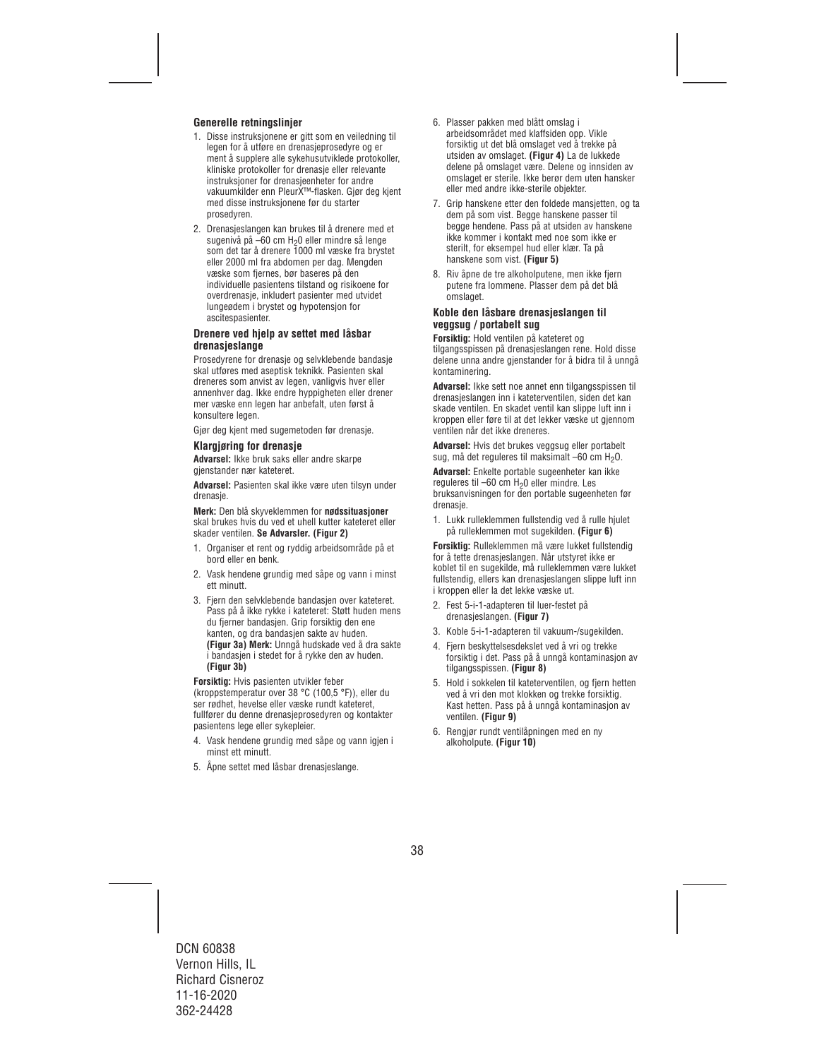### Generelle retningslinjer

1. Disse instruksjonene er gitt som en veiledning til legen for å utføre en drenasjeprosedyre og er ment å supplere alle sykehusutviklede protokoller, kliniske protokoller for drenasje eller relevante instruksjoner for drenasjeenheter for andre vakuumkilder enn PleurX™-flasken. Gjør deg kjent med disse instruksjonene før du starter prosedyren.
2. Drenasjeslangen kan brukes til å drenere med et sugenivå på –60 cm $H_20$ eller mindre så lenge som det tar å drenere 1000 ml væske fra brystet eller 2000 ml fra abdomen per dag. Mengden væske som fjernes, bør baseres på den individuelle pasientens tilstand og risikoene for overdrenasje, inkludert pasienter med utvidet lungeødem i brystet og hypotensjon for ascitespasienter.

### Drenere ved hjelp av settet med låsbar drenasjeslange

Prosedyrene for drenasje og selvklebende bandasje skal utføres med aseptisk teknikk. Pasienten skal dreneres som anvist av legen, vanligvis hver eller annenhver dag. Ikke endre hyppigheten eller drener mer væske enn legen har anbefalt, uten først å konsultere legen.

Gjør deg kjent med sugemetoden før drenasje.

### Klargjøring for drenasje

**Advarsel:** Ikke bruk saks eller andre skarpe gjenstander nær kateteret.

**Advarsel:** Pasienten skal ikke være uten tilsyn under drenasje.

**Merk:** Den blå skyveklemmen for **nødssituasjoner** skal brukes hvis du ved et uhell kutter kateteret eller skader ventilen. **Se Advarsler. (Figur 2)**

1. Organiser et rent og ryddig arbeidsområde på et bord eller en benk.
2. Vask hendene grundig med såpe og vann i minst ett minutt.
3. Fjern den selvklebende bandasjen over kateteret. Pass på å ikke rykke i kateteret: Støtt huden mens du fjerner bandasjen. Grip forsiktig den ene kanten, og dra bandasjen sakte av huden. **(Figur 3a) Merk:** Unngå hudskade ved å dra sakte i bandasjen i stedet for å rykke den av huden. **(Figur 3b)**

**Forsiktig:** Hvis pasienten utvikler feber (kroppstemperatur over 38 °C (100,5 °F)), eller du ser rødhet, hevelse eller væske rundt kateteret, fullfører du denne drenasjeprosedyren og kontakter pasientens lege eller sykepleier.

4. Vask hendene grundig med såpe og vann igjen i minst ett minutt.
5. Åpne settet med låsbar drenasjeslange.
6. Plasser pakken med blått omslag i arbeidsområdet med klaffsiden opp. Vikle forsiktig ut det blå omslaget ved å trekke på utsiden av omslaget. **(Figur 4)** La de lukkede delene på omslaget være. Delene og innsiden av omslaget er sterile. Ikke berør dem uten hansker eller med andre ikke-sterile objekter.
7. Grip hanskene etter den foldede mansjetten, og ta dem på som vist. Begge hanskene passer til begge hendene. Pass på at utsiden av hanskene ikke kommer i kontakt med noe som ikke er sterilt, for eksempel hud eller klær. Ta på hanskene som vist. **(Figur 5)**
8. Riv åpne de tre alkoholputene, men ikke fjern putene fra lommene. Plasser dem på det blå omslaget.

### Koble den låsbare drenasjeslangen til veggsug / portabelt sug

**Forsiktig:** Hold ventilen på kateteret og tilgangsspissen på drenasjeslangen rene. Hold disse delene unna andre gjenstander for å bidra til å unngå kontaminering.

**Advarsel:** Ikke sett noe annet enn tilgangsspissen til drenasjeslangen inn i kateterventilen, siden det kan skade ventilen. En skadet ventil kan slippe luft inn i kroppen eller føre til at det lekker væske ut gjennom ventilen når det ikke dreneres.

**Advarsel:** Hvis det brukes veggsug eller portabelt sug, må det reguleres til maksimalt –60 cm $H_2O$.

**Advarsel:** Enkelte portable sugeenheter kan ikke reguleres til –60 cm $H_20$ eller mindre. Les bruksanvisningen for den portable sugeenheten før drenasje.

1. Lukk rulleklemmen fullstendig ved å rulle hjulet på rulleklemmen mot sugekilden. **(Figur 6)**

**Forsiktig:** Rulleklemmen må være lukket fullstendig for å tette drenasjeslangen. Når utstyret ikke er koblet til en sugekilde, må rulleklemmen være lukket fullstendig, ellers kan drenasjeslangen slippe luft inn i kroppen eller la det lekke væske ut.

2. Fest 5-i-1-adapteren til luer-festet på drenasjeslangen. **(Figur 7)**
3. Koble 5-i-1-adapteren til vakuum-/sugekilden.
4. Fjern beskyttelsesdekslet ved å vri og trekke forsiktig i det. Pass på å unngå kontaminasjon av tilgangsspissen. **(Figur 8)**
5. Hold i sokkelen til kateterventilen, og fjern hetten ved å vri den mot klokken og trekke forsiktig. Kast hetten. Pass på å unngå kontaminasjon av ventilen. **(Figur 9)**
6. Rengjør rundt ventilåpningen med en ny alkoholpute. **(Figur 10)**

DCN 60838
Vernon Hills, IL
Richard Cisneroz
11-16-2020
362-24428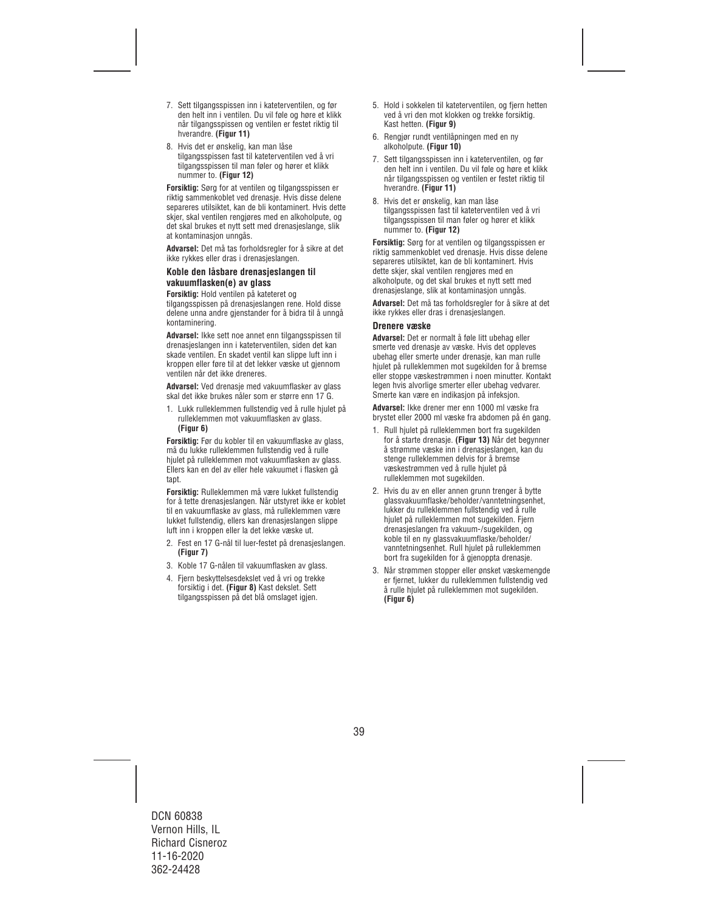7. Sett tilgangsspissen inn i kateterventilen, og før den helt inn i ventilen. Du vil føle og høre et klikk når tilgangsspissen og ventilen er festet riktig til hverandre. **(Figur 11)**

8. Hvis det er ønskelig, kan man låse tilgangsspissen fast til kateterventilen ved å vri tilgangsspissen til man føler og hører et klikk nummer to. **(Figur 12)**

**Forsiktig:** Sørg for at ventilen og tilgangsspissen er riktig sammenkoblet ved drenasje. Hvis disse delene separeres utilsiktet, kan de bli kontaminert. Hvis dette skjer, skal ventilen rengjøres med en alkoholpute, og det skal brukes et nytt sett med drenasjeslange, slik at kontaminasjon unngås.

**Advarsel:** Det må tas forholdsregler for å sikre at det ikke rykkes eller dras i drenasjeslangen.

### Koble den låsbare drenasjeslangen til vakuumflasken(e) av glass

**Forsiktig:** Hold ventilen på kateteret og tilgangsspissen på drenasjeslangen rene. Hold disse delene unna andre gjenstander for å bidra til å unngå kontaminering.

**Advarsel:** Ikke sett noe annet enn tilgangsspissen til drenasjeslangen inn i kateterventilen, siden det kan skade ventilen. En skadet ventil kan slippe luft inn i kroppen eller føre til at det lekker væske ut gjennom ventilen når det ikke dreneres.

**Advarsel:** Ved drenasje med vakuumflasker av glass skal det ikke brukes nåler som er større enn 17 G.

1. Lukk rulleklemmen fullstendig ved å rulle hjulet på rulleklemmen mot vakuumflasken av glass. **(Figur 6)**

**Forsiktig:** Før du kobler til en vakuumflaske av glass, må du lukke rulleklemmen fullstendig ved å rulle hjulet på rulleklemmen mot vakuumflasken av glass. Ellers kan en del av eller hele vakuumet i flasken gå tapt.

**Forsiktig:** Rulleklemmen må være lukket fullstendig for å tette drenasjeslangen. Når utstyret ikke er koblet til en vakuumflaske av glass, må rulleklemmen være lukket fullstendig, ellers kan drenasjeslangen slippe luft inn i kroppen eller la det lekke væske ut.

2. Fest en 17 G-nål til luer-festet på drenasjeslangen. **(Figur 7)**

3. Koble 17 G-nålen til vakuumflasken av glass.

4. Fjern beskyttelsesdekslet ved å vri og trekke forsiktig i det. **(Figur 8)** Kast dekslet. Sett tilgangsspissen på det blå omslaget igjen.

5. Hold i sokkelen til kateterventilen, og fjern hetten ved å vri den mot klokken og trekke forsiktig. Kast hetten. **(Figur 9)**

6. Rengjør rundt ventilåpningen med en ny alkoholpute. **(Figur 10)**

7. Sett tilgangsspissen inn i kateterventilen, og før den helt inn i ventilen. Du vil føle og høre et klikk når tilgangsspissen og ventilen er festet riktig til hverandre. **(Figur 11)**

8. Hvis det er ønskelig, kan man låse tilgangsspissen fast til kateterventilen ved å vri tilgangsspissen til man føler og hører et klikk nummer to. **(Figur 12)**

**Forsiktig:** Sørg for at ventilen og tilgangsspissen er riktig sammenkoblet ved drenasje. Hvis disse delene separeres utilsiktet, kan de bli kontaminert. Hvis dette skjer, skal ventilen rengjøres med en alkoholpute, og det skal brukes et nytt sett med drenasjeslange, slik at kontaminasjon unngås.

**Advarsel:** Det må tas forholdsregler for å sikre at det ikke rykkes eller dras i drenasjeslangen.

### Drenere væske

**Advarsel:** Det er normalt å føle litt ubehag eller smerte ved drenasje av væske. Hvis det oppleves ubehag eller smerte under drenasje, kan man rulle hjulet på rulleklemmen mot sugekilden for å bremse eller stoppe væskestrømmen i noen minutter. Kontakt legen hvis alvorlige smerter eller ubehag vedvarer. Smerte kan være en indikasjon på infeksjon.

**Advarsel:** Ikke drener mer enn 1000 ml væske fra brystet eller 2000 ml væske fra abdomen på én gang.

1. Rull hjulet på rulleklemmen bort fra sugekilden for å starte drenasje. **(Figur 13)** Når det begynner å strømme væske inn i drenasjeslangen, kan du stenge rulleklemmen delvis for å bremse væskestrømmen ved å rulle hjulet på rulleklemmen mot sugekilden.

2. Hvis du av en eller annen grunn trenger å bytte glassvakuumflaske/beholder/vanntetningsenhet, lukker du rulleklemmen fullstendig ved å rulle hjulet på rulleklemmen mot sugekilden. Fjern drenasjeslangen fra vakuum-/sugekilden, og koble til en ny glassvakuumflaske/beholder/vanntetningsenhet. Rull hjulet på rulleklemmen bort fra sugekilden for å gjenoppta drenasje.

3. Når strømmen stopper eller ønsket væskemengde er fjernet, lukker du rulleklemmen fullstendig ved å rulle hjulet på rulleklemmen mot sugekilden. **(Figur 6)**

DCN 60838
Vernon Hills, IL
Richard Cisneroz
11-16-2020
362-24428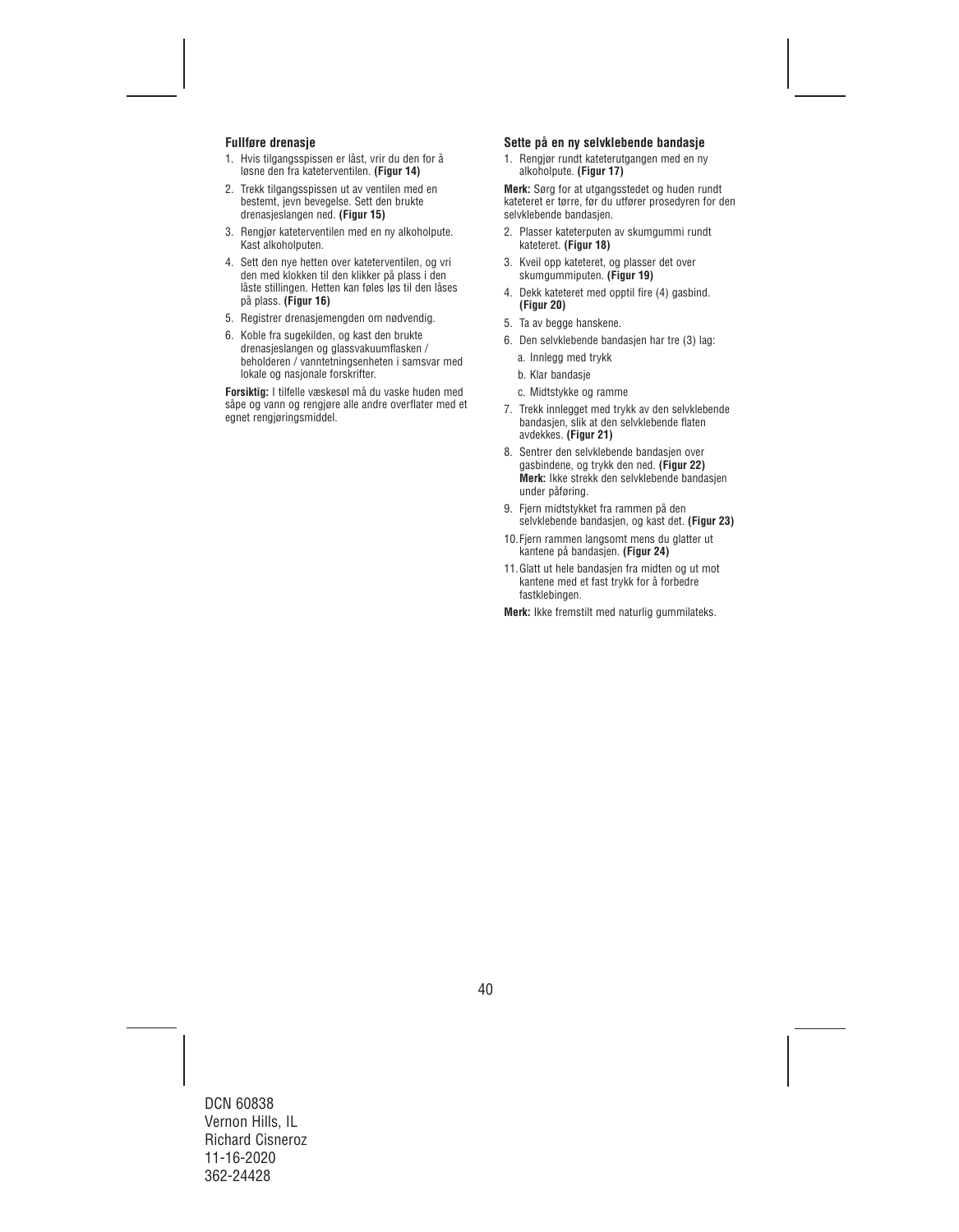### Fullføre drenasje

1. Hvis tilgangsspissen er låst, vrir du den for å løsne den fra kateterventilen. **(Figur 14)**
2. Trekk tilgangsspissen ut av ventilen med en bestemt, jevn bevegelse. Sett den brukte drenasjeslangen ned. **(Figur 15)**
3. Rengjør kateterventilen med en ny alkoholpute. Kast alkoholputen.
4. Sett den nye hetten over kateterventilen, og vri den med klokken til den klikker på plass i den låste stillingen. Hetten kan føles løs til den låses på plass. **(Figur 16)**
5. Registrer drenasjemengden om nødvendig.
6. Koble fra sugekilden, og kast den brukte drenasjeslangen og glassvakuumflasken / beholderen / vanntetningsenheten i samsvar med lokale og nasjonale forskrifter.

**Forsiktig:** I tilfelle væskesøl må du vaske huden med såpe og vann og rengjøre alle andre overflater med et egnet rengjøringsmiddel.

### Sette på en ny selvklebende bandasje

1. Rengjør rundt kateterutgangen med en ny alkoholpute. **(Figur 17)**

**Merk:** Sørg for at utgangsstedet og huden rundt kateteret er tørre, før du utfører prosedyren for den selvklebende bandasjen.

2. Plasser kateterputen av skumgummi rundt kateteret. **(Figur 18)**
3. Kveil opp kateteret, og plasser det over skumgummiputen. **(Figur 19)**
4. Dekk kateteret med opptil fire (4) gasbind. **(Figur 20)**
5. Ta av begge hanskene.
6. Den selvklebende bandasjen har tre (3) lag:
   a. Innlegg med trykk
   b. Klar bandasje
   c. Midtstykke og ramme
7. Trekk innlegget med trykk av den selvklebende bandasjen, slik at den selvklebende flaten avdekkes. **(Figur 21)**
8. Sentrer den selvklebende bandasjen over gasbindene, og trykk den ned. **(Figur 22)**
   **Merk:** Ikke strekk den selvklebende bandasjen under påføring.
9. Fjern midtstykket fra rammen på den selvklebende bandasjen, og kast det. **(Figur 23)**
10. Fjern rammen langsomt mens du glatter ut kantene på bandasjen. **(Figur 24)**
11. Glatt ut hele bandasjen fra midten og ut mot kantene med et fast trykk for å forbedre fastklebingen.

**Merk:** Ikke fremstilt med naturlig gummilateks.

DCN 60838
Vernon Hills, IL
Richard Cisneroz
11-16-2020
362-24428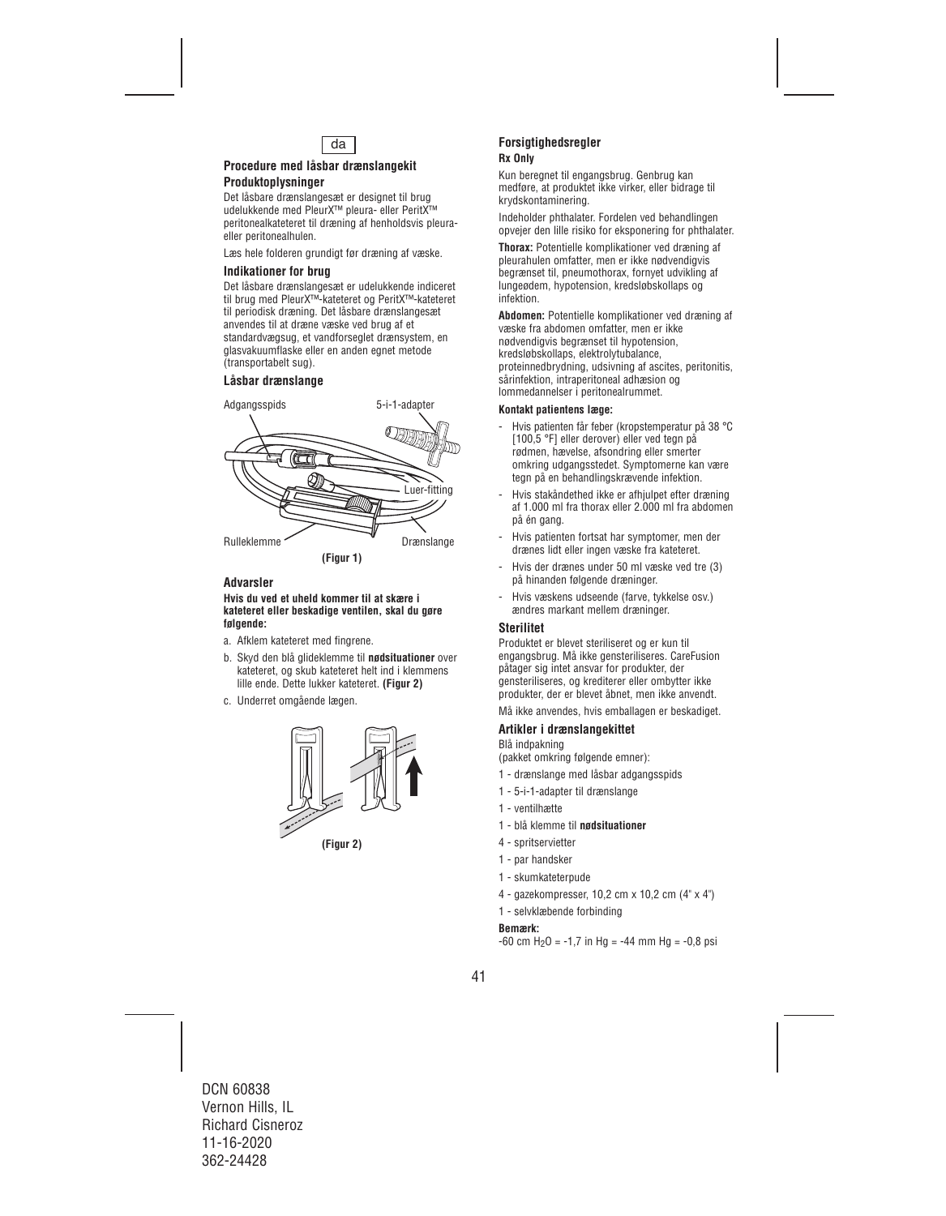da

### Procedure med låsbar drænslangekit

### Produktoplysninger

Det låsbare drænslangesæt er designet til brug udelukkende med PleurX™ pleura- eller PeritX™ peritonealkateteret til dræning af henholdsvis pleura- eller peritonealhulen.

Læs hele folderen grundigt før dræning af væske.

### Indikationer for brug

Det låsbare drænslangesæt er udelukkende indiceret til brug med PleurX™-kateteret og PeritX™-kateteret til periodisk dræning. Det låsbare drænslangesæt anvendes til at dræne væske ved brug af et standardvægsug, et vandforseglet drænsystem, en glasvakuumflaske eller en anden egnet metode (transportabelt sug).

### Låsbar drænslange

Adgangsspids

5-i-1-adapter

Luer-fitting

Rulleklemme

Drænslange

**(Figur 1)**

### Advarsler

**Hvis du ved et uheld kommer til at skære i kateteret eller beskadige ventilen, skal du gøre følgende:**

a. Afklem kateteret med fingrene.

b. Skyd den blå glideklemme til **nødsituationer** over kateteret, og skub kateteret helt ind i klemmens lille ende. Dette lukker kateteret. **(Figur 2)**

c. Underret omgående lægen.

**(Figur 2)**

### Forsigtighedsregler

**Rx Only**

Kun beregnet til engangsbrug. Genbrug kan medføre, at produktet ikke virker, eller bidrage til krydskontaminering.

Indeholder phthalater. Fordelen ved behandlingen opvejer den lille risiko for eksponering for phthalater.

**Thorax:** Potentielle komplikationer ved dræning af pleurahulen omfatter, men er ikke nødvendigvis begrænset til, pneumothorax, fornyet udvikling af lungeødem, hypotension, kredsløbskollaps og infektion.

**Abdomen:** Potentielle komplikationer ved dræning af væske fra abdomen omfatter, men er ikke nødvendigvis begrænset til hypotension, kredsløbskollaps, elektrolytubalance, proteinnedbrydning, udsivning af ascites, peritonitis, sårinfektion, intraperitoneal adhæsion og lommedannelser i peritonealrummet.

**Kontakt patientens læge:**

- Hvis patienten får feber (kropstemperatur på 38 °C [100,5 °F] eller derover) eller ved tegn på rødmen, hævelse, afsondring eller smerter omkring udgangsstedet. Symptomerne kan være tegn på en behandlingskrævende infektion.
- Hvis stakåndethed ikke er afhjulpet efter dræning af 1.000 ml fra thorax eller 2.000 ml fra abdomen på én gang.
- Hvis patienten fortsat har symptomer, men der drænes lidt eller ingen væske fra kateteret.
- Hvis der drænes under 50 ml væske ved tre (3) på hinanden følgende dræninger.
- Hvis væskens udseende (farve, tykkelse osv.) ændres markant mellem dræninger.

### Sterilitet

Produktet er blevet steriliseret og er kun til engangsbrug. Må ikke gensteriliseres. CareFusion påtager sig intet ansvar for produkter, der gensteriliseres, og krediterer eller ombytter ikke produkter, der er blevet åbnet, men ikke anvendt.

Må ikke anvendes, hvis emballagen er beskadiget.

### Artikler i drænslangekittet

Blå indpakning
(pakket omkring følgende emner):

1 - drænslange med låsbar adgangsspids

1 - 5-i-1-adapter til drænslange

1 - ventilhætte

1 - blå klemme til **nødsituationer**

4 - spritservietter

1 - par handsker

1 - skumkateterpude

4 - gazekompresser, 10,2 cm x 10,2 cm (4" x 4")

1 - selvklæbende forbinding

**Bemærk:**

-60 cm $H_2O$ = -1,7 in Hg = -44 mm Hg = -0,8 psi

DCN 60838
Vernon Hills, IL
Richard Cisneroz
11-16-2020
362-24428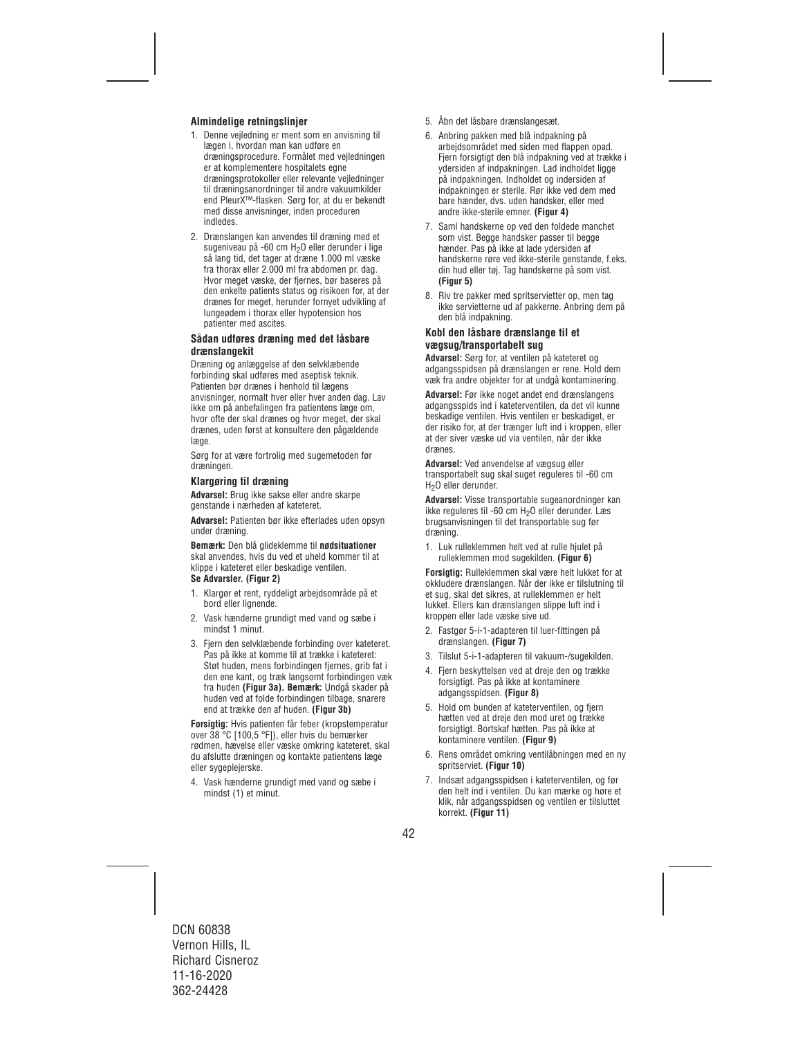### Almindelige retningslinjer

1. Denne vejledning er ment som en anvisning til lægen i, hvordan man kan udføre en dræningsprocedure. Formålet med vejledningen er at komplementere hospitalets egne dræningsprotokoller eller relevante vejledninger til dræningsanordninger til andre vakuumkilder end PleurX™-flasken. Sørg for, at du er bekendt med disse anvisninger, inden proceduren indledes.
2. Drænslangen kan anvendes til dræning med et sugeniveau på -60 cm $H_2O$ eller derunder i lige så lang tid, det tager at dræne 1.000 ml væske fra thorax eller 2.000 ml fra abdomen pr. dag. Hvor meget væske, der fjernes, bør baseres på den enkelte patients status og risikoen for, at der drænes for meget, herunder fornyet udvikling af lungeødem i thorax eller hypotension hos patienter med ascites.

### Sådan udføres dræning med det låsbare drænslangekit

Dræning og anlæggelse af den selvklæbende forbinding skal udføres med aseptisk teknik. Patienten bør drænes i henhold til lægens anvisninger, normalt hver eller hver anden dag. Lav ikke om på anbefalingen fra patientens læge om, hvor ofte der skal drænes og hvor meget, der skal drænes, uden først at konsultere den pågældende læge.

Sørg for at være fortrolig med sugemetoden før dræningen.

### Klargøring til dræning

**Advarsel:** Brug ikke sakse eller andre skarpe genstande i nærheden af kateteret.

**Advarsel:** Patienten bør ikke efterlades uden opsyn under dræning.

**Bemærk:** Den blå glideklemme til **nødsituationer** skal anvendes, hvis du ved et uheld kommer til at klippe i kateteret eller beskadige ventilen. **Se Advarsler. (Figur 2)**

1. Klargør et rent, ryddeligt arbejdsområde på et bord eller lignende.
2. Vask hænderne grundigt med vand og sæbe i mindst 1 minut.
3. Fjern den selvklæbende forbinding over kateteret. Pas på ikke at komme til at trække i kateteret: Støt huden, mens forbindingen fjernes, grib fat i den ene kant, og træk langsomt forbindingen væk fra huden **(Figur 3a). Bemærk:** Undgå skader på huden ved at folde forbindingen tilbage, snarere end at trække den af huden. **(Figur 3b)**

**Forsigtig:** Hvis patienten får feber (kropstemperatur over 38 °C [100,5 °F]), eller hvis du bemærker rødmen, hævelse eller væske omkring kateteret, skal du afslutte dræningen og kontakte patientens læge eller sygeplejerske.

4. Vask hænderne grundigt med vand og sæbe i mindst (1) et minut.
5. Åbn det låsbare drænslangesæt.
6. Anbring pakken med blå indpakning på arbejdsområdet med siden med flappen opad. Fjern forsigtigt den blå indpakning ved at trække i ydersiden af indpakningen. Lad indholdet ligge på indpakningen. Indholdet og indersiden af indpakningen er sterile. Rør ikke ved dem med bare hænder, dvs. uden handsker, eller med andre ikke-sterile emner. **(Figur 4)**
7. Saml handskerne op ved den foldede manchet som vist. Begge handsker passer til begge hænder. Pas på ikke at lade ydersiden af handskerne røre ved ikke-sterile genstande, f.eks. din hud eller tøj. Tag handskerne på som vist. **(Figur 5)**
8. Riv tre pakker med spritservietter op, men tag ikke servietterne ud af pakkerne. Anbring dem på den blå indpakning.

### Kobl den låsbare drænslange til et vægsug/transportabelt sug

**Advarsel:** Sørg for, at ventilen på kateteret og adgangsspidsen på drænslangen er rene. Hold dem væk fra andre objekter for at undgå kontaminering.

**Advarsel:** Før ikke noget andet end drænslangens adgangsspids ind i kateterventilen, da det vil kunne beskadige ventilen. Hvis ventilen er beskadiget, er der risiko for, at der trænger luft ind i kroppen, eller at der siver væske ud via ventilen, når der ikke drænes.

**Advarsel:** Ved anvendelse af vægsug eller transportabelt sug skal suget reguleres til -60 cm $H_2O$ eller derunder.

**Advarsel:** Visse transportable sugeanordninger kan ikke reguleres til -60 cm $H_2O$ eller derunder. Læs brugsanvisningen til det transportable sug før dræning.

1. Luk rulleklemmen helt ved at rulle hjulet på rulleklemmen mod sugekilden. **(Figur 6)**

**Forsigtig:** Rulleklemmen skal være helt lukket for at okkludere drænslangen. Når der ikke er tilslutning til et sug, skal det sikres, at rulleklemmen er helt lukket. Ellers kan drænslangen slippe luft ind i kroppen eller lade væske sive ud.

2. Fastgør 5-i-1-adapteren til luer-fittingen på drænslangen. **(Figur 7)**
3. Tilslut 5-i-1-adapteren til vakuum-/sugekilden.
4. Fjern beskyttelsen ved at dreje den og trække forsigtigt. Pas på ikke at kontaminere adgangsspidsen. **(Figur 8)**
5. Hold om bunden af kateterventilen, og fjern hætten ved at dreje den mod uret og trække forsigtigt. Bortskaf hætten. Pas på ikke at kontaminere ventilen. **(Figur 9)**
6. Rens området omkring ventilåbningen med en ny spritserviet. **(Figur 10)**
7. Indsæt adgangsspidsen i kateterventilen, og før den helt ind i ventilen. Du kan mærke og høre et klik, når adgangsspidsen og ventilen er tilsluttet korrekt. **(Figur 11)**

DCN 60838
Vernon Hills, IL
Richard Cisneroz
11-16-2020
362-24428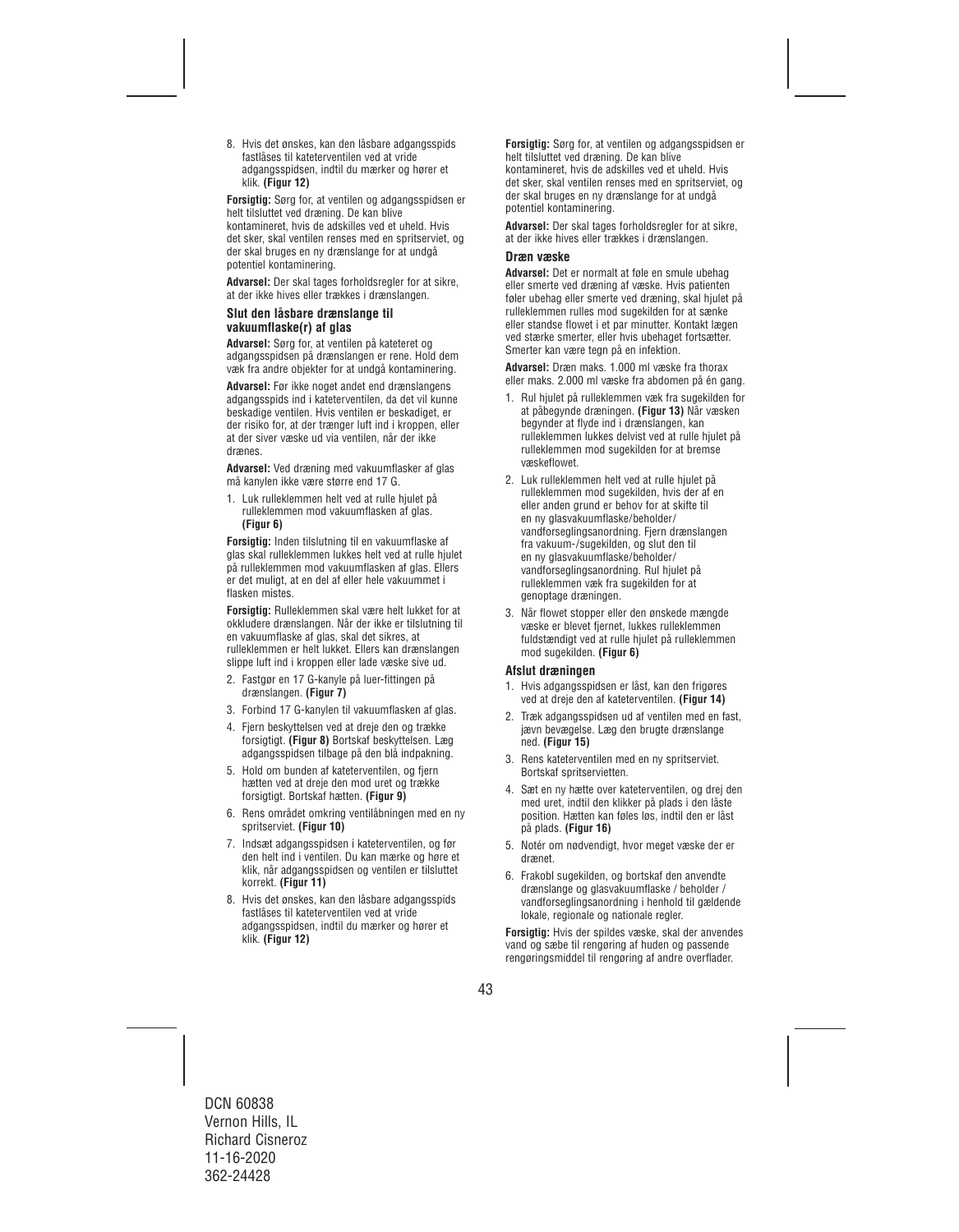8. Hvis det ønskes, kan den låsbare adgangsspids fastlåses til kateterventilen ved at vride adgangsspidsen, indtil du mærker og hører et klik. **(Figur 12)**

**Forsigtig:** Sørg for, at ventilen og adgangsspidsen er helt tilsluttet ved dræning. De kan blive kontamineret, hvis de adskilles ved et uheld. Hvis det sker, skal ventilen renses med en spritserviet, og der skal bruges en ny drænslange for at undgå potentiel kontaminering.

**Advarsel:** Der skal tages forholdsregler for at sikre, at der ikke hives eller trækkes i drænslangen.

### Slut den låsbare drænslange til vakuumflaske(r) af glas

**Advarsel:** Sørg for, at ventilen på kateteret og adgangsspidsen på drænslangen er rene. Hold dem væk fra andre objekter for at undgå kontaminering.

**Advarsel:** Før ikke noget andet end drænslangens adgangsspids ind i kateterventilen, da det vil kunne beskadige ventilen. Hvis ventilen er beskadiget, er der risiko for, at der trænger luft ind i kroppen, eller at der siver væske ud via ventilen, når der ikke drænes.

**Advarsel:** Ved dræning med vakuumflasker af glas må kanylen ikke være større end 17 G.

1. Luk rulleklemmen helt ved at rulle hjulet på rulleklemmen mod vakuumflasken af glas. **(Figur 6)**

**Forsigtig:** Inden tilslutning til en vakuumflaske af glas skal rulleklemmen lukkes helt ved at rulle hjulet på rulleklemmen mod vakuumflasken af glas. Ellers er det muligt, at en del af eller hele vakuummet i flasken mistes.

**Forsigtig:** Rulleklemmen skal være helt lukket for at okkludere drænslangen. Når der ikke er tilslutning til en vakuumflaske af glas, skal det sikres, at rulleklemmen er helt lukket. Ellers kan drænslangen slippe luft ind i kroppen eller lade væske sive ud.

2. Fastgør en 17 G-kanyle på luer-fittingen på drænslangen. **(Figur 7)**
3. Forbind 17 G-kanylen til vakuumflasken af glas.
4. Fjern beskyttelsen ved at dreje den og trække forsigtigt. **(Figur 8)** Bortskaf beskyttelsen. Læg adgangsspidsen tilbage på den blå indpakning.
5. Hold om bunden af kateterventilen, og fjern hætten ved at dreje den mod uret og trække forsigtigt. Bortskaf hætten. **(Figur 9)**
6. Rens området omkring ventilåbningen med en ny spritserviet. **(Figur 10)**
7. Indsæt adgangsspidsen i kateterventilen, og før den helt ind i ventilen. Du kan mærke og høre et klik, når adgangsspidsen og ventilen er tilsluttet korrekt. **(Figur 11)**
8. Hvis det ønskes, kan den låsbare adgangsspids fastlåses til kateterventilen ved at vride adgangsspidsen, indtil du mærker og hører et klik. **(Figur 12)**

**Forsigtig:** Sørg for, at ventilen og adgangsspidsen er helt tilsluttet ved dræning. De kan blive kontamineret, hvis de adskilles ved et uheld. Hvis det sker, skal ventilen renses med en spritserviet, og der skal bruges en ny drænslange for at undgå potentiel kontaminering.

**Advarsel:** Der skal tages forholdsregler for at sikre, at der ikke hives eller trækkes i drænslangen.

### Dræn væske

**Advarsel:** Det er normalt at føle en smule ubehag eller smerte ved dræning af væske. Hvis patienten føler ubehag eller smerte ved dræning, skal hjulet på rulleklemmen rulles mod sugekilden for at sænke eller standse flowet i et par minutter. Kontakt lægen ved stærke smerter, eller hvis ubehaget fortsætter. Smerter kan være tegn på en infektion.

**Advarsel:** Dræn maks. 1.000 ml væske fra thorax eller maks. 2.000 ml væske fra abdomen på én gang.

1. Rul hjulet på rulleklemmen væk fra sugekilden for at påbegynde dræningen. **(Figur 13)** Når væsken begynder at flyde ind i drænslangen, kan rulleklemmen lukkes delvist ved at rulle hjulet på rulleklemmen mod sugekilden for at bremse væskeflowet.
2. Luk rulleklemmen helt ved at rulle hjulet på rulleklemmen mod sugekilden, hvis der af en eller anden grund er behov for at skifte til en ny glasvakuumflaske/beholder/vandforseglingsanordning. Fjern drænslangen fra vakuum-/sugekilden, og slut den til en ny glasvakuumflaske/beholder/vandforseglingsanordning. Rul hjulet på rulleklemmen væk fra sugekilden for at genoptage dræningen.
3. Når flowet stopper eller den ønskede mængde væske er blevet fjernet, lukkes rulleklemmen fuldstændigt ved at rulle hjulet på rulleklemmen mod sugekilden. **(Figur 6)**

### Afslut dræningen

1. Hvis adgangsspidsen er låst, kan den frigøres ved at dreje den af kateterventilen. **(Figur 14)**
2. Træk adgangsspidsen ud af ventilen med en fast, jævn bevægelse. Læg den brugte drænslange ned. **(Figur 15)**
3. Rens kateterventilen med en ny spritserviet. Bortskaf spritservietten.
4. Sæt en ny hætte over kateterventilen, og drej den med uret, indtil den klikker på plads i den låste position. Hætten kan føles løs, indtil den er låst på plads. **(Figur 16)**
5. Notér om nødvendigt, hvor meget væske der er drænet.
6. Frakobl sugekilden, og bortskaf den anvendte drænslange og glasvakuumflaske / beholder / vandforseglingsanordning i henhold til gældende lokale, regionale og nationale regler.

**Forsigtig:** Hvis der spildes væske, skal der anvendes vand og sæbe til rengøring af huden og passende rengøringsmiddel til rengøring af andre overflader.

DCN 60838
Vernon Hills, IL
Richard Cisneroz
11-16-2020
362-24428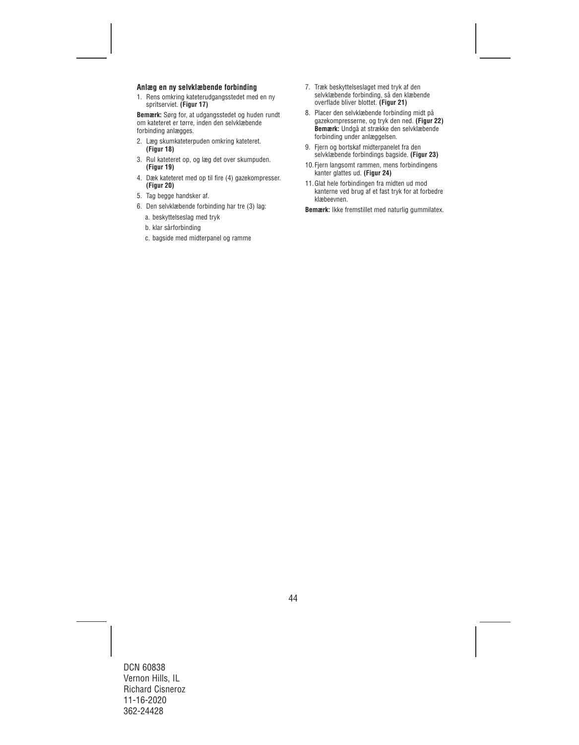### Anlæg en ny selvklæbende forbinding

1. Rens omkring kateterudgangsstedet med en ny spritserviet. **(Figur 17)**

**Bemærk:** Sørg for, at udgangsstedet og huden rundt om kateteret er tørre, inden den selvklæbende forbinding anlægges.

2. Læg skumkateterpuden omkring kateteret. **(Figur 18)**
3. Rul kateteret op, og læg det over skumpuden. **(Figur 19)**
4. Dæk kateteret med op til fire (4) gazekompresser. **(Figur 20)**
5. Tag begge handsker af.
6. Den selvklæbende forbinding har tre (3) lag:
   a. beskyttelseslag med tryk
   b. klar sårforbinding
   c. bagside med midterpanel og ramme
7. Træk beskyttelseslaget med tryk af den selvklæbende forbinding, så den klæbende overflade bliver blottet. **(Figur 21)**
8. Placer den selvklæbende forbinding midt på gazekompresserne, og tryk den ned. **(Figur 22)** **Bemærk:** Undgå at strække den selvklæbende forbinding under anlæggelsen.
9. Fjern og bortskaf midterpanelet fra den selvklæbende forbindings bagside. **(Figur 23)**
10. Fjern langsomt rammen, mens forbindingens kanter glattes ud. **(Figur 24)**
11. Glat hele forbindingen fra midten ud mod kanterne ved brug af et fast tryk for at forbedre klæbeevnen.

**Bemærk:** Ikke fremstillet med naturlig gummilatex.

DCN 60838
Vernon Hills, IL
Richard Cisneroz
11-16-2020
362-24428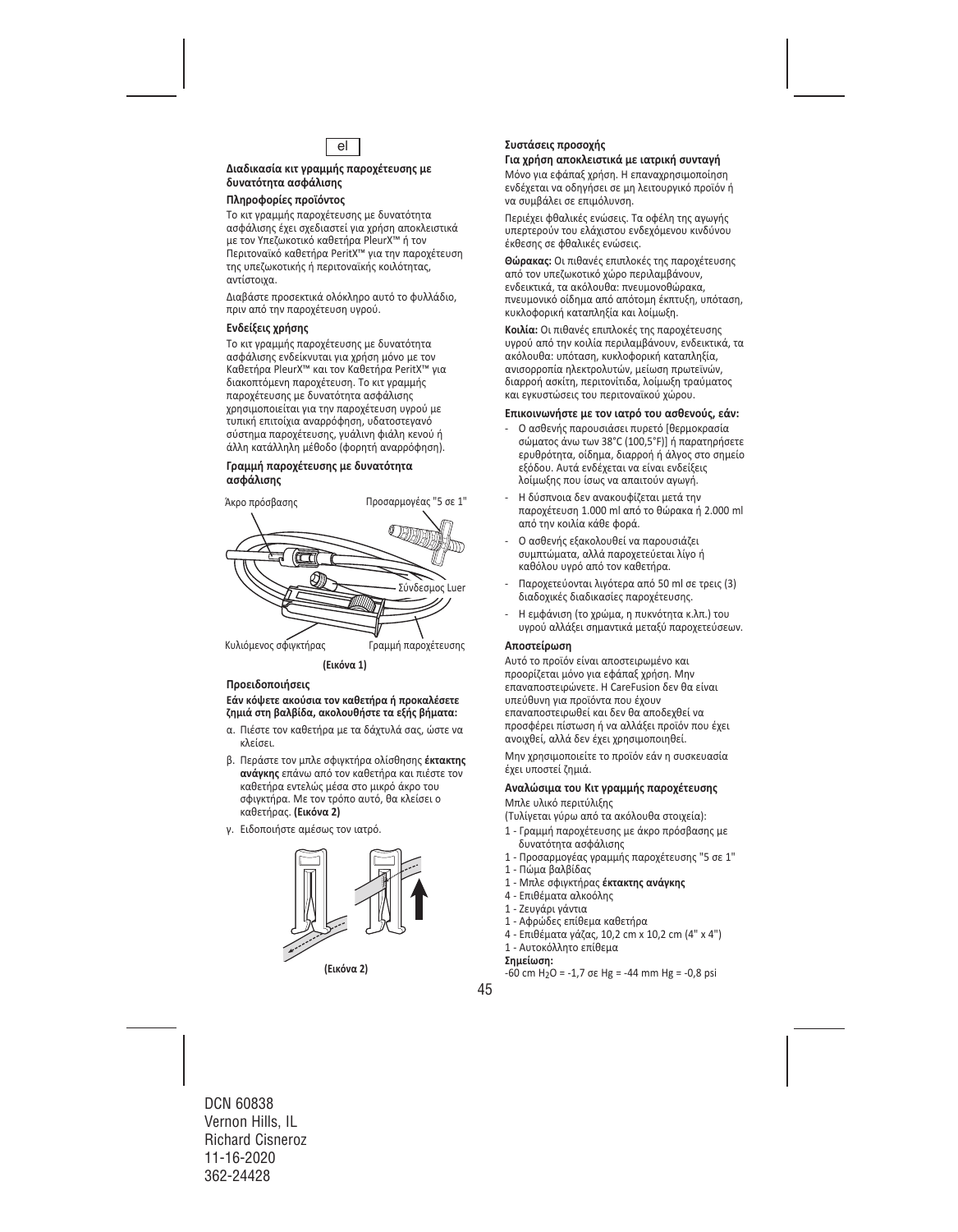el

## Διαδικασία κιτ γραμμής παροχέτευσης με δυνατότητα ασφάλισης

### Πληροφορίες προϊόντος

Το κιτ γραμμής παροχέτευσης με δυνατότητα ασφάλισης έχει σχεδιαστεί για χρήση αποκλειστικά με τον Υπεζωκοτικό καθετήρα PleurX™ ή τον Περιτοναϊκό καθετήρα PeritX™ για την παροχέτευση της υπεζωκοτικής ή περιτοναϊκής κοιλότητας, αντίστοιχα.

Διαβάστε προσεκτικά ολόκληρο αυτό το φυλλάδιο, πριν από την παροχέτευση υγρού.

### Ενδείξεις χρήσης

Το κιτ γραμμής παροχέτευσης με δυνατότητα ασφάλισης ενδείκνυται για χρήση μόνο με τον Καθετήρα PleurX™ και τον Καθετήρα PeritX™ για διακοπτόμενη παροχέτευση. Το κιτ γραμμής παροχέτευσης με δυνατότητα ασφάλισης χρησιμοποιείται για την παροχέτευση υγρού με τυπική επιτοίχια αναρρόφηση, υδατοστεγανό σύστημα παροχέτευσης, γυάλινη φιάλη κενού ή άλλη κατάλληλη μέθοδο (φορητή αναρρόφηση).

### Γραμμή παροχέτευσης με δυνατότητα ασφάλισης

Άκρο πρόσβασης — Προσαρμογέας "5 σε 1" — Σύνδεσμος Luer — Κυλιόμενος σφιγκτήρας — Γραμμή παροχέτευσης

**(Εικόνα 1)**

### Προειδοποιήσεις

**Εάν κόψετε ακούσια τον καθετήρα ή προκαλέσετε ζημιά στη βαλβίδα, ακολουθήστε τα εξής βήματα:**

α. Πιέστε τον καθετήρα με τα δάχτυλά σας, ώστε να κλείσει.

β. Περάστε τον μπλε σφιγκτήρα ολίσθησης **έκτακτης ανάγκης** επάνω από τον καθετήρα και πιέστε τον καθετήρα εντελώς μέσα στο μικρό άκρο του σφιγκτήρα. Με τον τρόπο αυτό, θα κλείσει ο καθετήρας. **(Εικόνα 2)**

γ. Ειδοποιήστε αμέσως τον ιατρό.

**(Εικόνα 2)**

### Συστάσεις προσοχής

**Για χρήση αποκλειστικά με ιατρική συνταγή**

Μόνο για εφάπαξ χρήση. Η επαναχρησιμοποίηση ενδέχεται να οδηγήσει σε μη λειτουργικό προϊόν ή να συμβάλει σε επιμόλυνση.

Περιέχει φθαλικές ενώσεις. Τα οφέλη της αγωγής υπερτερούν του ελάχιστου ενδεχόμενου κινδύνου έκθεσης σε φθαλικές ενώσεις.

**Θώρακας:** Οι πιθανές επιπλοκές της παροχέτευσης από τον υπεζωκοτικό χώρο περιλαμβάνουν, ενδεικτικά, τα ακόλουθα: πνευμονοθώρακα, πνευμονικό οίδημα από απότομη έκπτυξη, υπόταση, κυκλοφορική καταπληξία και λοίμωξη.

**Κοιλία:** Οι πιθανές επιπλοκές της παροχέτευσης υγρού από την κοιλία περιλαμβάνουν, ενδεικτικά, τα ακόλουθα: υπόταση, κυκλοφορική καταπληξία, ανισορροπία ηλεκτρολυτών, μείωση πρωτεϊνών, διαρροή ασκίτη, περιτονίτιδα, λοίμωξη τραύματος και εγκυστώσεις του περιτοναϊκού χώρου.

### Επικοινωνήστε με τον ιατρό του ασθενούς, εάν:

- Ο ασθενής παρουσιάσει πυρετό [θερμοκρασία σώματος άνω των 38°C (100,5°F)] ή παρατηρήσετε ερυθρότητα, οίδημα, διαρροή ή άλγος στο σημείο εξόδου. Αυτά ενδέχεται να είναι ενδείξεις λοίμωξης που ίσως να απαιτούν αγωγή.
- Η δύσπνοια δεν ανακουφίζεται μετά την παροχέτευση 1.000 ml από το θώρακα ή 2.000 ml από την κοιλία κάθε φορά.
- Ο ασθενής εξακολουθεί να παρουσιάζει συμπτώματα, αλλά παροχετεύεται λίγο ή καθόλου υγρό από τον καθετήρα.
- Παροχετεύονται λιγότερα από 50 ml σε τρεις (3) διαδοχικές διαδικασίες παροχέτευσης.
- Η εμφάνιση (το χρώμα, η πυκνότητα κ.λπ.) του υγρού αλλάξει σημαντικά μεταξύ παροχετεύσεων.

### Αποστείρωση

Αυτό το προϊόν είναι αποστειρωμένο και προορίζεται μόνο για εφάπαξ χρήση. Μην επαναποστειρώνετε. Η CareFusion δεν θα είναι υπεύθυνη για προϊόντα που έχουν επαναποστειρωθεί και δεν θα αποδεχθεί να προσφέρει πίστωση ή να αλλάξει προϊόν που έχει ανοιχθεί, αλλά δεν έχει χρησιμοποιηθεί.

Μην χρησιμοποιείτε το προϊόν εάν η συσκευασία έχει υποστεί ζημιά.

### Αναλώσιμα του Κιτ γραμμής παροχέτευσης

Μπλε υλικό περιτύλιξης

(Τυλίγεται γύρω από τα ακόλουθα στοιχεία):

1 - Γραμμή παροχέτευσης με άκρο πρόσβασης με δυνατότητα ασφάλισης
1 - Προσαρμογέας γραμμής παροχέτευσης "5 σε 1"
1 - Πώμα βαλβίδας
1 - Μπλε σφιγκτήρας **έκτακτης ανάγκης**
4 - Επιθέματα αλκοόλης
1 - Ζευγάρι γάντια
1 - Αφρώδες επίθεμα καθετήρα
4 - Επιθέματα γάζας, 10,2 cm x 10,2 cm (4" x 4")
1 - Αυτοκόλλητο επίθεμα

**Σημείωση:**
-60 cm $H_2O$ = -1,7 σε Hg = -44 mm Hg = -0,8 psi

DCN 60838
Vernon Hills, IL
Richard Cisneroz
11-16-2020
362-24428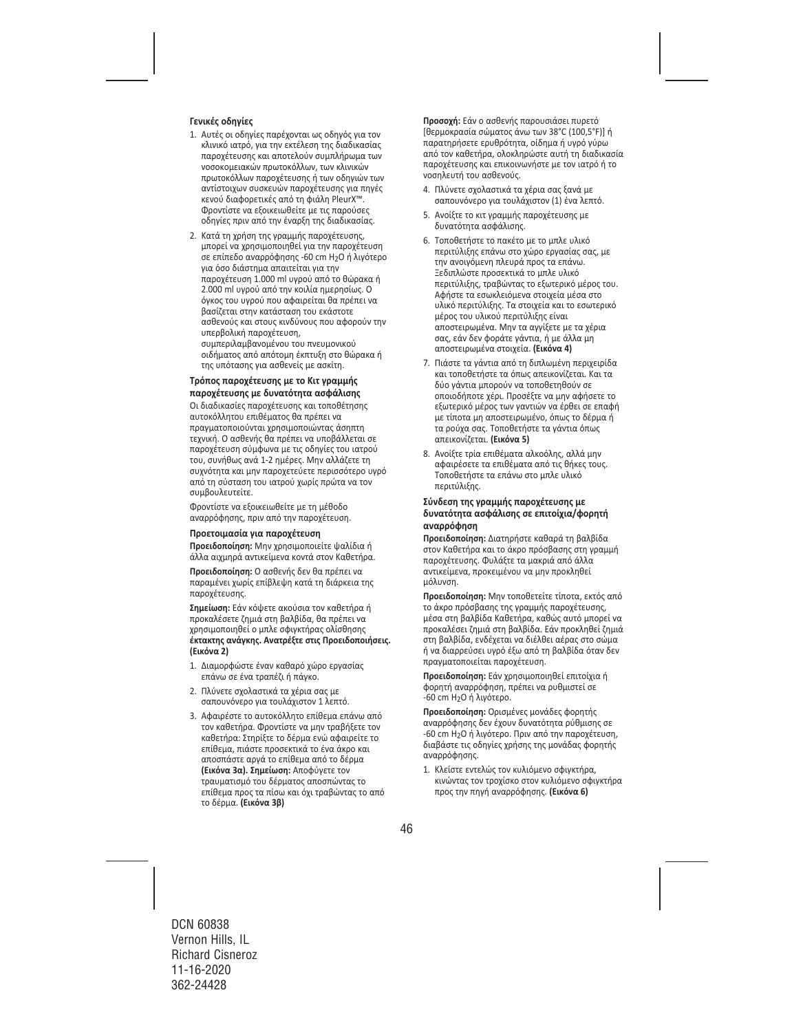**Γενικές οδηγίες**

1. Αυτές οι οδηγίες παρέχονται ως οδηγός για τον κλινικό ιατρό, για την εκτέλεση της διαδικασίας παροχέτευσης και αποτελούν συμπλήρωμα των νοσοκομειακών πρωτοκόλλων, των κλινικών πρωτοκόλλων παροχέτευσης ή των οδηγιών των αντίστοιχων συσκευών παροχέτευσης για πηγές κενού διαφορετικές από τη φιάλη PleurX™. Φροντίστε να εξοικειωθείτε με τις παρούσες οδηγίες πριν από την έναρξη της διαδικασίας.
2. Κατά τη χρήση της γραμμής παροχέτευσης, μπορεί να χρησιμοποιηθεί για την παροχέτευση σε επίπεδο αναρρόφησης -60 cm $H_2O$ ή λιγότερο για όσο διάστημα απαιτείται για την παροχέτευση 1.000 ml υγρού από το θώρακα ή 2.000 ml υγρού από την κοιλία ημερησίως. Ο όγκος του υγρού που αφαιρείται θα πρέπει να βασίζεται στην κατάσταση του εκάστοτε ασθενούς και στους κινδύνους που αφορούν την υπερβολική παροχέτευση, συμπεριλαμβανομένου του πνευμονικού οιδήματος από απότομη έκπτυξη στο θώρακα ή της υπότασης για ασθενείς με ασκίτη.

**Τρόπος παροχέτευσης με το Κιτ γραμμής παροχέτευσης με δυνατότητα ασφάλισης**

Οι διαδικασίες παροχέτευσης και τοποθέτησης αυτοκόλλητου επιθέματος θα πρέπει να πραγματοποιούνται χρησιμοποιώντας άσηπτη τεχνική. Ο ασθενής θα πρέπει να υποβάλλεται σε παροχέτευση σύμφωνα με τις οδηγίες του ιατρού του, συνήθως ανά 1-2 ημέρες. Μην αλλάζετε τη συχνότητα και μην παροχετεύετε περισσότερο υγρό από τη σύσταση του ιατρού χωρίς πρώτα να τον συμβουλευτείτε.

Φροντίστε να εξοικειωθείτε με τη μέθοδο αναρρόφησης, πριν από την παροχέτευση.

**Προετοιμασία για παροχέτευση**

**Προειδοποίηση:** Μην χρησιμοποιείτε ψαλίδια ή άλλα αιχμηρά αντικείμενα κοντά στον Καθετήρα.

**Προειδοποίηση:** Ο ασθενής δεν θα πρέπει να παραμένει χωρίς επίβλεψη κατά τη διάρκεια της παροχέτευσης.

**Σημείωση:** Εάν κόψετε ακούσια τον καθετήρα ή προκαλέσετε ζημιά στη βαλβίδα, θα πρέπει να χρησιμοποιηθεί ο μπλε σφιγκτήρας ολίσθησης **έκτακτης ανάγκης. Ανατρέξτε στις Προειδοποιήσεις. (Εικόνα 2)**

1. Διαμορφώστε έναν καθαρό χώρο εργασίας επάνω σε ένα τραπέζι ή πάγκο.
2. Πλύνετε σχολαστικά τα χέρια σας με σαπουνόνερο για τουλάχιστον 1 λεπτό.
3. Αφαιρέστε το αυτοκόλλητο επίθεμα επάνω από τον καθετήρα. Φροντίστε να μην τραβήξετε τον καθετήρα: Στηρίξτε το δέρμα ενώ αφαιρείτε το επίθεμα, πιάστε προσεκτικά το ένα άκρο και αποσπάστε αργά το επίθεμα από το δέρμα **(Εικόνα 3α). Σημείωση:** Αποφύγετε τον τραυματισμό του δέρματος αποσπώντας το επίθεμα προς τα πίσω και όχι τραβώντας το από το δέρμα. **(Εικόνα 3β)**

**Προσοχή:** Εάν ο ασθενής παρουσιάσει πυρετό [θερμοκρασία σώματος άνω των 38°C (100,5°F)] ή παρατηρήσετε ερυθρότητα, οίδημα ή υγρό γύρω από τον καθετήρα, ολοκληρώστε αυτή τη διαδικασία παροχέτευσης και επικοινωνήστε με τον ιατρό ή το νοσηλευτή του ασθενούς.

4. Πλύνετε σχολαστικά τα χέρια σας ξανά με σαπουνόνερο για τουλάχιστον (1) ένα λεπτό.
5. Ανοίξτε το κιτ γραμμής παροχέτευσης με δυνατότητα ασφάλισης.
6. Τοποθετήστε το πακέτο με το μπλε υλικό περιτύλιξης επάνω στο χώρο εργασίας σας, με την ανοιγόμενη πλευρά προς τα επάνω. Ξεδιπλώστε προσεκτικά το μπλε υλικό περιτύλιξης, τραβώντας το εξωτερικό μέρος του. Αφήστε τα εσωκλειόμενα στοιχεία μέσα στο υλικό περιτύλιξης. Τα στοιχεία και το εσωτερικό μέρος του υλικού περιτύλιξης είναι αποστειρωμένα. Μην τα αγγίξετε με τα χέρια σας, εάν δεν φοράτε γάντια, ή με άλλα μη αποστειρωμένα στοιχεία. **(Εικόνα 4)**
7. Πιάστε τα γάντια από τη διπλωμένη περιχειρίδα και τοποθετήστε τα όπως απεικονίζεται. Και τα δύο γάντια μπορούν να τοποθετηθούν σε οποιοδήποτε χέρι. Προσέξτε να μην αφήσετε το εξωτερικό μέρος των γαντιών να έρθει σε επαφή με τίποτα μη αποστειρωμένο, όπως το δέρμα ή τα ρούχα σας. Τοποθετήστε τα γάντια όπως απεικονίζεται. **(Εικόνα 5)**
8. Ανοίξτε τρία επιθέματα αλκοόλης, αλλά μην αφαιρέσετε τα επιθέματα από τις θήκες τους. Τοποθετήστε τα επάνω στο μπλε υλικό περιτύλιξης.

**Σύνδεση της γραμμής παροχέτευσης με δυνατότητα ασφάλισης σε επιτοίχια/φορητή αναρρόφηση**

**Προειδοποίηση:** Διατηρήστε καθαρά τη βαλβίδα στον Καθετήρα και το άκρο πρόσβασης στη γραμμή παροχέτευσης. Φυλάξτε τα μακριά από άλλα αντικείμενα, προκειμένου να μην προκληθεί μόλυνση.

**Προειδοποίηση:** Μην τοποθετείτε τίποτα, εκτός από το άκρο πρόσβασης της γραμμής παροχέτευσης, μέσα στη βαλβίδα Καθετήρα, καθώς αυτό μπορεί να προκαλέσει ζημιά στη βαλβίδα. Εάν προκληθεί ζημιά στη βαλβίδα, ενδέχεται να διέλθει αέρας στο σώμα ή να διαρρεύσει υγρό έξω από τη βαλβίδα όταν δεν πραγματοποιείται παροχέτευση.

**Προειδοποίηση:** Εάν χρησιμοποιηθεί επιτοίχια ή φορητή αναρρόφηση, πρέπει να ρυθμιστεί σε -60 cm $H_2O$ ή λιγότερο.

**Προειδοποίηση:** Ορισμένες μονάδες φορητής αναρρόφησης δεν έχουν δυνατότητα ρύθμισης σε -60 cm $H_2O$ ή λιγότερο. Πριν από την παροχέτευση, διαβάστε τις οδηγίες χρήσης της μονάδας φορητής αναρρόφησης.

1. Κλείστε εντελώς τον κυλιόμενο σφιγκτήρα, κινώντας τον τροχίσκο στον κυλιόμενο σφιγκτήρα προς την πηγή αναρρόφησης. **(Εικόνα 6)**

DCN 60838
Vernon Hills, IL
Richard Cisneroz
11-16-2020
362-24428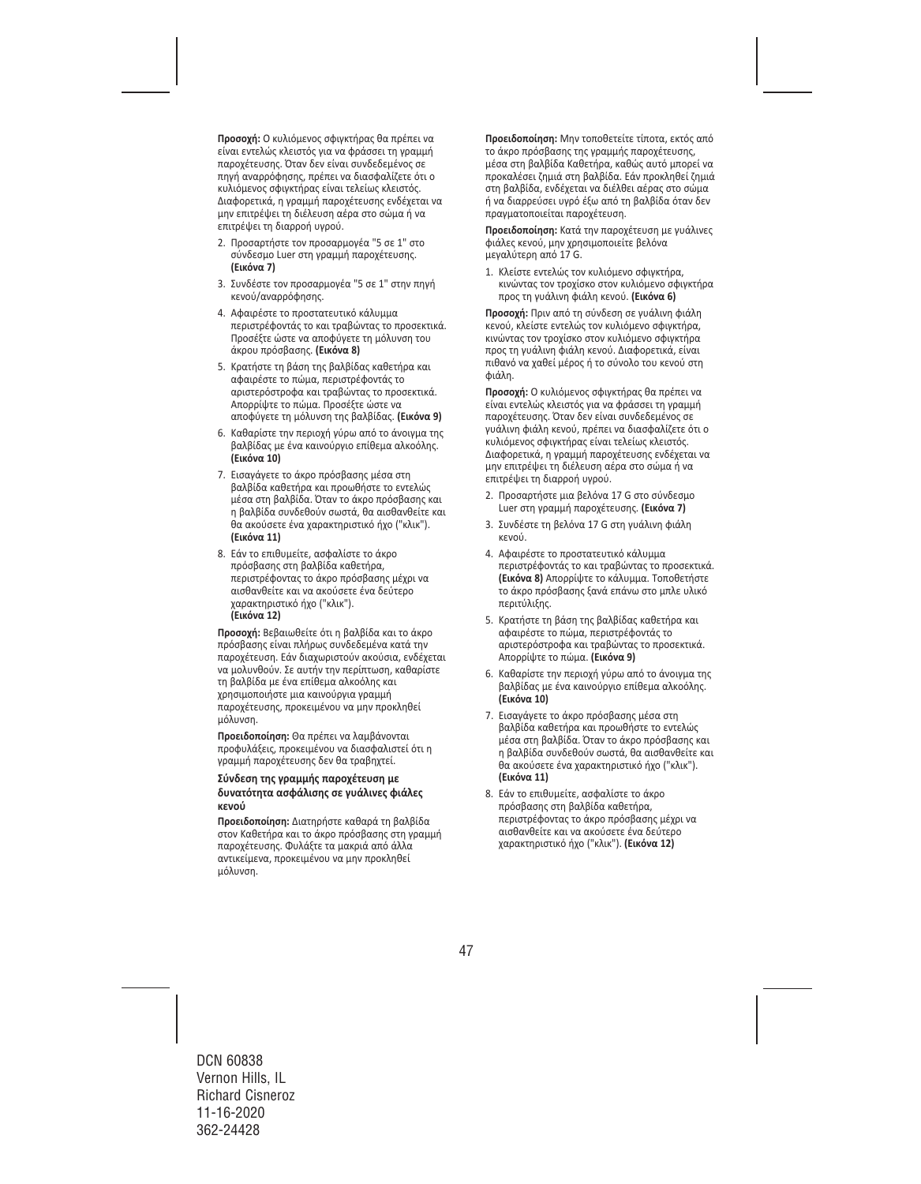**Προσοχή:** Ο κυλιόμενος σφιγκτήρας θα πρέπει να είναι εντελώς κλειστός για να φράσσει τη γραμμή παροχέτευσης. Όταν δεν είναι συνδεδεμένος σε πηγή αναρρόφησης, πρέπει να διασφαλίζετε ότι ο κυλιόμενος σφιγκτήρας είναι τελείως κλειστός. Διαφορετικά, η γραμμή παροχέτευσης ενδέχεται να μην επιτρέψει τη διέλευση αέρα στο σώμα ή να επιτρέψει τη διαρροή υγρού.

2. Προσαρτήστε τον προσαρμογέα "5 σε 1" στο σύνδεσμο Luer στη γραμμή παροχέτευσης. **(Εικόνα 7)**
3. Συνδέστε τον προσαρμογέα "5 σε 1" στην πηγή κενού/αναρρόφησης.
4. Αφαιρέστε το προστατευτικό κάλυμμα περιστρέφοντάς το και τραβώντας το προσεκτικά. Προσέξτε ώστε να αποφύγετε τη μόλυνση του άκρου πρόσβασης. **(Εικόνα 8)**
5. Κρατήστε τη βάση της βαλβίδας καθετήρα και αφαιρέστε το πώμα, περιστρέφοντάς το αριστερόστροφα και τραβώντας το προσεκτικά. Απορρίψτε το πώμα. Προσέξτε ώστε να αποφύγετε τη μόλυνση της βαλβίδας. **(Εικόνα 9)**
6. Καθαρίστε την περιοχή γύρω από το άνοιγμα της βαλβίδας με ένα καινούργιο επίθεμα αλκοόλης. **(Εικόνα 10)**
7. Εισαγάγετε το άκρο πρόσβασης μέσα στη βαλβίδα καθετήρα και προωθήστε το εντελώς μέσα στη βαλβίδα. Όταν το άκρο πρόσβασης και η βαλβίδα συνδεθούν σωστά, θα αισθανθείτε και θα ακούσετε ένα χαρακτηριστικό ήχο ("κλικ"). **(Εικόνα 11)**
8. Εάν το επιθυμείτε, ασφαλίστε το άκρο πρόσβασης στη βαλβίδα καθετήρα, περιστρέφοντας το άκρο πρόσβασης μέχρι να αισθανθείτε και να ακούσετε ένα δεύτερο χαρακτηριστικό ήχο ("κλικ"). **(Εικόνα 12)**

**Προσοχή:** Βεβαιωθείτε ότι η βαλβίδα και το άκρο πρόσβασης είναι πλήρως συνδεδεμένα κατά την παροχέτευση. Εάν διαχωριστούν ακούσια, ενδέχεται να μολυνθούν. Σε αυτήν την περίπτωση, καθαρίστε τη βαλβίδα με ένα επίθεμα αλκοόλης και χρησιμοποιήστε μια καινούργια γραμμή παροχέτευσης, προκειμένου να μην προκληθεί μόλυνση.

**Προειδοποίηση:** Θα πρέπει να λαμβάνονται προφυλάξεις, προκειμένου να διασφαλιστεί ότι η γραμμή παροχέτευσης δεν θα τραβηχτεί.

**Σύνδεση της γραμμής παροχέτευση με δυνατότητα ασφάλισης σε γυάλινες φιάλες κενού**

**Προειδοποίηση:** Διατηρήστε καθαρά τη βαλβίδα στον Καθετήρα και το άκρο πρόσβασης στη γραμμή παροχέτευσης. Φυλάξτε τα μακριά από άλλα αντικείμενα, προκειμένου να μην προκληθεί μόλυνση.

**Προειδοποίηση:** Μην τοποθετείτε τίποτα, εκτός από το άκρο πρόσβασης της γραμμής παροχέτευσης, μέσα στη βαλβίδα Καθετήρα, καθώς αυτό μπορεί να προκαλέσει ζημιά στη βαλβίδα. Εάν προκληθεί ζημιά στη βαλβίδα, ενδέχεται να διέλθει αέρας στο σώμα ή να διαρρεύσει υγρό έξω από τη βαλβίδα όταν δεν πραγματοποιείται παροχέτευση.

**Προειδοποίηση:** Κατά την παροχέτευση με γυάλινες φιάλες κενού, μην χρησιμοποιείτε βελόνα μεγαλύτερη από 17 G.

1. Κλείστε εντελώς τον κυλιόμενο σφιγκτήρα, κινώντας τον τροχίσκο στον κυλιόμενο σφιγκτήρα προς τη γυάλινη φιάλη κενού. **(Εικόνα 6)**

**Προσοχή:** Πριν από τη σύνδεση σε γυάλινη φιάλη κενού, κλείστε εντελώς τον κυλιόμενο σφιγκτήρα, κινώντας τον τροχίσκο στον κυλιόμενο σφιγκτήρα προς τη γυάλινη φιάλη κενού. Διαφορετικά, είναι πιθανό να χαθεί μέρος ή το σύνολο του κενού στη φιάλη.

**Προσοχή:** Ο κυλιόμενος σφιγκτήρας θα πρέπει να είναι εντελώς κλειστός για να φράσσει τη γραμμή παροχέτευσης. Όταν δεν είναι συνδεδεμένος σε γυάλινη φιάλη κενού, πρέπει να διασφαλίζετε ότι ο κυλιόμενος σφιγκτήρας είναι τελείως κλειστός. Διαφορετικά, η γραμμή παροχέτευσης ενδέχεται να μην επιτρέψει τη διέλευση αέρα στο σώμα ή να επιτρέψει τη διαρροή υγρού.

2. Προσαρτήστε μια βελόνα 17 G στο σύνδεσμο Luer στη γραμμή παροχέτευσης. **(Εικόνα 7)**
3. Συνδέστε τη βελόνα 17 G στη γυάλινη φιάλη κενού.
4. Αφαιρέστε το προστατευτικό κάλυμμα περιστρέφοντάς το και τραβώντας το προσεκτικά. **(Εικόνα 8)** Απορρίψτε το κάλυμμα. Τοποθετήστε το άκρο πρόσβασης ξανά επάνω στο μπλε υλικό περιτύλιξης.
5. Κρατήστε τη βάση της βαλβίδας καθετήρα και αφαιρέστε το πώμα, περιστρέφοντάς το αριστερόστροφα και τραβώντας το προσεκτικά. Απορρίψτε το πώμα. **(Εικόνα 9)**
6. Καθαρίστε την περιοχή γύρω από το άνοιγμα της βαλβίδας με ένα καινούργιο επίθεμα αλκοόλης. **(Εικόνα 10)**
7. Εισαγάγετε το άκρο πρόσβασης μέσα στη βαλβίδα καθετήρα και προωθήστε το εντελώς μέσα στη βαλβίδα. Όταν το άκρο πρόσβασης και η βαλβίδα συνδεθούν σωστά, θα αισθανθείτε και θα ακούσετε ένα χαρακτηριστικό ήχο ("κλικ"). **(Εικόνα 11)**
8. Εάν το επιθυμείτε, ασφαλίστε το άκρο πρόσβασης στη βαλβίδα καθετήρα, περιστρέφοντας το άκρο πρόσβασης μέχρι να αισθανθείτε και να ακούσετε ένα δεύτερο χαρακτηριστικό ήχο ("κλικ"). **(Εικόνα 12)**

DCN 60838
Vernon Hills, IL
Richard Cisneroz
11-16-2020
362-24428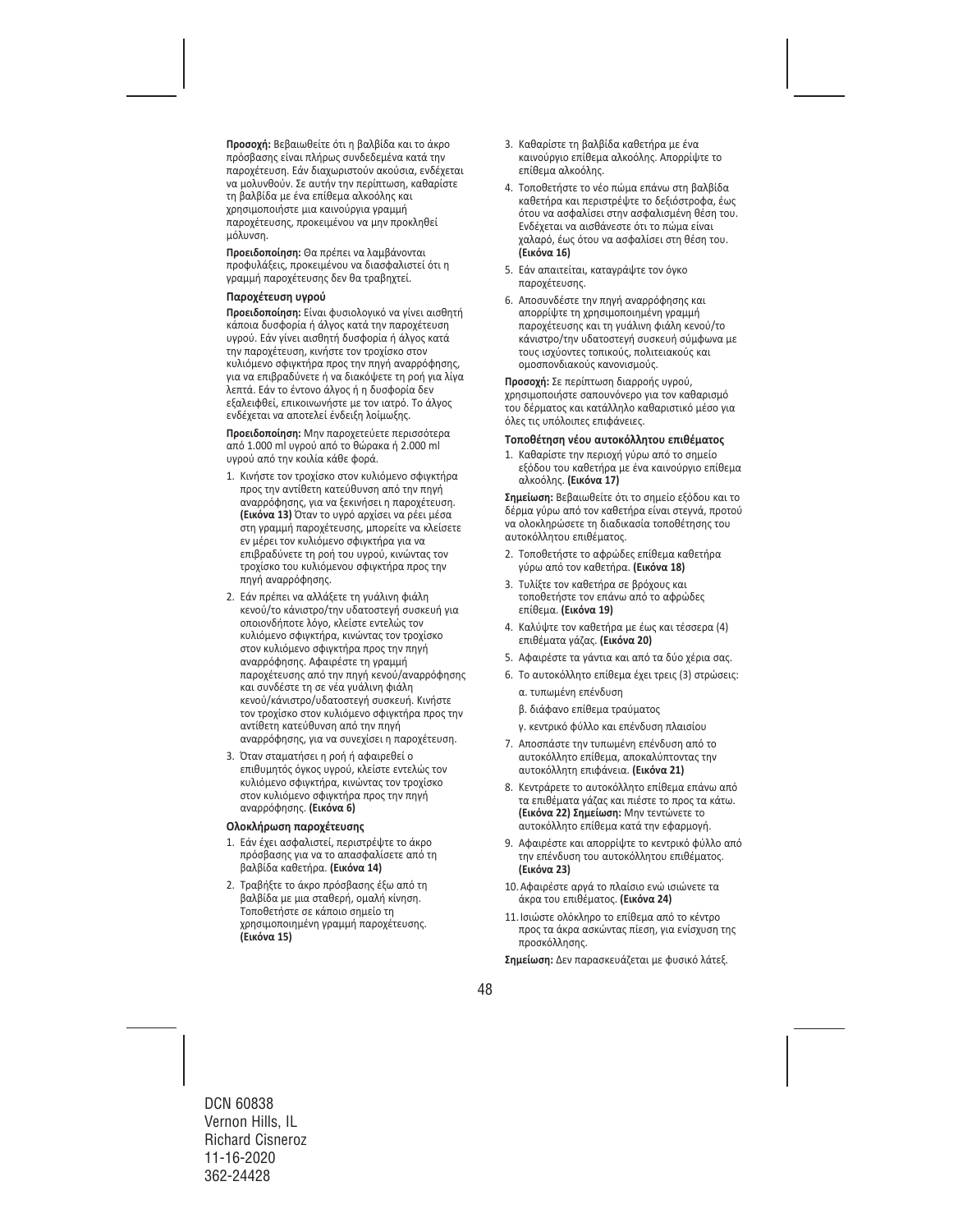**Προσοχή:** Βεβαιωθείτε ότι η βαλβίδα και το άκρο πρόσβασης είναι πλήρως συνδεδεμένα κατά την παροχέτευση. Εάν διαχωριστούν ακούσια, ενδέχεται να μολυνθούν. Σε αυτήν την περίπτωση, καθαρίστε τη βαλβίδα με ένα επίθεμα αλκοόλης και χρησιμοποιήστε μια καινούργια γραμμή παροχέτευσης, προκειμένου να μην προκληθεί μόλυνση.

**Προειδοποίηση:** Θα πρέπει να λαμβάνονται προφυλάξεις, προκειμένου να διασφαλιστεί ότι η γραμμή παροχέτευσης δεν θα τραβηχτεί.

#### Παροχέτευση υγρού

**Προειδοποίηση:** Είναι φυσιολογικό να γίνει αισθητή κάποια δυσφορία ή άλγος κατά την παροχέτευση υγρού. Εάν γίνει αισθητή δυσφορία ή άλγος κατά την παροχέτευση, κινήστε τον τροχίσκο στον κυλιόμενο σφιγκτήρα προς την πηγή αναρρόφησης, για να επιβραδύνετε ή να διακόψετε τη ροή για λίγα λεπτά. Εάν το έντονο άλγος ή η δυσφορία δεν εξαλειφθεί, επικοινωνήστε με τον ιατρό. Το άλγος ενδέχεται να αποτελεί ένδειξη λοίμωξης.

**Προειδοποίηση:** Μην παροχετεύετε περισσότερα από 1.000 ml υγρού από το θώρακα ή 2.000 ml υγρού από την κοιλία κάθε φορά.

1. Κινήστε τον τροχίσκο στον κυλιόμενο σφιγκτήρα προς την αντίθετη κατεύθυνση από την πηγή αναρρόφησης, για να ξεκινήσει η παροχέτευση. **(Εικόνα 13)** Όταν το υγρό αρχίσει να ρέει μέσα στη γραμμή παροχέτευσης, μπορείτε να κλείσετε εν μέρει τον κυλιόμενο σφιγκτήρα για να επιβραδύνετε τη ροή του υγρού, κινώντας τον τροχίσκο του κυλιόμενου σφιγκτήρα προς την πηγή αναρρόφησης.
2. Εάν πρέπει να αλλάξετε τη γυάλινη φιάλη κενού/το κάνιστρο/την υδατοστεγή συσκευή για οποιονδήποτε λόγο, κλείστε εντελώς τον κυλιόμενο σφιγκτήρα, κινώντας τον τροχίσκο στον κυλιόμενο σφιγκτήρα προς την πηγή αναρρόφησης. Αφαιρέστε τη γραμμή παροχέτευσης από την πηγή κενού/αναρρόφησης και συνδέστε τη σε νέα γυάλινη φιάλη κενού/κάνιστρο/υδατοστεγή συσκευή. Κινήστε τον τροχίσκο στον κυλιόμενο σφιγκτήρα προς την αντίθετη κατεύθυνση από την πηγή αναρρόφησης, για να συνεχίσει η παροχέτευση.
3. Όταν σταματήσει η ροή ή αφαιρεθεί ο επιθυμητός όγκος υγρού, κλείστε εντελώς τον κυλιόμενο σφιγκτήρα, κινώντας τον τροχίσκο στον κυλιόμενο σφιγκτήρα προς την πηγή αναρρόφησης. **(Εικόνα 6)**

#### Ολοκλήρωση παροχέτευσης

1. Εάν έχει ασφαλιστεί, περιστρέψτε το άκρο πρόσβασης για να το απασφαλίσετε από τη βαλβίδα καθετήρα. **(Εικόνα 14)**
2. Τραβήξτε το άκρο πρόσβασης έξω από τη βαλβίδα με μια σταθερή, ομαλή κίνηση. Τοποθετήστε σε κάποιο σημείο τη χρησιμοποιημένη γραμμή παροχέτευσης. **(Εικόνα 15)**
3. Καθαρίστε τη βαλβίδα καθετήρα με ένα καινούργιο επίθεμα αλκοόλης. Απορρίψτε το επίθεμα αλκοόλης.
4. Τοποθετήστε το νέο πώμα επάνω στη βαλβίδα καθετήρα και περιστρέψτε το δεξιόστροφα, έως ότου να ασφαλίσει στην ασφαλισμένη θέση του. Ενδέχεται να αισθάνεστε ότι το πώμα είναι χαλαρό, έως ότου να ασφαλίσει στη θέση του. **(Εικόνα 16)**
5. Εάν απαιτείται, καταγράψτε τον όγκο παροχέτευσης.
6. Αποσυνδέστε την πηγή αναρρόφησης και απορρίψτε τη χρησιμοποιημένη γραμμή παροχέτευσης και τη γυάλινη φιάλη κενού/το κάνιστρο/την υδατοστεγή συσκευή σύμφωνα με τους ισχύοντες τοπικούς, πολιτειακούς και ομοσπονδιακούς κανονισμούς.

**Προσοχή:** Σε περίπτωση διαρροής υγρού, χρησιμοποιήστε σαπουνόνερο για τον καθαρισμό του δέρματος και κατάλληλο καθαριστικό μέσο για όλες τις υπόλοιπες επιφάνειες.

#### Τοποθέτηση νέου αυτοκόλλητου επιθέματος

1. Καθαρίστε την περιοχή γύρω από το σημείο εξόδου του καθετήρα με ένα καινούργιο επίθεμα αλκοόλης. **(Εικόνα 17)**

**Σημείωση:** Βεβαιωθείτε ότι το σημείο εξόδου και το δέρμα γύρω από τον καθετήρα είναι στεγνά, προτού να ολοκληρώσετε τη διαδικασία τοποθέτησης του αυτοκόλλητου επιθέματος.

2. Τοποθετήστε το αφρώδες επίθεμα καθετήρα γύρω από τον καθετήρα. **(Εικόνα 18)**
3. Τυλίξτε τον καθετήρα σε βρόχους και τοποθετήστε τον επάνω από το αφρώδες επίθεμα. **(Εικόνα 19)**
4. Καλύψτε τον καθετήρα με έως και τέσσερα (4) επιθέματα γάζας. **(Εικόνα 20)**
5. Αφαιρέστε τα γάντια και από τα δύο χέρια σας.
6. Το αυτοκόλλητο επίθεμα έχει τρεις (3) στρώσεις:
   α. τυπωμένη επένδυση
   β. διάφανο επίθεμα τραύματος
   γ. κεντρικό φύλλο και επένδυση πλαισίου
7. Αποσπάστε την τυπωμένη επένδυση από το αυτοκόλλητο επίθεμα, αποκαλύπτοντας την αυτοκόλλητη επιφάνεια. **(Εικόνα 21)**
8. Κεντράρετε το αυτοκόλλητο επίθεμα επάνω από τα επιθέματα γάζας και πιέστε το προς τα κάτω. **(Εικόνα 22) Σημείωση:** Μην τεντώνετε το αυτοκόλλητο επίθεμα κατά την εφαρμογή.
9. Αφαιρέστε και απορρίψτε το κεντρικό φύλλο από την επένδυση του αυτοκόλλητου επιθέματος. **(Εικόνα 23)**
10. Αφαιρέστε αργά το πλαίσιο ενώ ισιώνετε τα άκρα του επιθέματος. **(Εικόνα 24)**
11. Ισιώστε ολόκληρο το επίθεμα από το κέντρο προς τα άκρα ασκώντας πίεση, για ενίσχυση της προσκόλλησης.

**Σημείωση:** Δεν παρασκευάζεται με φυσικό λάτεξ.

DCN 60838
Vernon Hills, IL
Richard Cisneroz
11-16-2020
362-24428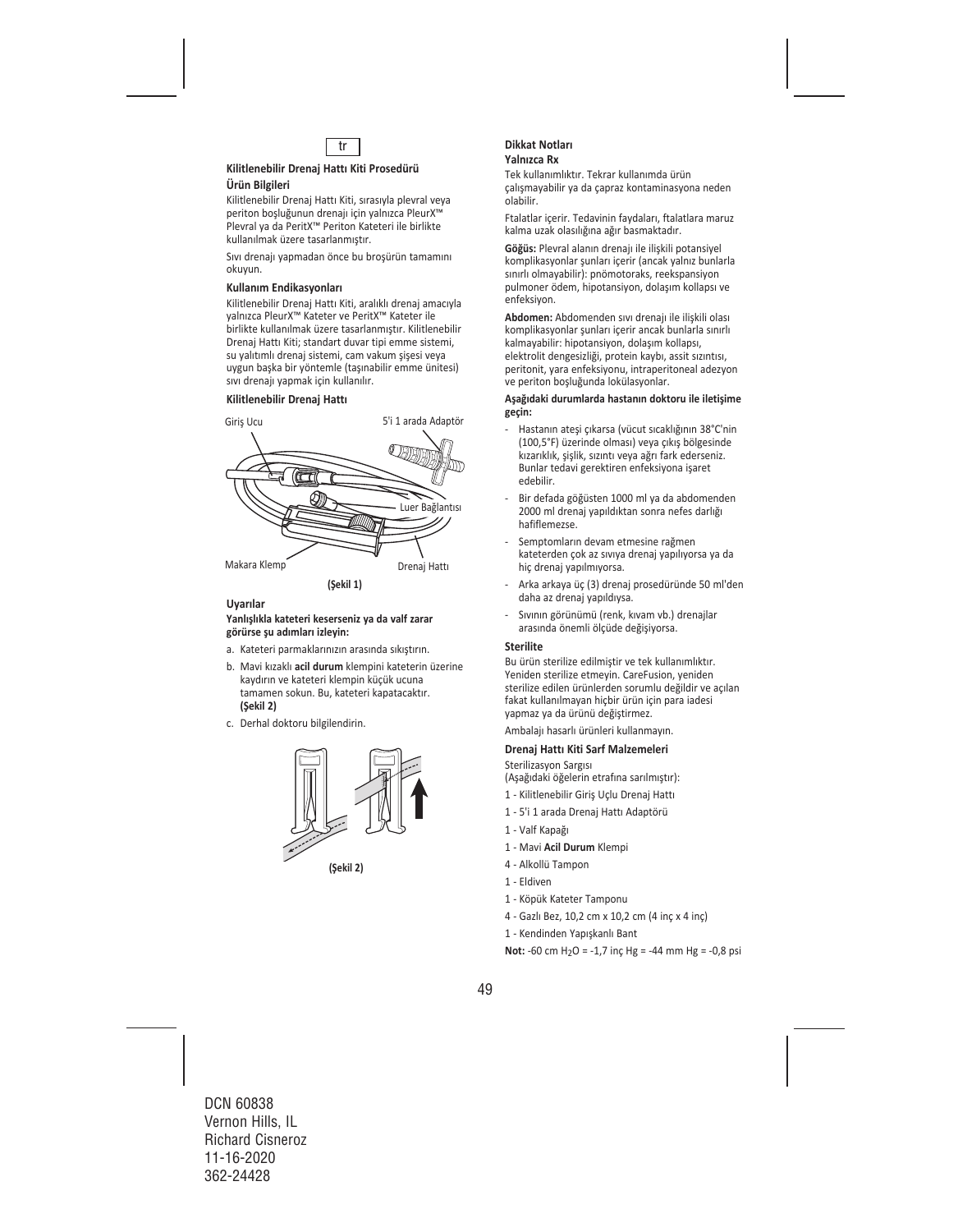tr

### Kilitlenebilir Drenaj Hattı Kiti Prosedürü

**Ürün Bilgileri**

Kilitlenebilir Drenaj Hattı Kiti, sırasıyla plevral veya periton boşluğunun drenajı için yalnızca PleurX™ Plevral ya da PeritX™ Periton Kateteri ile birlikte kullanılmak üzere tasarlanmıştır.

Sıvı drenajı yapmadan önce bu broşürün tamamını okuyun.

**Kullanım Endikasyonları**

Kilitlenebilir Drenaj Hattı Kiti, aralıklı drenaj amacıyla yalnızca PleurX™ Kateter ve PeritX™ Kateter ile birlikte kullanılmak üzere tasarlanmıştır. Kilitlenebilir Drenaj Hattı Kiti; standart duvar tipi emme sistemi, su yalıtımlı drenaj sistemi, cam vakum şişesi veya uygun başka bir yöntemle (taşınabilir emme ünitesi) sıvı drenajı yapmak için kullanılır.

**Kilitlenebilir Drenaj Hattı**

Giriş Ucu

5'i 1 arada Adaptör

Luer Bağlantısı

Makara Klemp

Drenaj Hattı

**(Şekil 1)**

**Uyarılar**

**Yanlışlıkla kateteri keserseniz ya da valf zarar görürse şu adımları izleyin:**

a. Kateteri parmaklarınızın arasında sıkıştırın.

b. Mavi kızaklı **acil durum** klempini kateterin üzerine kaydırın ve kateteri klempin küçük ucuna tamamen sokun. Bu, kateteri kapatacaktır. **(Şekil 2)**

c. Derhal doktoru bilgilendirin.

**(Şekil 2)**

**Dikkat Notları**

**Yalnızca Rx**

Tek kullanımlıktır. Tekrar kullanımda ürün çalışmayabilir ya da çapraz kontaminasyona neden olabilir.

Ftalatlar içerir. Tedavinin faydaları, ftalatlara maruz kalma uzak olasılığına ağır basmaktadır.

**Göğüs:** Plevral alanın drenajı ile ilişkili potansiyel komplikasyonlar şunları içerir (ancak yalnız bunlarla sınırlı olmayabilir): pnömotoraks, reekspansiyon pulmoner ödem, hipotansiyon, dolaşım kollapsı ve enfeksiyon.

**Abdomen:** Abdomenden sıvı drenajı ile ilişkili olası komplikasyonlar şunları içerir ancak bunlarla sınırlı kalmayabilir: hipotansiyon, dolaşım kollapsı, elektrolit dengesizliği, protein kaybı, assit sızıntısı, peritonit, yara enfeksiyonu, intraperitoneal adezyon ve periton boşluğunda lokülasyonlar.

**Aşağıdaki durumlarda hastanın doktoru ile iletişime geçin:**

- Hastanın ateşi çıkarsa (vücut sıcaklığının 38°C'nin (100,5°F) üzerinde olması) veya çıkış bölgesinde kızarıklık, şişlik, sızıntı veya ağrı fark ederseniz. Bunlar tedavi gerektiren enfeksiyona işaret edebilir.
- Bir defada göğüsten 1000 ml ya da abdomenden 2000 ml drenaj yapıldıktan sonra nefes darlığı hafiflemezse.
- Semptomların devam etmesine rağmen kateterden çok az sıvıya drenaj yapılıyorsa ya da hiç drenaj yapılmıyorsa.
- Arka arkaya üç (3) drenaj prosedüründe 50 ml'den daha az drenaj yapıldıysa.
- Sıvının görünümü (renk, kıvam vb.) drenajlar arasında önemli ölçüde değişiyorsa.

**Sterilite**

Bu ürün sterilize edilmiştir ve tek kullanımlıktır. Yeniden sterilize etmeyin. CareFusion, yeniden sterilize edilen ürünlerden sorumlu değildir ve açılan fakat kullanılmayan hiçbir ürün için para iadesi yapmaz ya da ürünü değiştirmez.

Ambalajı hasarlı ürünleri kullanmayın.

**Drenaj Hattı Kiti Sarf Malzemeleri**

Sterilizasyon Sargısı
(Aşağıdaki öğelerin etrafına sarılmıştır):

1 - Kilitlenebilir Giriş Uçlu Drenaj Hattı

1 - 5'i 1 arada Drenaj Hattı Adaptörü

1 - Valf Kapağı

1 - Mavi **Acil Durum** Klempi

4 - Alkollü Tampon

1 - Eldiven

1 - Köpük Kateter Tamponu

4 - Gazlı Bez, 10,2 cm x 10,2 cm (4 inç x 4 inç)

1 - Kendinden Yapışkanlı Bant

**Not:** -60 cm $H_2O$ = -1,7 inç Hg = -44 mm Hg = -0,8 psi

DCN 60838
Vernon Hills, IL
Richard Cisneroz
11-16-2020
362-24428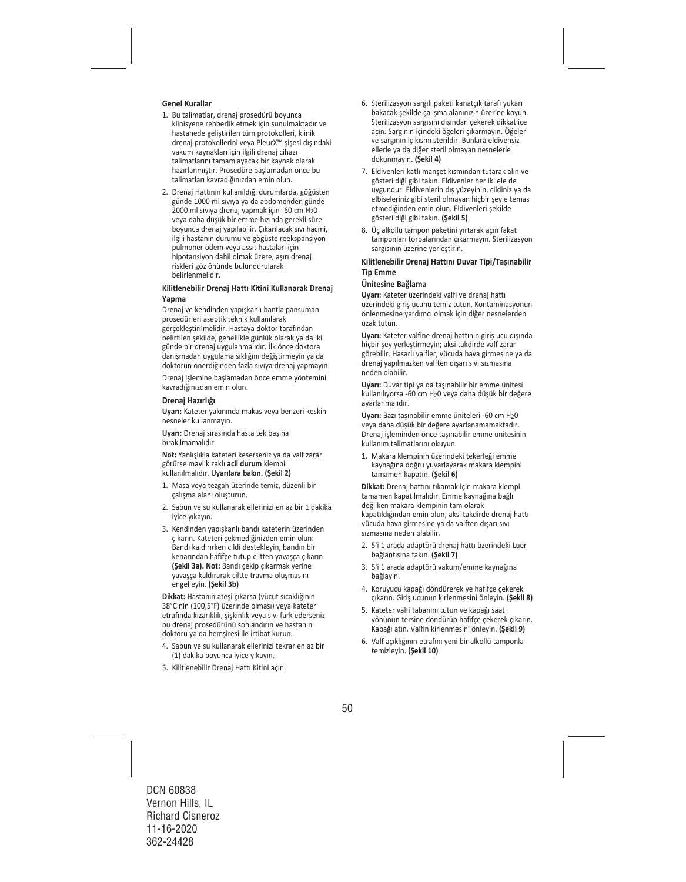#### Genel Kurallar

1. Bu talimatlar, drenaj prosedürü boyunca klinisyene rehberlik etmek için sunulmaktadır ve hastanede geliştirilen tüm protokolleri, klinik drenaj protokollerini veya PleurX™ şişesi dışındaki vakum kaynakları için ilgili drenaj cihazı talimatlarını tamamlayacak bir kaynak olarak hazırlanmıştır. Prosedüre başlamadan önce bu talimatları kavradığınızdan emin olun.
2. Drenaj Hattının kullanıldığı durumlarda, göğüsten günde 1000 ml sıvıya ya da abdomenden günde 2000 ml sıvıya drenaj yapmak için -60 cm $H_2O$ veya daha düşük bir emme hızında gerekli süre boyunca drenaj yapılabilir. Çıkarılacak sıvı hacmi, ilgili hastanın durumu ve göğüste reekspansiyon pulmoner ödem veya assit hastaları için hipotansiyon dahil olmak üzere, aşırı drenaj riskleri göz önünde bulundurularak belirlenmelidir.

#### Kilitlenebilir Drenaj Hattı Kitini Kullanarak Drenaj Yapma

Drenaj ve kendinden yapışkanlı bantla pansuman prosedürleri aseptik teknik kullanılarak gerçekleştirilmelidir. Hastaya doktor tarafından belirtilen şekilde, genellikle günlük olarak ya da iki günde bir drenaj uygulanmalıdır. İlk önce doktora danışmadan uygulama sıklığını değiştirmeyin ya da doktorun önerdiğinden fazla sıvıya drenaj yapmayın.

Drenaj işlemine başlamadan önce emme yöntemini kavradığınızdan emin olun.

#### Drenaj Hazırlığı

**Uyarı:** Kateter yakınında makas veya benzeri keskin nesneler kullanmayın.

**Uyarı:** Drenaj sırasında hasta tek başına bırakılmamalıdır.

**Not:** Yanlışlıkla kateteri keserseniz ya da valf zarar görürse mavi kızaklı **acil durum** klempi kullanılmalıdır. **Uyarılara bakın. (Şekil 2)**

1. Masa veya tezgah üzerinde temiz, düzenli bir çalışma alanı oluşturun.
2. Sabun ve su kullanarak ellerinizi en az bir 1 dakika iyice yıkayın.
3. Kendinden yapışkanlı bandı kateterin üzerinden çıkarın. Kateteri çekmediğinizden emin olun: Bandı kaldırırken cildi destekleyin, bandın bir kenarından hafifçe tutup ciltten yavaşça çıkarın **(Şekil 3a). Not:** Bandı çekip çıkarmak yerine yavaşça kaldırarak ciltte travma oluşmasını engelleyin. **(Şekil 3b)**

**Dikkat:** Hastanın ateşi çıkarsa (vücut sıcaklığının 38°C'nin (100,5°F) üzerinde olması) veya kateter etrafında kızarıklık, şişkinlik veya sıvı fark ederseniz bu drenaj prosedürünü sonlandırın ve hastanın doktoru ya da hemşiresi ile irtibat kurun.

4. Sabun ve su kullanarak ellerinizi tekrar en az bir (1) dakika boyunca iyice yıkayın.
5. Kilitlenebilir Drenaj Hattı Kitini açın.
6. Sterilizasyon sargılı paketi kanatçık tarafı yukarı bakacak şekilde çalışma alanınızın üzerine koyun. Sterilizasyon sargısını dışından çekerek dikkatlice açın. Sargının içindeki öğeleri çıkarmayın. Öğeler ve sargının iç kısmı sterildir. Bunlara eldivensiz ellerle ya da diğer steril olmayan nesnelerle dokunmayın. **(Şekil 4)**
7. Eldivenleri katlı manşet kısmından tutarak alın ve gösterildiği gibi takın. Eldivenler her iki ele de uygundur. Eldivenlerin dış yüzeyinin, cildiniz ya da elbiseleriniz gibi steril olmayan hiçbir şeyle temas etmediğinden emin olun. Eldivenleri şekilde gösterildiği gibi takın. **(Şekil 5)**
8. Üç alkollü tampon paketini yırtarak açın fakat tamponları torbalarından çıkarmayın. Sterilizasyon sargısının üzerine yerleştirin.

#### Kilitlenebilir Drenaj Hattını Duvar Tipi/Taşınabilir Tip Emme

#### Ünitesine Bağlama

**Uyarı:** Kateter üzerindeki valfi ve drenaj hattı üzerindeki giriş ucunu temiz tutun. Kontaminasyonun önlenmesine yardımcı olmak için diğer nesnelerden uzak tutun.

**Uyarı:** Kateter valfine drenaj hattının giriş ucu dışında hiçbir şey yerleştirmeyin; aksi takdirde valf zarar görebilir. Hasarlı valfler, vücuda hava girmesine ya da drenaj yapılmazken valften dışarı sıvı sızmasına neden olabilir.

**Uyarı:** Duvar tipi ya da taşınabilir bir emme ünitesi kullanılıyorsa -60 cm $H_2O$ veya daha düşük bir değere ayarlanmalıdır.

**Uyarı:** Bazı taşınabilir emme üniteleri -60 cm $H_2O$ veya daha düşük bir değere ayarlanamamaktadır. Drenaj işleminden önce taşınabilir emme ünitesinin kullanım talimatlarını okuyun.

1. Makara klempinin üzerindeki tekerleği emme kaynağına doğru yuvarlayarak makara klempini tamamen kapatın. **(Şekil 6)**

**Dikkat:** Drenaj hattını tıkamak için makara klempi tamamen kapatılmalıdır. Emme kaynağına bağlı değilken makara klempinin tam olarak kapatıldığından emin olun; aksi takdirde drenaj hattı vücuda hava girmesine ya da valften dışarı sıvı sızmasına neden olabilir.

2. 5'i 1 arada adaptörü drenaj hattı üzerindeki Luer bağlantısına takın. **(Şekil 7)**
3. 5'i 1 arada adaptörü vakum/emme kaynağına bağlayın.
4. Koruyucu kapağı döndürerek ve hafifçe çekerek çıkarın. Giriş ucunun kirlenmesini önleyin. **(Şekil 8)**
5. Kateter valfi tabanını tutun ve kapağı saat yönünün tersine döndürüp hafifçe çekerek çıkarın. Kapağı atın. Valfin kirlenmesini önleyin. **(Şekil 9)**
6. Valf açıklığının etrafını yeni bir alkollü tamponla temizleyin. **(Şekil 10)**

DCN 60838
Vernon Hills, IL
Richard Cisneroz
11-16-2020
362-24428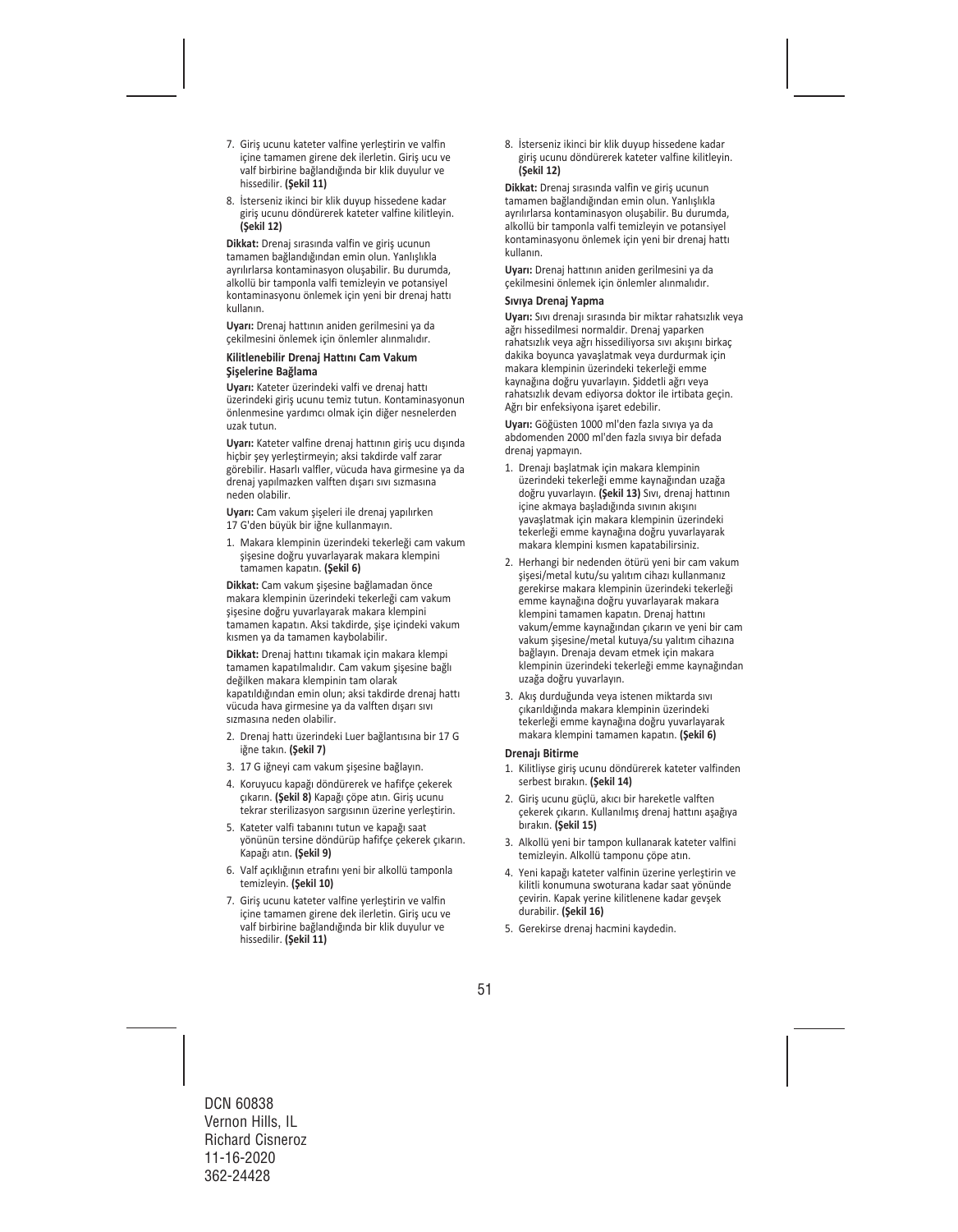7. Giriş ucunu kateter valfine yerleştirin ve valfin içine tamamen girene dek ilerletin. Giriş ucu ve valf birbirine bağlandığında bir klik duyulur ve hissedilir. **(Şekil 11)**

8. İsterseniz ikinci bir klik duyup hissedene kadar giriş ucunu döndürerek kateter valfine kilitleyin. **(Şekil 12)**

**Dikkat:** Drenaj sırasında valfin ve giriş ucunun tamamen bağlandığından emin olun. Yanlışlıkla ayrılırlarsa kontaminasyon oluşabilir. Bu durumda, alkollü bir tamponla valfi temizleyin ve potansiyel kontaminasyonu önlemek için yeni bir drenaj hattı kullanın.

**Uyarı:** Drenaj hattının aniden gerilmesini ya da çekilmesini önlemek için önlemler alınmalıdır.

#### Kilitlenebilir Drenaj Hattını Cam Vakum Şişelerine Bağlama

**Uyarı:** Kateter üzerindeki valfi ve drenaj hattı üzerindeki giriş ucunu temiz tutun. Kontaminasyonun önlenmesine yardımcı olmak için diğer nesnelerden uzak tutun.

**Uyarı:** Kateter valfine drenaj hattının giriş ucu dışında hiçbir şey yerleştirmeyin; aksi takdirde valf zarar görebilir. Hasarlı valfler, vücuda hava girmesine ya da drenaj yapılmazken valften dışarı sıvı sızmasına neden olabilir.

**Uyarı:** Cam vakum şişeleri ile drenaj yapılırken 17 G'den büyük bir iğne kullanmayın.

1. Makara klempinin üzerindeki tekerleği cam vakum şişesine doğru yuvarlayarak makara klempini tamamen kapatın. **(Şekil 6)**

**Dikkat:** Cam vakum şişesine bağlamadan önce makara klempinin üzerindeki tekerleği cam vakum şişesine doğru yuvarlayarak makara klempini tamamen kapatın. Aksi takdirde, şişe içindeki vakum kısmen ya da tamamen kaybolabilir.

**Dikkat:** Drenaj hattını tıkamak için makara klempi tamamen kapatılmalıdır. Cam vakum şişesine bağlı değilken makara klempinin tam olarak kapatıldığından emin olun; aksi takdirde drenaj hattı vücuda hava girmesine ya da valften dışarı sıvı sızmasına neden olabilir.

2. Drenaj hattı üzerindeki Luer bağlantısına bir 17 G iğne takın. **(Şekil 7)**
3. 17 G iğneyi cam vakum şişesine bağlayın.
4. Koruyucu kapağı döndürerek ve hafifçe çekerek çıkarın. **(Şekil 8)** Kapağı çöpe atın. Giriş ucunu tekrar sterilizasyon sargısının üzerine yerleştirin.
5. Kateter valfi tabanını tutun ve kapağı saat yönünün tersine döndürüp hafifçe çekerek çıkarın. Kapağı atın. **(Şekil 9)**
6. Valf açıklığının etrafını yeni bir alkollü tamponla temizleyin. **(Şekil 10)**
7. Giriş ucunu kateter valfine yerleştirin ve valfin içine tamamen girene dek ilerletin. Giriş ucu ve valf birbirine bağlandığında bir klik duyulur ve hissedilir. **(Şekil 11)**
8. İsterseniz ikinci bir klik duyup hissedene kadar giriş ucunu döndürerek kateter valfine kilitleyin. **(Şekil 12)**

**Dikkat:** Drenaj sırasında valfin ve giriş ucunun tamamen bağlandığından emin olun. Yanlışlıkla ayrılırlarsa kontaminasyon oluşabilir. Bu durumda, alkollü bir tamponla valfi temizleyin ve potansiyel kontaminasyonu önlemek için yeni bir drenaj hattı kullanın.

**Uyarı:** Drenaj hattının aniden gerilmesini ya da çekilmesini önlemek için önlemler alınmalıdır.

#### Sıvıya Drenaj Yapma

**Uyarı:** Sıvı drenajı sırasında bir miktar rahatsızlık veya ağrı hissedilmesi normaldir. Drenaj yaparken rahatsızlık veya ağrı hissediliyorsa sıvı akışını birkaç dakika boyunca yavaşlatmak veya durdurmak için makara klempinin üzerindeki tekerleği emme kaynağına doğru yuvarlayın. Şiddetli ağrı veya rahatsızlık devam ediyorsa doktor ile irtibata geçin. Ağrı bir enfeksiyona işaret edebilir.

**Uyarı:** Göğüsten 1000 ml'den fazla sıvıya ya da abdomenden 2000 ml'den fazla sıvıya bir defada drenaj yapmayın.

1. Drenajı başlatmak için makara klempinin üzerindeki tekerleği emme kaynağından uzağa doğru yuvarlayın. **(Şekil 13)** Sıvı, drenaj hattının içine akmaya başladığında sıvının akışını yavaşlatmak için makara klempinin üzerindeki tekerleği emme kaynağına doğru yuvarlayarak makara klempini kısmen kapatabilirsiniz.
2. Herhangi bir nedenden ötürü yeni bir cam vakum şişesi/metal kutu/su yalıtım cihazı kullanmanız gerekirse makara klempinin üzerindeki tekerleği emme kaynağına doğru yuvarlayarak makara klempini tamamen kapatın. Drenaj hattını vakum/emme kaynağından çıkarın ve yeni bir cam vakum şişesine/metal kutuya/su yalıtım cihazına bağlayın. Drenaja devam etmek için makara klempinin üzerindeki tekerleği emme kaynağından uzağa doğru yuvarlayın.
3. Akış durduğunda veya istenen miktarda sıvı çıkarıldığında makara klempinin üzerindeki tekerleği emme kaynağına doğru yuvarlayarak makara klempini tamamen kapatın. **(Şekil 6)**

#### Drenajı Bitirme

1. Kilitliyse giriş ucunu döndürerek kateter valfinden serbest bırakın. **(Şekil 14)**
2. Giriş ucunu güçlü, akıcı bir hareketle valften çekerek çıkarın. Kullanılmış drenaj hattını aşağıya bırakın. **(Şekil 15)**
3. Alkollü yeni bir tampon kullanarak kateter valfini temizleyin. Alkollü tamponu çöpe atın.
4. Yeni kapağı kateter valfinin üzerine yerleştirin ve kilitli konumuna swoturana kadar saat yönünde çevirin. Kapak yerine kilitlenene kadar gevşek durabilir. **(Şekil 16)**
5. Gerekirse drenaj hacmini kaydedin.

DCN 60838
Vernon Hills, IL
Richard Cisneroz
11-16-2020
362-24428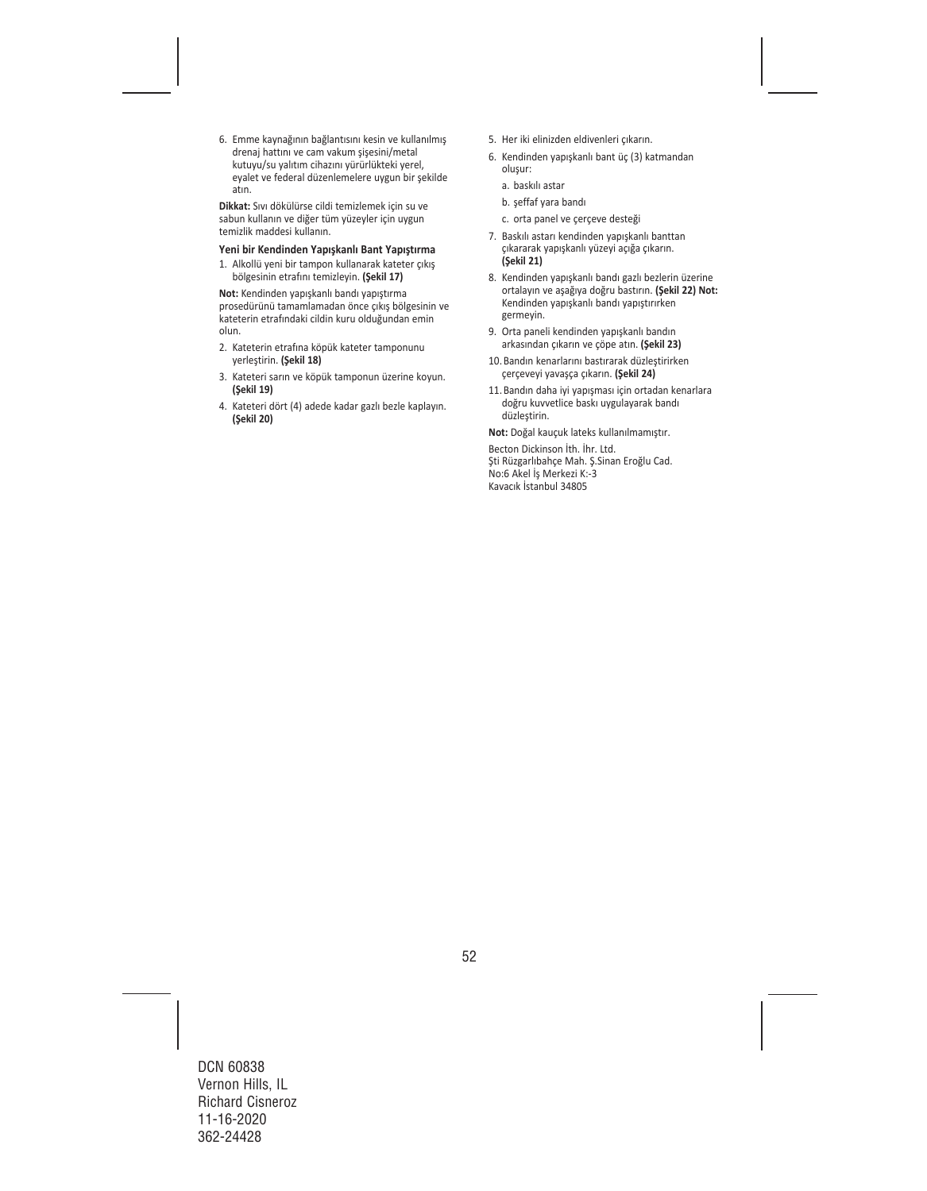6. Emme kaynağının bağlantısını kesin ve kullanılmış drenaj hattını ve cam vakum şişesini/metal kutuyu/su yalıtım cihazını yürürlükteki yerel, eyalet ve federal düzenlemelere uygun bir şekilde atın.

**Dikkat:** Sıvı dökülürse cildi temizlemek için su ve sabun kullanın ve diğer tüm yüzeyler için uygun temizlik maddesi kullanın.

**Yeni bir Kendinden Yapışkanlı Bant Yapıştırma**

1. Alkollü yeni bir tampon kullanarak kateter çıkış bölgesinin etrafını temizleyin. **(Şekil 17)**

**Not:** Kendinden yapışkanlı bandı yapıştırma prosedürünü tamamlamadan önce çıkış bölgesinin ve kateterin etrafındaki cildin kuru olduğundan emin olun.

2. Kateterin etrafına köpük kateter tamponunu yerleştirin. **(Şekil 18)**
3. Kateteri sarın ve köpük tamponun üzerine koyun. **(Şekil 19)**
4. Kateteri dört (4) adede kadar gazlı bezle kaplayın. **(Şekil 20)**
5. Her iki elinizden eldivenleri çıkarın.
6. Kendinden yapışkanlı bant üç (3) katmandan oluşur:
   a. baskılı astar
   b. şeffaf yara bandı
   c. orta panel ve çerçeve desteği
7. Baskılı astarı kendinden yapışkanlı banttan çıkararak yapışkanlı yüzeyi açığa çıkarın. **(Şekil 21)**
8. Kendinden yapışkanlı bandı gazlı bezlerin üzerine ortalayın ve aşağıya doğru bastırın. **(Şekil 22) Not:** Kendinden yapışkanlı bandı yapıştırırken germeyin.
9. Orta paneli kendinden yapışkanlı bandın arkasından çıkarın ve çöpe atın. **(Şekil 23)**
10. Bandın kenarlarını bastırarak düzleştirirken çerçeveyi yavaşça çıkarın. **(Şekil 24)**
11. Bandın daha iyi yapışması için ortadan kenarlara doğru kuvvetlice baskı uygulayarak bandı düzleştirin.

**Not:** Doğal kauçuk lateks kullanılmamıştır.

Becton Dickinson İth. İhr. Ltd.
Şti Rüzgarlıbahçe Mah. Ş.Sinan Eroğlu Cad.
No:6 Akel İş Merkezi K:-3
Kavacık İstanbul 34805

DCN 60838
Vernon Hills, IL
Richard Cisneroz
11-16-2020
362-24428